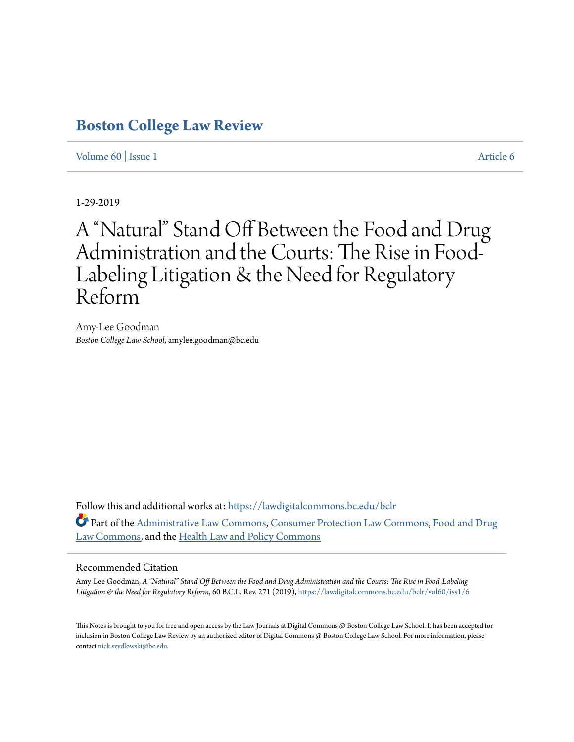# Boston College Law Review

Volume 60 | Issue 1 Article 6

1-29-2019

# A "Natural" Stand Off Between the Food and Drug Administration and the Courts: The Rise in Food-Labeling Litigation & the Need for Regulatory Reform

Amy-Lee Goodman
*Boston College Law School*, amylee.goodman@bc.edu

Follow this and additional works at: https://lawdigitalcommons.bc.edu/bclr

Part of the Administrative Law Commons, Consumer Protection Law Commons, Food and Drug Law Commons, and the Health Law and Policy Commons

## Recommended Citation

Amy-Lee Goodman, *A "Natural" Stand Off Between the Food and Drug Administration and the Courts: The Rise in Food-Labeling Litigation & the Need for Regulatory Reform*, 60 B.C.L. Rev. 271 (2019), https://lawdigitalcommons.bc.edu/bclr/vol60/iss1/6

This Notes is brought to you for free and open access by the Law Journals at Digital Commons @ Boston College Law School. It has been accepted for inclusion in Boston College Law Review by an authorized editor of Digital Commons @ Boston College Law School. For more information, please contact nick.szydlowski@bc.edu.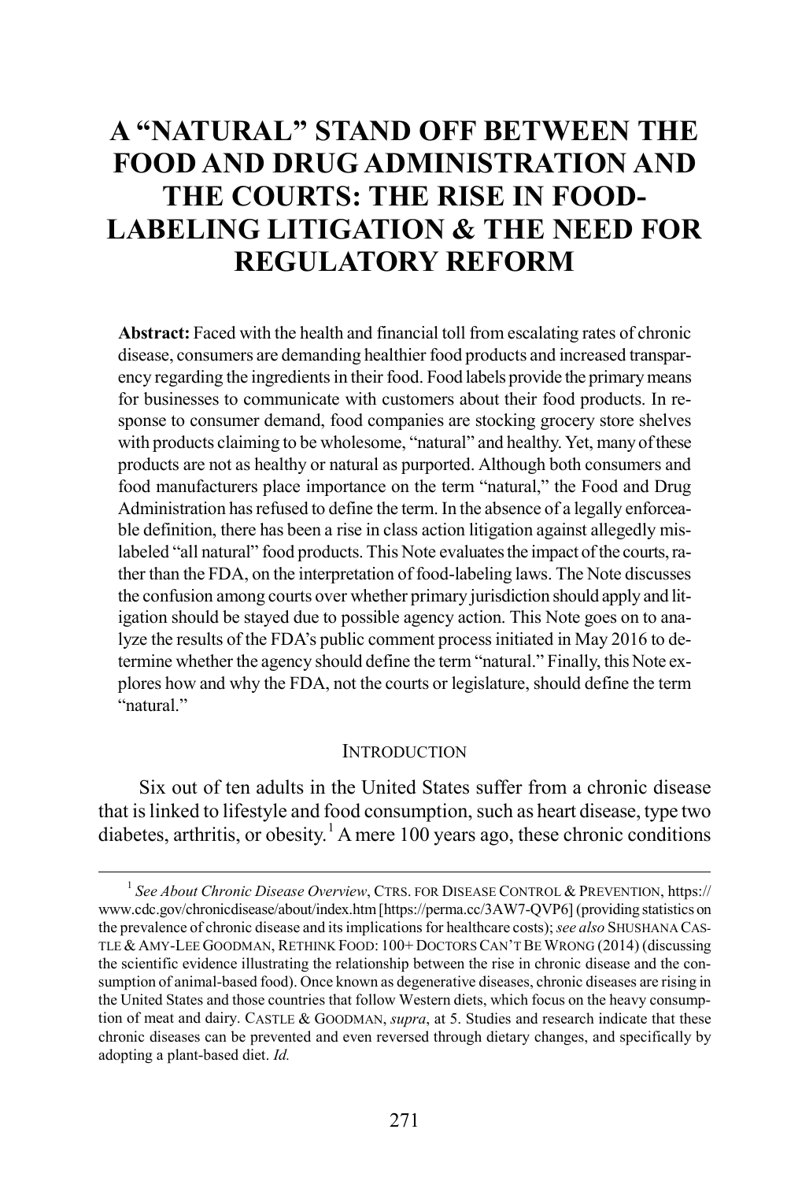# A "NATURAL" STAND OFF BETWEEN THE FOOD AND DRUG ADMINISTRATION AND THE COURTS: THE RISE IN FOOD-LABELING LITIGATION & THE NEED FOR REGULATORY REFORM

**Abstract:** Faced with the health and financial toll from escalating rates of chronic disease, consumers are demanding healthier food products and increased transparency regarding the ingredients in their food. Food labels provide the primary means for businesses to communicate with customers about their food products. In response to consumer demand, food companies are stocking grocery store shelves with products claiming to be wholesome, "natural" and healthy. Yet, many of these products are not as healthy or natural as purported. Although both consumers and food manufacturers place importance on the term "natural," the Food and Drug Administration has refused to define the term. In the absence of a legally enforceable definition, there has been a rise in class action litigation against allegedly mislabeled "all natural" food products. This Note evaluates the impact of the courts, rather than the FDA, on the interpretation of food-labeling laws. The Note discusses the confusion among courts over whether primary jurisdiction should apply and litigation should be stayed due to possible agency action. This Note goes on to analyze the results of the FDA's public comment process initiated in May 2016 to determine whether the agency should define the term "natural." Finally, this Note explores how and why the FDA, not the courts or legislature, should define the term "natural."

## INTRODUCTION

Six out of ten adults in the United States suffer from a chronic disease that is linked to lifestyle and food consumption, such as heart disease, type two diabetes, arthritis, or obesity.[1] A mere 100 years ago, these chronic conditions

---

[1] *See About Chronic Disease Overview*, CTRS. FOR DISEASE CONTROL & PREVENTION, https://www.cdc.gov/chronicdisease/about/index.htm [https://perma.cc/3AW7-QVP6] (providing statistics on the prevalence of chronic disease and its implications for healthcare costs); *see also* SHUSHANA CASTLE & AMY-LEE GOODMAN, RETHINK FOOD: 100+ DOCTORS CAN'T BE WRONG (2014) (discussing the scientific evidence illustrating the relationship between the rise in chronic disease and the consumption of animal-based food). Once known as degenerative diseases, chronic diseases are rising in the United States and those countries that follow Western diets, which focus on the heavy consumption of meat and dairy. CASTLE & GOODMAN, *supra*, at 5. Studies and research indicate that these chronic diseases can be prevented and even reversed through dietary changes, and specifically by adopting a plant-based diet. *Id.*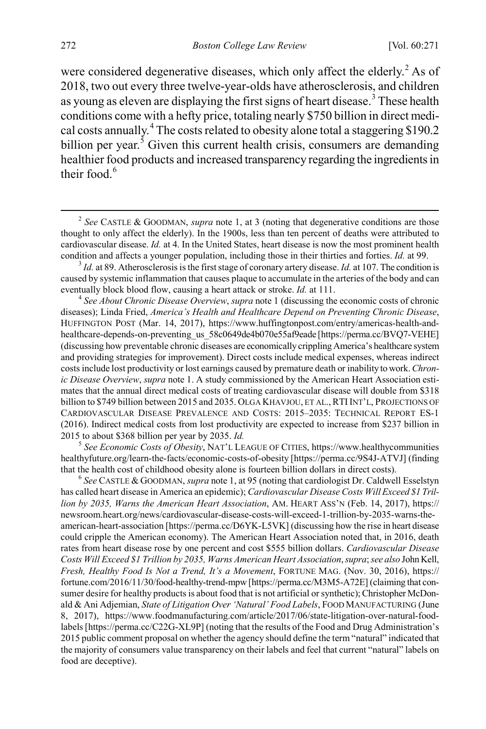were considered degenerative diseases, which only affect the elderly.[2] As of 2018, two out every three twelve-year-olds have atherosclerosis, and children as young as eleven are displaying the first signs of heart disease.[3] These health conditions come with a hefty price, totaling nearly $750 billion in direct medical costs annually.[4] The costs related to obesity alone total a staggering $190.2 billion per year.[5] Given this current health crisis, consumers are demanding healthier food products and increased transparency regarding the ingredients in their food.[6]

---

[2] *See* CASTLE & GOODMAN, *supra* note 1, at 3 (noting that degenerative conditions are those thought to only affect the elderly). In the 1900s, less than ten percent of deaths were attributed to cardiovascular disease. *Id.* at 4. In the United States, heart disease is now the most prominent health condition and affects a younger population, including those in their thirties and forties. *Id.* at 99.

[3] *Id.* at 89. Atherosclerosis is the first stage of coronary artery disease. *Id.* at 107. The condition is caused by systemic inflammation that causes plaque to accumulate in the arteries of the body and can eventually block blood flow, causing a heart attack or stroke. *Id.* at 111.

[4] *See About Chronic Disease Overview*, *supra* note 1 (discussing the economic costs of chronic diseases); Linda Fried, *America's Health and Healthcare Depend on Preventing Chronic Disease*, HUFFINGTON POST (Mar. 14, 2017), https://www.huffingtonpost.com/entry/americas-health-and-healthcare-depends-on-preventing_us_58c0649de4b070e55af9eade [https://perma.cc/BVQ7-VEHE] (discussing how preventable chronic diseases are economically crippling America's healthcare system and providing strategies for improvement). Direct costs include medical expenses, whereas indirect costs include lost productivity or lost earnings caused by premature death or inability to work. *Chronic Disease Overview*, *supra* note 1. A study commissioned by the American Heart Association estimates that the annual direct medical costs of treating cardiovascular disease will double from $318 billion to $749 billion between 2015 and 2035. OLGA KHAVJOU, ET AL., RTI INT'L, PROJECTIONS OF CARDIOVASCULAR DISEASE PREVALENCE AND COSTS: 2015–2035: TECHNICAL REPORT ES-1 (2016). Indirect medical costs from lost productivity are expected to increase from $237 billion in 2015 to about $368 billion per year by 2035. *Id.*

[5] *See Economic Costs of Obesity*, NAT'L LEAGUE OF CITIES, https://www.healthycommunities healthyfuture.org/learn-the-facts/economic-costs-of-obesity [https://perma.cc/9S4J-ATVJ] (finding that the health cost of childhood obesity alone is fourteen billion dollars in direct costs).

[6] *See* CASTLE & GOODMAN, *supra* note 1, at 95 (noting that cardiologist Dr. Caldwell Esselstyn has called heart disease in America an epidemic); *Cardiovascular Disease Costs Will Exceed $1 Trillion by 2035, Warns the American Heart Association*, AM. HEART ASS'N (Feb. 14, 2017), https://newsroom.heart.org/news/cardiovascular-disease-costs-will-exceed-1-trillion-by-2035-warns-the-american-heart-association [https://perma.cc/D6YK-L5VK] (discussing how the rise in heart disease could cripple the American economy). The American Heart Association noted that, in 2016, death rates from heart disease rose by one percent and cost $555 billion dollars. *Cardiovascular Disease Costs Will Exceed $1 Trillion by 2035, Warns American Heart Association*, *supra*; *see also* John Kell, *Fresh, Healthy Food Is Not a Trend, It's a Movement*, FORTUNE MAG. (Nov. 30, 2016), https://fortune.com/2016/11/30/food-healthy-trend-mpw [https://perma.cc/M3M5-A72E] (claiming that consumer desire for healthy products is about food that is not artificial or synthetic); Christopher McDonald & Ani Adjemian, *State of Litigation Over 'Natural' Food Labels*, FOOD MANUFACTURING (June 8, 2017), https://www.foodmanufacturing.com/article/2017/06/state-litigation-over-natural-food-labels [https://perma.cc/C22G-XL9P] (noting that the results of the Food and Drug Administration's 2015 public comment proposal on whether the agency should define the term "natural" indicated that the majority of consumers value transparency on their labels and feel that current "natural" labels on food are deceptive).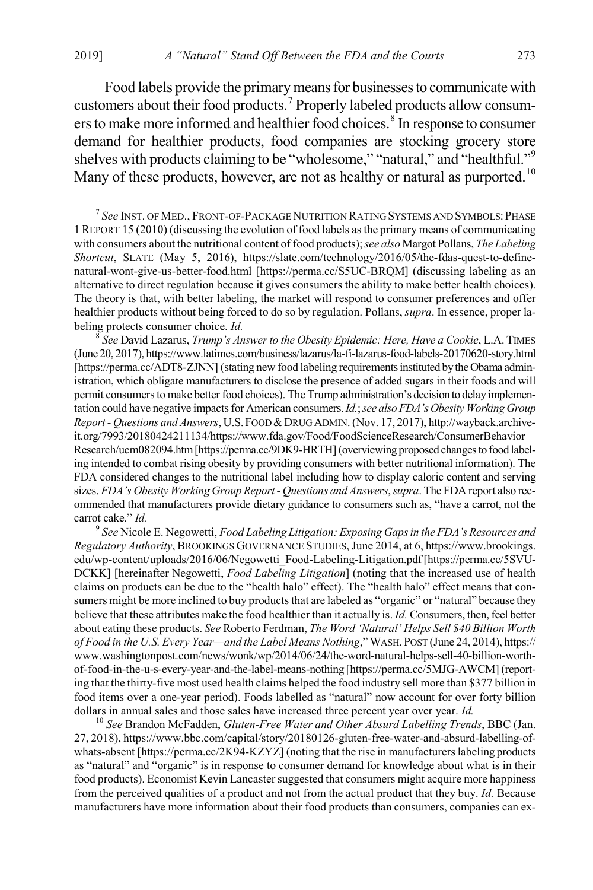Food labels provide the primary means for businesses to communicate with customers about their food products.[7] Properly labeled products allow consumers to make more informed and healthier food choices.[8] In response to consumer demand for healthier products, food companies are stocking grocery store shelves with products claiming to be "wholesome," "natural," and "healthful."[9] Many of these products, however, are not as healthy or natural as purported.[10]

[7] *See* INST. OF MED., FRONT-OF-PACKAGE NUTRITION RATING SYSTEMS AND SYMBOLS: PHASE 1 REPORT 15 (2010) (discussing the evolution of food labels as the primary means of communicating with consumers about the nutritional content of food products); *see also* Margot Pollans, *The Labeling Shortcut*, SLATE (May 5, 2016), https://slate.com/technology/2016/05/the-fdas-quest-to-define-natural-wont-give-us-better-food.html [https://perma.cc/S5UC-BRQM] (discussing labeling as an alternative to direct regulation because it gives consumers the ability to make better health choices). The theory is that, with better labeling, the market will respond to consumer preferences and offer healthier products without being forced to do so by regulation. Pollans, *supra*. In essence, proper labeling protects consumer choice. *Id.*

[8] *See* David Lazarus, *Trump's Answer to the Obesity Epidemic: Here, Have a Cookie*, L.A. TIMES (June 20, 2017), https://www.latimes.com/business/lazarus/la-fi-lazarus-food-labels-20170620-story.html [https://perma.cc/ADT8-ZJNN] (stating new food labeling requirements instituted by the Obama administration, which obligate manufacturers to disclose the presence of added sugars in their foods and will permit consumers to make better food choices). The Trump administration's decision to delay implementation could have negative impacts for American consumers. *Id.*; *see also FDA's Obesity Working Group Report - Questions and Answers*, U.S. FOOD & DRUG ADMIN. (Nov. 17, 2017), http://wayback.archive-it.org/7993/20180424211134/https://www.fda.gov/Food/FoodScienceResearch/ConsumerBehaviorResearch/ucm082094.htm [https://perma.cc/9DK9-HRTH] (overviewing proposed changes to food labeling intended to combat rising obesity by providing consumers with better nutritional information). The FDA considered changes to the nutritional label including how to display caloric content and serving sizes. *FDA's Obesity Working Group Report - Questions and Answers*, *supra*. The FDA report also recommended that manufacturers provide dietary guidance to consumers such as, "have a carrot, not the carrot cake." *Id.*

[9] *See* Nicole E. Negowetti, *Food Labeling Litigation: Exposing Gaps in the FDA's Resources and Regulatory Authority*, BROOKINGS GOVERNANCE STUDIES, June 2014, at 6, https://www.brookings.edu/wp-content/uploads/2016/06/Negowetti_Food-Labeling-Litigation.pdf [https://perma.cc/5SVU-DCKK] [hereinafter Negowetti, *Food Labeling Litigation*] (noting that the increased use of health claims on products can be due to the "health halo" effect). The "health halo" effect means that consumers might be more inclined to buy products that are labeled as "organic" or "natural" because they believe that these attributes make the food healthier than it actually is. *Id.* Consumers, then, feel better about eating these products. *See* Roberto Ferdman, *The Word 'Natural' Helps Sell $40 Billion Worth of Food in the U.S. Every Year—and the Label Means Nothing*," WASH. POST (June 24, 2014), https://www.washingtonpost.com/news/wonk/wp/2014/06/24/the-word-natural-helps-sell-40-billion-worth-of-food-in-the-u-s-every-year-and-the-label-means-nothing [https://perma.cc/5MJG-AWCM] (reporting that the thirty-five most used health claims helped the food industry sell more than $377 billion in food items over a one-year period). Foods labelled as "natural" now account for over forty billion dollars in annual sales and those sales have increased three percent year over year. *Id.*

[10] *See* Brandon McFadden, *Gluten-Free Water and Other Absurd Labelling Trends*, BBC (Jan. 27, 2018), https://www.bbc.com/capital/story/20180126-gluten-free-water-and-absurd-labelling-of-whats-absent [https://perma.cc/2K94-KZYZ] (noting that the rise in manufacturers labeling products as "natural" and "organic" is in response to consumer demand for knowledge about what is in their food products). Economist Kevin Lancaster suggested that consumers might acquire more happiness from the perceived qualities of a product and not from the actual product that they buy. *Id.* Because manufacturers have more information about their food products than consumers, companies can ex-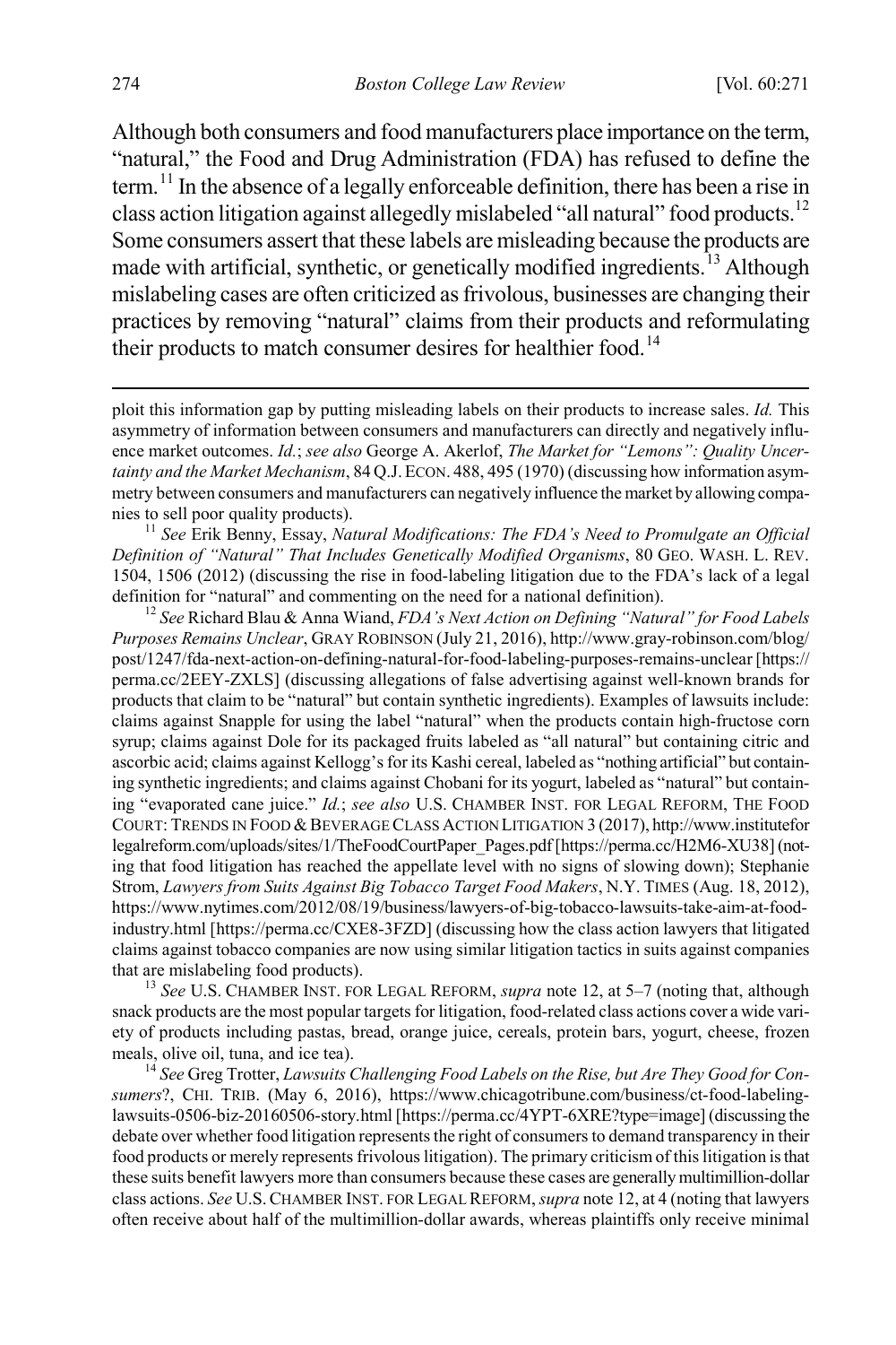Although both consumers and food manufacturers place importance on the term, "natural," the Food and Drug Administration (FDA) has refused to define the term.[11] In the absence of a legally enforceable definition, there has been a rise in class action litigation against allegedly mislabeled "all natural" food products.[12] Some consumers assert that these labels are misleading because the products are made with artificial, synthetic, or genetically modified ingredients.[13] Although mislabeling cases are often criticized as frivolous, businesses are changing their practices by removing "natural" claims from their products and reformulating their products to match consumer desires for healthier food.[14]

---

ploit this information gap by putting misleading labels on their products to increase sales. *Id.* This asymmetry of information between consumers and manufacturers can directly and negatively influence market outcomes. *Id.*; *see also* George A. Akerlof, *The Market for "Lemons": Quality Uncertainty and the Market Mechanism*, 84 Q.J. ECON. 488, 495 (1970) (discussing how information asymmetry between consumers and manufacturers can negatively influence the market by allowing companies to sell poor quality products).

[11] *See* Erik Benny, Essay, *Natural Modifications: The FDA's Need to Promulgate an Official Definition of "Natural" That Includes Genetically Modified Organisms*, 80 GEO. WASH. L. REV. 1504, 1506 (2012) (discussing the rise in food-labeling litigation due to the FDA's lack of a legal definition for "natural" and commenting on the need for a national definition).

[12] *See* Richard Blau & Anna Wiand, *FDA's Next Action on Defining "Natural" for Food Labels Purposes Remains Unclear*, GRAY ROBINSON (July 21, 2016), http://www.gray-robinson.com/blog/post/1247/fda-next-action-on-defining-natural-for-food-labeling-purposes-remains-unclear [https://perma.cc/2EEY-ZXLS] (discussing allegations of false advertising against well-known brands for products that claim to be "natural" but contain synthetic ingredients). Examples of lawsuits include: claims against Snapple for using the label "natural" when the products contain high-fructose corn syrup; claims against Dole for its packaged fruits labeled as "all natural" but containing citric and ascorbic acid; claims against Kellogg's for its Kashi cereal, labeled as "nothing artificial" but containing synthetic ingredients; and claims against Chobani for its yogurt, labeled as "natural" but containing "evaporated cane juice." *Id.*; *see also* U.S. CHAMBER INST. FOR LEGAL REFORM, THE FOOD COURT: TRENDS IN FOOD & BEVERAGE CLASS ACTION LITIGATION 3 (2017), http://www.instituteforlegalreform.com/uploads/sites/1/TheFoodCourtPaper_Pages.pdf [https://perma.cc/H2M6-XU38] (noting that food litigation has reached the appellate level with no signs of slowing down); Stephanie Strom, *Lawyers from Suits Against Big Tobacco Target Food Makers*, N.Y. TIMES (Aug. 18, 2012), https://www.nytimes.com/2012/08/19/business/lawyers-of-big-tobacco-lawsuits-take-aim-at-food-industry.html [https://perma.cc/CXE8-3FZD] (discussing how the class action lawyers that litigated claims against tobacco companies are now using similar litigation tactics in suits against companies that are mislabeling food products).

[13] *See* U.S. CHAMBER INST. FOR LEGAL REFORM, *supra* note 12, at 5–7 (noting that, although snack products are the most popular targets for litigation, food-related class actions cover a wide variety of products including pastas, bread, orange juice, cereals, protein bars, yogurt, cheese, frozen meals, olive oil, tuna, and ice tea).

[14] *See* Greg Trotter, *Lawsuits Challenging Food Labels on the Rise, but Are They Good for Consumers*?, CHI. TRIB. (May 6, 2016), https://www.chicagotribune.com/business/ct-food-labeling-lawsuits-0506-biz-20160506-story.html [https://perma.cc/4YPT-6XRE?type=image] (discussing the debate over whether food litigation represents the right of consumers to demand transparency in their food products or merely represents frivolous litigation). The primary criticism of this litigation is that these suits benefit lawyers more than consumers because these cases are generally multimillion-dollar class actions. *See* U.S. CHAMBER INST. FOR LEGAL REFORM, *supra* note 12, at 4 (noting that lawyers often receive about half of the multimillion-dollar awards, whereas plaintiffs only receive minimal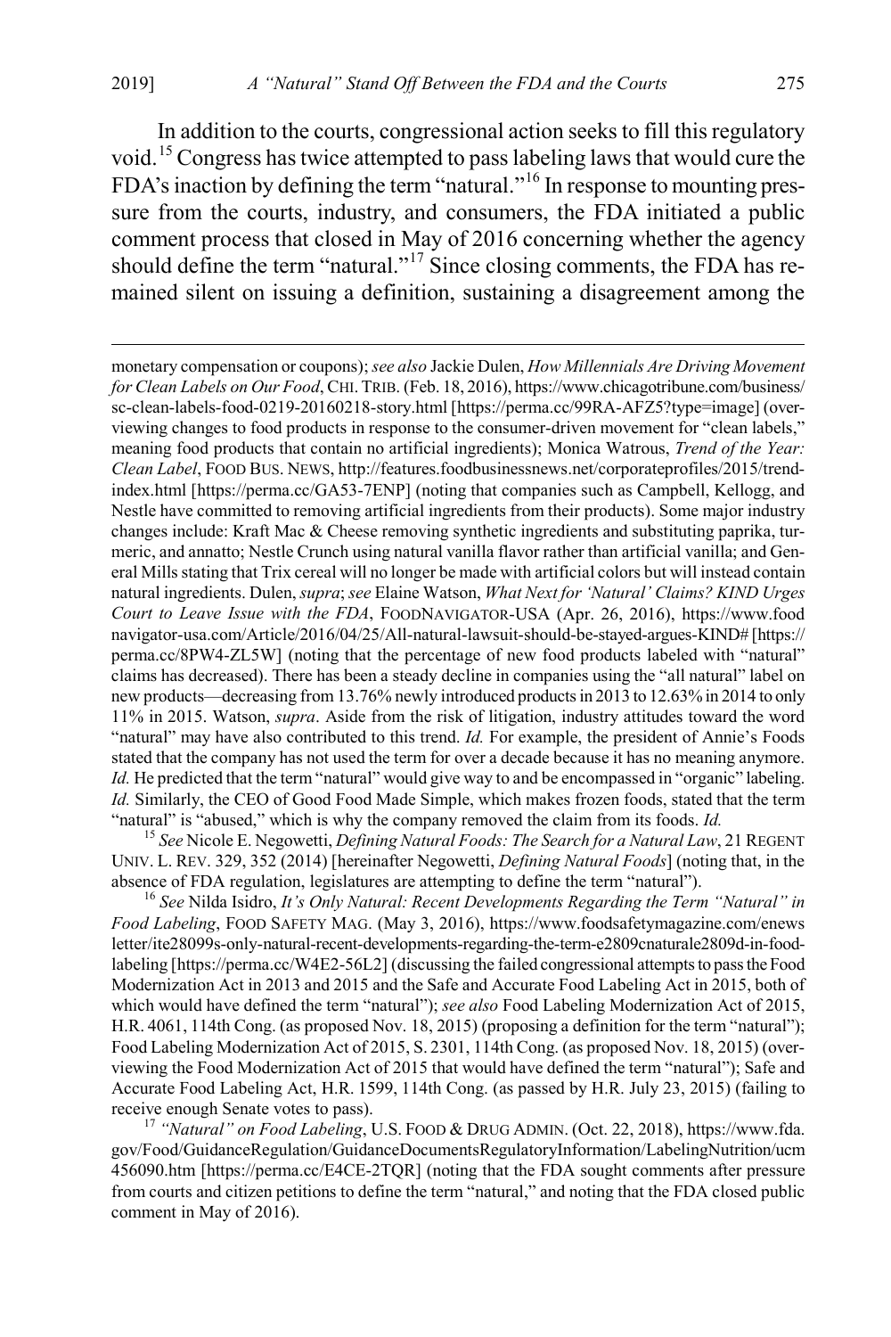In addition to the courts, congressional action seeks to fill this regulatory void.[15] Congress has twice attempted to pass labeling laws that would cure the FDA's inaction by defining the term "natural."[16] In response to mounting pressure from the courts, industry, and consumers, the FDA initiated a public comment process that closed in May of 2016 concerning whether the agency should define the term "natural."[17] Since closing comments, the FDA has remained silent on issuing a definition, sustaining a disagreement among the

---

monetary compensation or coupons); *see also* Jackie Dulen, *How Millennials Are Driving Movement for Clean Labels on Our Food*, CHI. TRIB. (Feb. 18, 2016), https://www.chicagotribune.com/business/sc-clean-labels-food-0219-20160218-story.html [https://perma.cc/99RA-AFZ5?type=image] (overviewing changes to food products in response to the consumer-driven movement for "clean labels," meaning food products that contain no artificial ingredients); Monica Watrous, *Trend of the Year: Clean Label*, FOOD BUS. NEWS, http://features.foodbusinessnews.net/corporateprofiles/2015/trend-index.html [https://perma.cc/GA53-7ENP] (noting that companies such as Campbell, Kellogg, and Nestle have committed to removing artificial ingredients from their products). Some major industry changes include: Kraft Mac & Cheese removing synthetic ingredients and substituting paprika, turmeric, and annatto; Nestle Crunch using natural vanilla flavor rather than artificial vanilla; and General Mills stating that Trix cereal will no longer be made with artificial colors but will instead contain natural ingredients. Dulen, *supra*; *see* Elaine Watson, *What Next for 'Natural' Claims? KIND Urges Court to Leave Issue with the FDA*, FOODNAVIGATOR-USA (Apr. 26, 2016), https://www.foodnavigator-usa.com/Article/2016/04/25/All-natural-lawsuit-should-be-stayed-argues-KIND# [https://perma.cc/8PW4-ZL5W] (noting that the percentage of new food products labeled with "natural" claims has decreased). There has been a steady decline in companies using the "all natural" label on new products—decreasing from 13.76% newly introduced products in 2013 to 12.63% in 2014 to only 11% in 2015. Watson, *supra*. Aside from the risk of litigation, industry attitudes toward the word "natural" may have also contributed to this trend. *Id.* For example, the president of Annie's Foods stated that the company has not used the term for over a decade because it has no meaning anymore. *Id.* He predicted that the term "natural" would give way to and be encompassed in "organic" labeling. *Id.* Similarly, the CEO of Good Food Made Simple, which makes frozen foods, stated that the term "natural" is "abused," which is why the company removed the claim from its foods. *Id.*

[15] *See* Nicole E. Negowetti, *Defining Natural Foods: The Search for a Natural Law*, 21 REGENT UNIV. L. REV. 329, 352 (2014) [hereinafter Negowetti, *Defining Natural Foods*] (noting that, in the absence of FDA regulation, legislatures are attempting to define the term "natural").

[16] *See* Nilda Isidro, *It's Only Natural: Recent Developments Regarding the Term "Natural" in Food Labeling*, FOOD SAFETY MAG. (May 3, 2016), https://www.foodsafetymagazine.com/enewsletter/ite28099s-only-natural-recent-developments-regarding-the-term-e2809cnaturale2809d-in-food-labeling [https://perma.cc/W4E2-56L2] (discussing the failed congressional attempts to pass the Food Modernization Act in 2013 and 2015 and the Safe and Accurate Food Labeling Act in 2015, both of which would have defined the term "natural"); *see also* Food Labeling Modernization Act of 2015, H.R. 4061, 114th Cong. (as proposed Nov. 18, 2015) (proposing a definition for the term "natural"); Food Labeling Modernization Act of 2015, S. 2301, 114th Cong. (as proposed Nov. 18, 2015) (overviewing the Food Modernization Act of 2015 that would have defined the term "natural"); Safe and Accurate Food Labeling Act, H.R. 1599, 114th Cong. (as passed by H.R. July 23, 2015) (failing to receive enough Senate votes to pass).

[17] *"Natural" on Food Labeling*, U.S. FOOD & DRUG ADMIN. (Oct. 22, 2018), https://www.fda.gov/Food/GuidanceRegulation/GuidanceDocumentsRegulatoryInformation/LabelingNutrition/ucm456090.htm [https://perma.cc/E4CE-2TQR] (noting that the FDA sought comments after pressure from courts and citizen petitions to define the term "natural," and noting that the FDA closed public comment in May of 2016).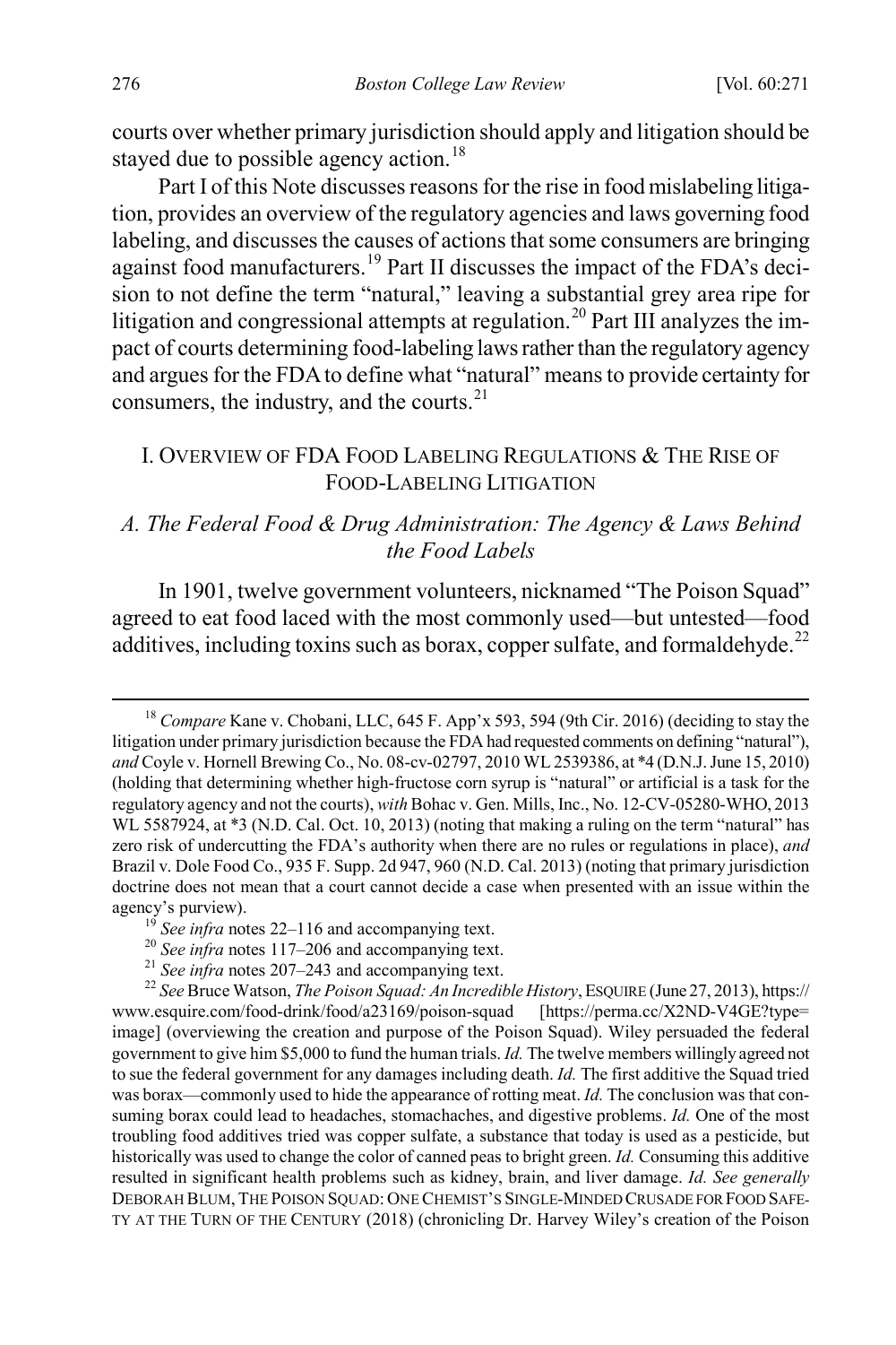courts over whether primary jurisdiction should apply and litigation should be stayed due to possible agency action.[18]

Part I of this Note discusses reasons for the rise in food mislabeling litigation, provides an overview of the regulatory agencies and laws governing food labeling, and discusses the causes of actions that some consumers are bringing against food manufacturers.[19] Part II discusses the impact of the FDA's decision to not define the term "natural," leaving a substantial grey area ripe for litigation and congressional attempts at regulation.[20] Part III analyzes the impact of courts determining food-labeling laws rather than the regulatory agency and argues for the FDA to define what "natural" means to provide certainty for consumers, the industry, and the courts.[21]

## I. OVERVIEW OF FDA FOOD LABELING REGULATIONS & THE RISE OF FOOD-LABELING LITIGATION

### *A. The Federal Food & Drug Administration: The Agency & Laws Behind the Food Labels*

In 1901, twelve government volunteers, nicknamed "The Poison Squad" agreed to eat food laced with the most commonly used—but untested—food additives, including toxins such as borax, copper sulfate, and formaldehyde.[22]

---

[18] *Compare* Kane v. Chobani, LLC, 645 F. App'x 593, 594 (9th Cir. 2016) (deciding to stay the litigation under primary jurisdiction because the FDA had requested comments on defining "natural"), *and* Coyle v. Hornell Brewing Co., No. 08-cv-02797, 2010 WL 2539386, at *4 (D.N.J. June 15, 2010) (holding that determining whether high-fructose corn syrup is "natural" or artificial is a task for the regulatory agency and not the courts), *with* Bohac v. Gen. Mills, Inc., No. 12-CV-05280-WHO, 2013 WL 5587924, at *3 (N.D. Cal. Oct. 10, 2013) (noting that making a ruling on the term "natural" has zero risk of undercutting the FDA's authority when there are no rules or regulations in place), *and* Brazil v. Dole Food Co., 935 F. Supp. 2d 947, 960 (N.D. Cal. 2013) (noting that primary jurisdiction doctrine does not mean that a court cannot decide a case when presented with an issue within the agency's purview).

[19] *See infra* notes 22–116 and accompanying text.

[20] *See infra* notes 117–206 and accompanying text.

[21] *See infra* notes 207–243 and accompanying text.

[22] *See* Bruce Watson, *The Poison Squad: An Incredible History*, ESQUIRE (June 27, 2013), https://www.esquire.com/food-drink/food/a23169/poison-squad [https://perma.cc/X2ND-V4GE?type=image] (overviewing the creation and purpose of the Poison Squad). Wiley persuaded the federal government to give him $5,000 to fund the human trials. *Id.* The twelve members willingly agreed not to sue the federal government for any damages including death. *Id.* The first additive the Squad tried was borax—commonly used to hide the appearance of rotting meat. *Id.* The conclusion was that consuming borax could lead to headaches, stomachaches, and digestive problems. *Id.* One of the most troubling food additives tried was copper sulfate, a substance that today is used as a pesticide, but historically was used to change the color of canned peas to bright green. *Id.* Consuming this additive resulted in significant health problems such as kidney, brain, and liver damage. *Id. See generally* DEBORAH BLUM, THE POISON SQUAD: ONE CHEMIST'S SINGLE-MINDED CRUSADE FOR FOOD SAFETY AT THE TURN OF THE CENTURY (2018) (chronicling Dr. Harvey Wiley's creation of the Poison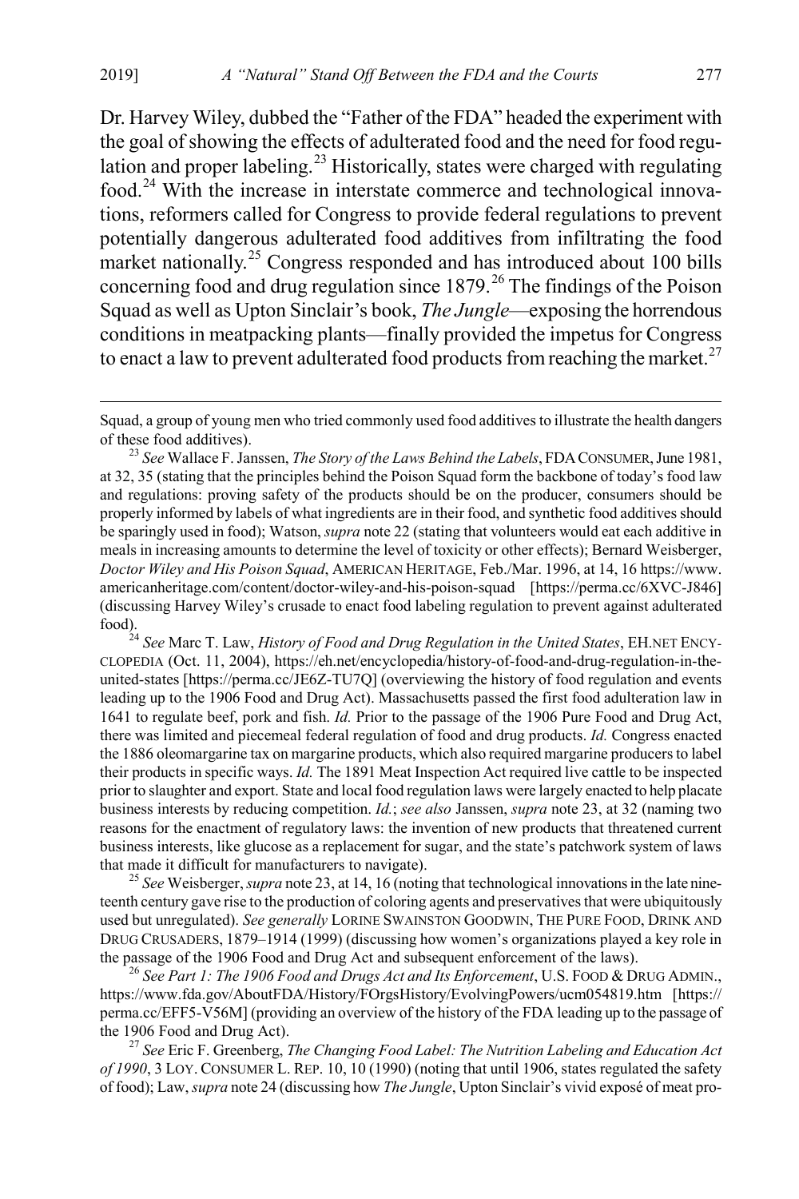Dr. Harvey Wiley, dubbed the "Father of the FDA" headed the experiment with the goal of showing the effects of adulterated food and the need for food regulation and proper labeling.[23] Historically, states were charged with regulating food.[24] With the increase in interstate commerce and technological innovations, reformers called for Congress to provide federal regulations to prevent potentially dangerous adulterated food additives from infiltrating the food market nationally.[25] Congress responded and has introduced about 100 bills concerning food and drug regulation since 1879.[26] The findings of the Poison Squad as well as Upton Sinclair's book, *The Jungle*—exposing the horrendous conditions in meatpacking plants—finally provided the impetus for Congress to enact a law to prevent adulterated food products from reaching the market.[27]

---

Squad, a group of young men who tried commonly used food additives to illustrate the health dangers of these food additives).

[23] *See* Wallace F. Janssen, *The Story of the Laws Behind the Labels*, FDA CONSUMER, June 1981, at 32, 35 (stating that the principles behind the Poison Squad form the backbone of today's food law and regulations: proving safety of the products should be on the producer, consumers should be properly informed by labels of what ingredients are in their food, and synthetic food additives should be sparingly used in food); Watson, *supra* note 22 (stating that volunteers would eat each additive in meals in increasing amounts to determine the level of toxicity or other effects); Bernard Weisberger, *Doctor Wiley and His Poison Squad*, AMERICAN HERITAGE, Feb./Mar. 1996, at 14, 16 https://www.americanheritage.com/content/doctor-wiley-and-his-poison-squad [https://perma.cc/6XVC-J846] (discussing Harvey Wiley's crusade to enact food labeling regulation to prevent against adulterated food).

[24] *See* Marc T. Law, *History of Food and Drug Regulation in the United States*, EH.NET ENCYCLOPEDIA (Oct. 11, 2004), https://eh.net/encyclopedia/history-of-food-and-drug-regulation-in-the-united-states [https://perma.cc/JE6Z-TU7Q] (overviewing the history of food regulation and events leading up to the 1906 Food and Drug Act). Massachusetts passed the first food adulteration law in 1641 to regulate beef, pork and fish. *Id.* Prior to the passage of the 1906 Pure Food and Drug Act, there was limited and piecemeal federal regulation of food and drug products. *Id.* Congress enacted the 1886 oleomargarine tax on margarine products, which also required margarine producers to label their products in specific ways. *Id.* The 1891 Meat Inspection Act required live cattle to be inspected prior to slaughter and export. State and local food regulation laws were largely enacted to help placate business interests by reducing competition. *Id.*; *see also* Janssen, *supra* note 23, at 32 (naming two reasons for the enactment of regulatory laws: the invention of new products that threatened current business interests, like glucose as a replacement for sugar, and the state's patchwork system of laws that made it difficult for manufacturers to navigate).

[25] *See* Weisberger, *supra* note 23, at 14, 16 (noting that technological innovations in the late nineteenth century gave rise to the production of coloring agents and preservatives that were ubiquitously used but unregulated). *See generally* LORINE SWAINSTON GOODWIN, THE PURE FOOD, DRINK AND DRUG CRUSADERS, 1879–1914 (1999) (discussing how women's organizations played a key role in the passage of the 1906 Food and Drug Act and subsequent enforcement of the laws).

[26] *See Part 1: The 1906 Food and Drugs Act and Its Enforcement*, U.S. FOOD & DRUG ADMIN., https://www.fda.gov/AboutFDA/History/FOrgsHistory/EvolvingPowers/ucm054819.htm [https://perma.cc/EFF5-V56M] (providing an overview of the history of the FDA leading up to the passage of the 1906 Food and Drug Act).

[27] *See* Eric F. Greenberg, *The Changing Food Label: The Nutrition Labeling and Education Act of 1990*, 3 LOY. CONSUMER L. REP. 10, 10 (1990) (noting that until 1906, states regulated the safety of food); Law, *supra* note 24 (discussing how *The Jungle*, Upton Sinclair's vivid exposé of meat pro-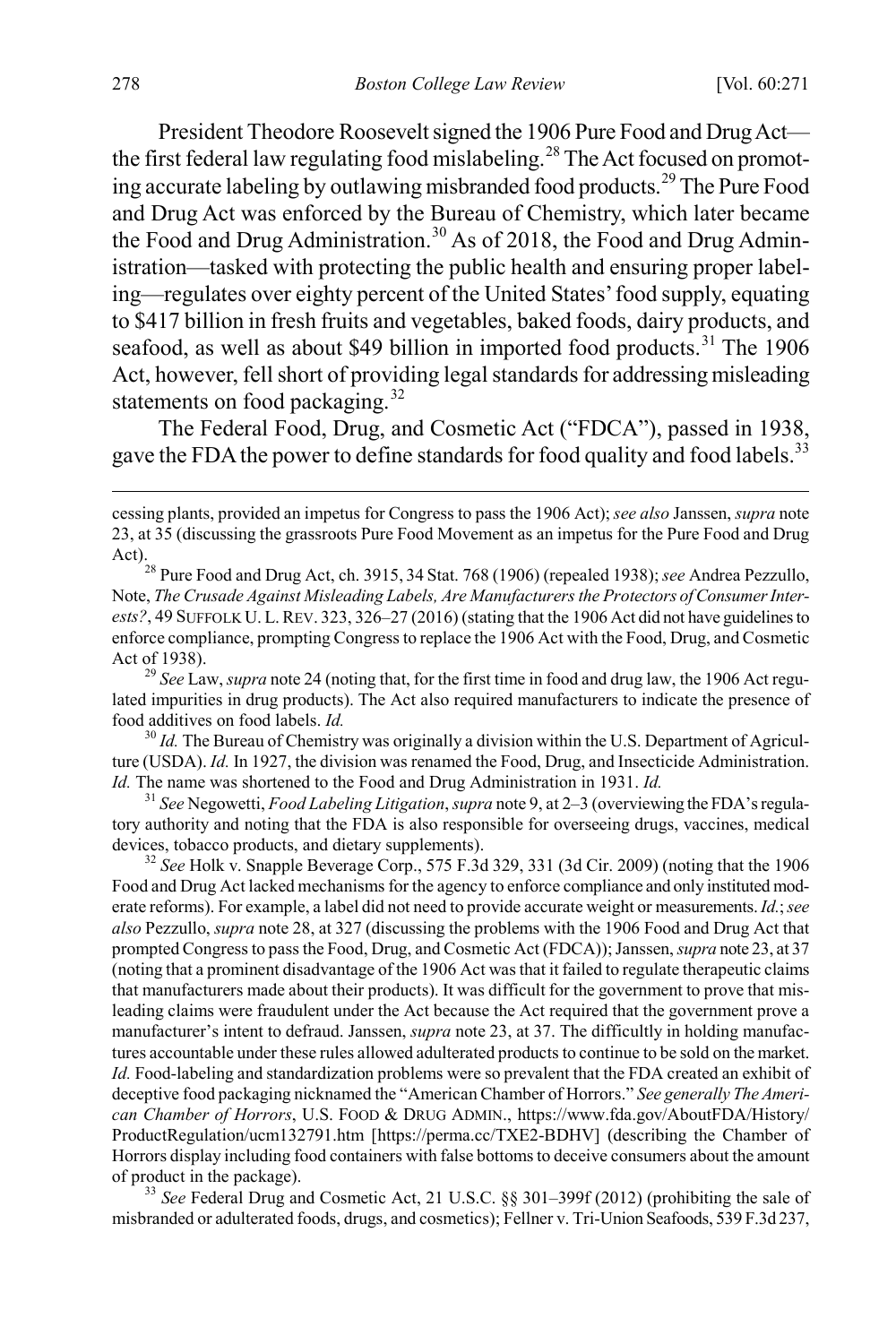President Theodore Roosevelt signed the 1906 Pure Food and Drug Act—the first federal law regulating food mislabeling.[28] The Act focused on promoting accurate labeling by outlawing misbranded food products.[29] The Pure Food and Drug Act was enforced by the Bureau of Chemistry, which later became the Food and Drug Administration.[30] As of 2018, the Food and Drug Administration—tasked with protecting the public health and ensuring proper labeling—regulates over eighty percent of the United States' food supply, equating to $417 billion in fresh fruits and vegetables, baked foods, dairy products, and seafood, as well as about $49 billion in imported food products.[31] The 1906 Act, however, fell short of providing legal standards for addressing misleading statements on food packaging.[32]

The Federal Food, Drug, and Cosmetic Act ("FDCA"), passed in 1938, gave the FDA the power to define standards for food quality and food labels.[33]

---

cessing plants, provided an impetus for Congress to pass the 1906 Act); *see also* Janssen, *supra* note 23, at 35 (discussing the grassroots Pure Food Movement as an impetus for the Pure Food and Drug Act).

[28] Pure Food and Drug Act, ch. 3915, 34 Stat. 768 (1906) (repealed 1938); *see* Andrea Pezzullo, Note, *The Crusade Against Misleading Labels, Are Manufacturers the Protectors of Consumer Interests?*, 49 SUFFOLK U. L. REV. 323, 326–27 (2016) (stating that the 1906 Act did not have guidelines to enforce compliance, prompting Congress to replace the 1906 Act with the Food, Drug, and Cosmetic Act of 1938).

[29] *See* Law, *supra* note 24 (noting that, for the first time in food and drug law, the 1906 Act regulated impurities in drug products). The Act also required manufacturers to indicate the presence of food additives on food labels. *Id.*

[30] *Id.* The Bureau of Chemistry was originally a division within the U.S. Department of Agriculture (USDA). *Id.* In 1927, the division was renamed the Food, Drug, and Insecticide Administration. *Id.* The name was shortened to the Food and Drug Administration in 1931. *Id.*

[31] *See* Negowetti, *Food Labeling Litigation*, *supra* note 9, at 2–3 (overviewing the FDA's regulatory authority and noting that the FDA is also responsible for overseeing drugs, vaccines, medical devices, tobacco products, and dietary supplements).

[32] *See* Holk v. Snapple Beverage Corp., 575 F.3d 329, 331 (3d Cir. 2009) (noting that the 1906 Food and Drug Act lacked mechanisms for the agency to enforce compliance and only instituted moderate reforms). For example, a label did not need to provide accurate weight or measurements. *Id.*; *see also* Pezzullo, *supra* note 28, at 327 (discussing the problems with the 1906 Food and Drug Act that prompted Congress to pass the Food, Drug, and Cosmetic Act (FDCA)); Janssen, *supra* note 23, at 37 (noting that a prominent disadvantage of the 1906 Act was that it failed to regulate therapeutic claims that manufacturers made about their products). It was difficult for the government to prove that misleading claims were fraudulent under the Act because the Act required that the government prove a manufacturer's intent to defraud. Janssen, *supra* note 23, at 37. The difficultly in holding manufactures accountable under these rules allowed adulterated products to continue to be sold on the market. *Id.* Food-labeling and standardization problems were so prevalent that the FDA created an exhibit of deceptive food packaging nicknamed the "American Chamber of Horrors." *See generally The American Chamber of Horrors*, U.S. FOOD & DRUG ADMIN., https://www.fda.gov/AboutFDA/History/ProductRegulation/ucm132791.htm [https://perma.cc/TXE2-BDHV] (describing the Chamber of Horrors display including food containers with false bottoms to deceive consumers about the amount of product in the package).

[33] *See* Federal Drug and Cosmetic Act, 21 U.S.C. §§ 301–399f (2012) (prohibiting the sale of misbranded or adulterated foods, drugs, and cosmetics); Fellner v. Tri-Union Seafoods, 539 F.3d 237,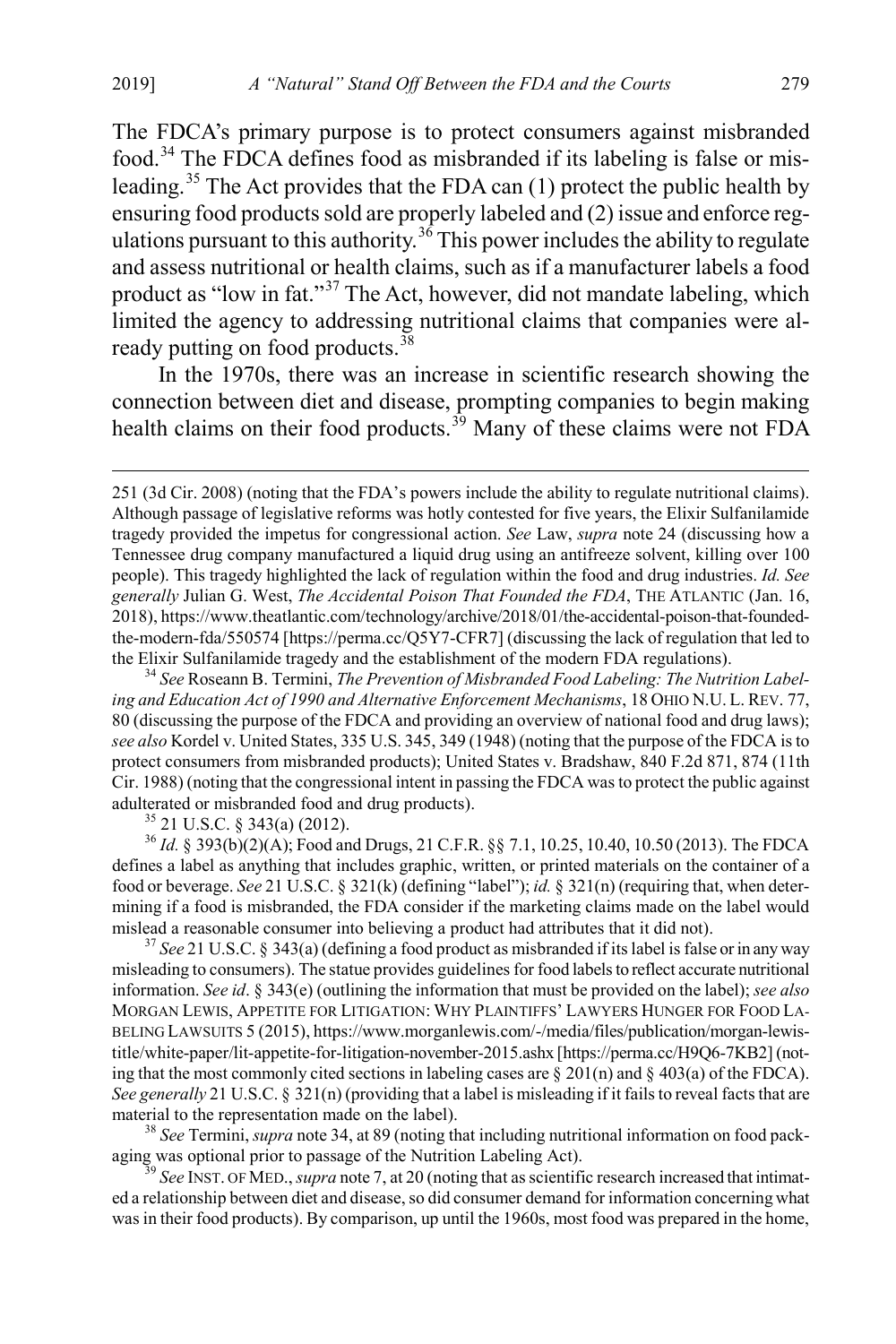The FDCA's primary purpose is to protect consumers against misbranded food.[34] The FDCA defines food as misbranded if its labeling is false or misleading.[35] The Act provides that the FDA can (1) protect the public health by ensuring food products sold are properly labeled and (2) issue and enforce regulations pursuant to this authority.[36] This power includes the ability to regulate and assess nutritional or health claims, such as if a manufacturer labels a food product as "low in fat."[37] The Act, however, did not mandate labeling, which limited the agency to addressing nutritional claims that companies were already putting on food products.[38]

In the 1970s, there was an increase in scientific research showing the connection between diet and disease, prompting companies to begin making health claims on their food products.[39] Many of these claims were not FDA

---

251 (3d Cir. 2008) (noting that the FDA's powers include the ability to regulate nutritional claims). Although passage of legislative reforms was hotly contested for five years, the Elixir Sulfanilamide tragedy provided the impetus for congressional action. *See* Law, *supra* note 24 (discussing how a Tennessee drug company manufactured a liquid drug using an antifreeze solvent, killing over 100 people). This tragedy highlighted the lack of regulation within the food and drug industries. *Id. See generally* Julian G. West, *The Accidental Poison That Founded the FDA*, THE ATLANTIC (Jan. 16, 2018), https://www.theatlantic.com/technology/archive/2018/01/the-accidental-poison-that-founded-the-modern-fda/550574 [https://perma.cc/Q5Y7-CFR7] (discussing the lack of regulation that led to the Elixir Sulfanilamide tragedy and the establishment of the modern FDA regulations).

[34] *See* Roseann B. Termini, *The Prevention of Misbranded Food Labeling: The Nutrition Labeling and Education Act of 1990 and Alternative Enforcement Mechanisms*, 18 OHIO N.U. L. REV. 77, 80 (discussing the purpose of the FDCA and providing an overview of national food and drug laws); *see also* Kordel v. United States, 335 U.S. 345, 349 (1948) (noting that the purpose of the FDCA is to protect consumers from misbranded products); United States v. Bradshaw, 840 F.2d 871, 874 (11th Cir. 1988) (noting that the congressional intent in passing the FDCA was to protect the public against adulterated or misbranded food and drug products).

[35] 21 U.S.C. § 343(a) (2012).

[36] *Id.* § 393(b)(2)(A); Food and Drugs, 21 C.F.R. §§ 7.1, 10.25, 10.40, 10.50 (2013). The FDCA defines a label as anything that includes graphic, written, or printed materials on the container of a food or beverage. *See* 21 U.S.C. § 321(k) (defining "label"); *id.* § 321(n) (requiring that, when determining if a food is misbranded, the FDA consider if the marketing claims made on the label would mislead a reasonable consumer into believing a product had attributes that it did not).

[37] *See* 21 U.S.C. § 343(a) (defining a food product as misbranded if its label is false or in any way misleading to consumers). The statue provides guidelines for food labels to reflect accurate nutritional information. *See id*. § 343(e) (outlining the information that must be provided on the label); *see also* MORGAN LEWIS, APPETITE FOR LITIGATION: WHY PLAINTIFFS' LAWYERS HUNGER FOR FOOD LABELING LAWSUITS 5 (2015), https://www.morganlewis.com/-/media/files/publication/morgan-lewis-title/white-paper/lit-appetite-for-litigation-november-2015.ashx [https://perma.cc/H9Q6-7KB2] (noting that the most commonly cited sections in labeling cases are § 201(n) and § 403(a) of the FDCA). *See generally* 21 U.S.C. § 321(n) (providing that a label is misleading if it fails to reveal facts that are material to the representation made on the label).

[38] *See* Termini, *supra* note 34, at 89 (noting that including nutritional information on food packaging was optional prior to passage of the Nutrition Labeling Act).

[39] *See* INST. OF MED., *supra* note 7, at 20 (noting that as scientific research increased that intimated a relationship between diet and disease, so did consumer demand for information concerning what was in their food products). By comparison, up until the 1960s, most food was prepared in the home,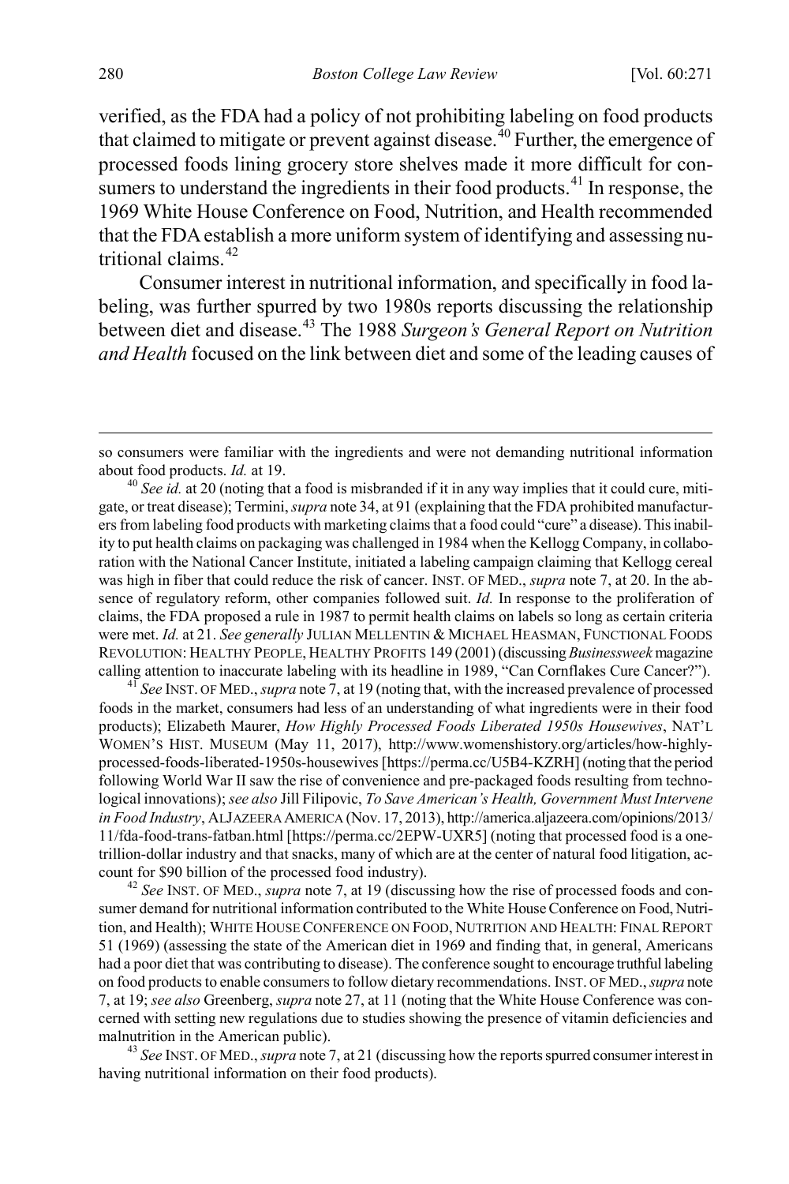verified, as the FDA had a policy of not prohibiting labeling on food products that claimed to mitigate or prevent against disease.[40] Further, the emergence of processed foods lining grocery store shelves made it more difficult for consumers to understand the ingredients in their food products.[41] In response, the 1969 White House Conference on Food, Nutrition, and Health recommended that the FDA establish a more uniform system of identifying and assessing nutritional claims.[42]

Consumer interest in nutritional information, and specifically in food labeling, was further spurred by two 1980s reports discussing the relationship between diet and disease.[43] The 1988 *Surgeon's General Report on Nutrition and Health* focused on the link between diet and some of the leading causes of

---

so consumers were familiar with the ingredients and were not demanding nutritional information about food products. *Id.* at 19.

[40] *See id.* at 20 (noting that a food is misbranded if it in any way implies that it could cure, mitigate, or treat disease); Termini, *supra* note 34, at 91 (explaining that the FDA prohibited manufacturers from labeling food products with marketing claims that a food could "cure" a disease). This inability to put health claims on packaging was challenged in 1984 when the Kellogg Company, in collaboration with the National Cancer Institute, initiated a labeling campaign claiming that Kellogg cereal was high in fiber that could reduce the risk of cancer. INST. OF MED., *supra* note 7, at 20. In the absence of regulatory reform, other companies followed suit. *Id.* In response to the proliferation of claims, the FDA proposed a rule in 1987 to permit health claims on labels so long as certain criteria were met. *Id.* at 21. *See generally* JULIAN MELLENTIN & MICHAEL HEASMAN, FUNCTIONAL FOODS REVOLUTION: HEALTHY PEOPLE, HEALTHY PROFITS 149 (2001) (discussing *Businessweek* magazine calling attention to inaccurate labeling with its headline in 1989, "Can Cornflakes Cure Cancer?").

[41] *See* INST. OF MED., *supra* note 7, at 19 (noting that, with the increased prevalence of processed foods in the market, consumers had less of an understanding of what ingredients were in their food products); Elizabeth Maurer, *How Highly Processed Foods Liberated 1950s Housewives*, NAT'L WOMEN'S HIST. MUSEUM (May 11, 2017), http://www.womenshistory.org/articles/how-highly-processed-foods-liberated-1950s-housewives [https://perma.cc/U5B4-KZRH] (noting that the period following World War II saw the rise of convenience and pre-packaged foods resulting from technological innovations); *see also* Jill Filipovic, *To Save American's Health, Government Must Intervene in Food Industry*, ALJAZEERA AMERICA (Nov. 17, 2013), http://america.aljazeera.com/opinions/2013/11/fda-food-trans-fatban.html [https://perma.cc/2EPW-UXR5] (noting that processed food is a one-trillion-dollar industry and that snacks, many of which are at the center of natural food litigation, account for $90 billion of the processed food industry).

[42] *See* INST. OF MED., *supra* note 7, at 19 (discussing how the rise of processed foods and consumer demand for nutritional information contributed to the White House Conference on Food, Nutrition, and Health); WHITE HOUSE CONFERENCE ON FOOD, NUTRITION AND HEALTH: FINAL REPORT 51 (1969) (assessing the state of the American diet in 1969 and finding that, in general, Americans had a poor diet that was contributing to disease). The conference sought to encourage truthful labeling on food products to enable consumers to follow dietary recommendations. INST. OF MED., *supra* note 7, at 19; *see also* Greenberg, *supra* note 27, at 11 (noting that the White House Conference was concerned with setting new regulations due to studies showing the presence of vitamin deficiencies and malnutrition in the American public).

[43] *See* INST. OF MED., *supra* note 7, at 21 (discussing how the reports spurred consumer interest in having nutritional information on their food products).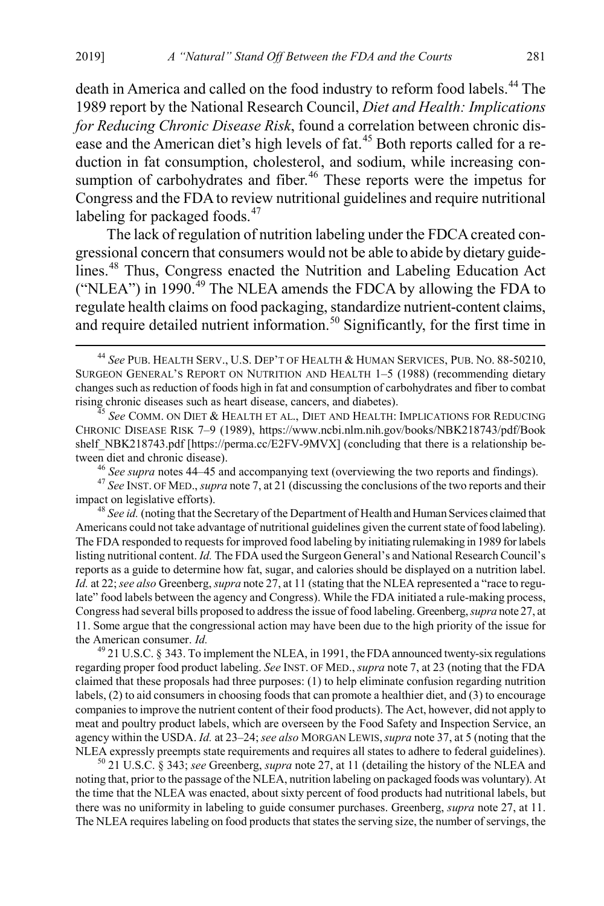death in America and called on the food industry to reform food labels.[44] The 1989 report by the National Research Council, *Diet and Health: Implications for Reducing Chronic Disease Risk*, found a correlation between chronic disease and the American diet's high levels of fat.[45] Both reports called for a reduction in fat consumption, cholesterol, and sodium, while increasing consumption of carbohydrates and fiber.[46] These reports were the impetus for Congress and the FDA to review nutritional guidelines and require nutritional labeling for packaged foods.[47]

The lack of regulation of nutrition labeling under the FDCA created congressional concern that consumers would not be able to abide by dietary guidelines.[48] Thus, Congress enacted the Nutrition and Labeling Education Act ("NLEA") in 1990.[49] The NLEA amends the FDCA by allowing the FDA to regulate health claims on food packaging, standardize nutrient-content claims, and require detailed nutrient information.[50] Significantly, for the first time in

---

[44] *See* PUB. HEALTH SERV., U.S. DEP'T OF HEALTH & HUMAN SERVICES, PUB. NO. 88-50210, SURGEON GENERAL'S REPORT ON NUTRITION AND HEALTH 1–5 (1988) (recommending dietary changes such as reduction of foods high in fat and consumption of carbohydrates and fiber to combat rising chronic diseases such as heart disease, cancers, and diabetes).

[45] *See* COMM. ON DIET & HEALTH ET AL., DIET AND HEALTH: IMPLICATIONS FOR REDUCING CHRONIC DISEASE RISK 7–9 (1989), https://www.ncbi.nlm.nih.gov/books/NBK218743/pdf/Bookshelf_NBK218743.pdf [https://perma.cc/E2FV-9MVX] (concluding that there is a relationship between diet and chronic disease).

[46] *See supra* notes 44–45 and accompanying text (overviewing the two reports and findings).

[47] *See* INST. OF MED., *supra* note 7, at 21 (discussing the conclusions of the two reports and their impact on legislative efforts).

[48] *See id.* (noting that the Secretary of the Department of Health and Human Services claimed that Americans could not take advantage of nutritional guidelines given the current state of food labeling). The FDA responded to requests for improved food labeling by initiating rulemaking in 1989 for labels listing nutritional content. *Id.* The FDA used the Surgeon General's and National Research Council's reports as a guide to determine how fat, sugar, and calories should be displayed on a nutrition label. *Id.* at 22; *see also* Greenberg, *supra* note 27, at 11 (stating that the NLEA represented a "race to regulate" food labels between the agency and Congress). While the FDA initiated a rule-making process, Congress had several bills proposed to address the issue of food labeling. Greenberg, *supra* note 27, at 11. Some argue that the congressional action may have been due to the high priority of the issue for the American consumer. *Id.*

[49] 21 U.S.C. § 343. To implement the NLEA, in 1991, the FDA announced twenty-six regulations regarding proper food product labeling. *See* INST. OF MED., *supra* note 7, at 23 (noting that the FDA claimed that these proposals had three purposes: (1) to help eliminate confusion regarding nutrition labels, (2) to aid consumers in choosing foods that can promote a healthier diet, and (3) to encourage companies to improve the nutrient content of their food products). The Act, however, did not apply to meat and poultry product labels, which are overseen by the Food Safety and Inspection Service, an agency within the USDA. *Id.* at 23–24; *see also* MORGAN LEWIS, *supra* note 37, at 5 (noting that the NLEA expressly preempts state requirements and requires all states to adhere to federal guidelines).

[50] 21 U.S.C. § 343; *see* Greenberg, *supra* note 27, at 11 (detailing the history of the NLEA and noting that, prior to the passage of the NLEA, nutrition labeling on packaged foods was voluntary). At the time that the NLEA was enacted, about sixty percent of food products had nutritional labels, but there was no uniformity in labeling to guide consumer purchases. Greenberg, *supra* note 27, at 11. The NLEA requires labeling on food products that states the serving size, the number of servings, the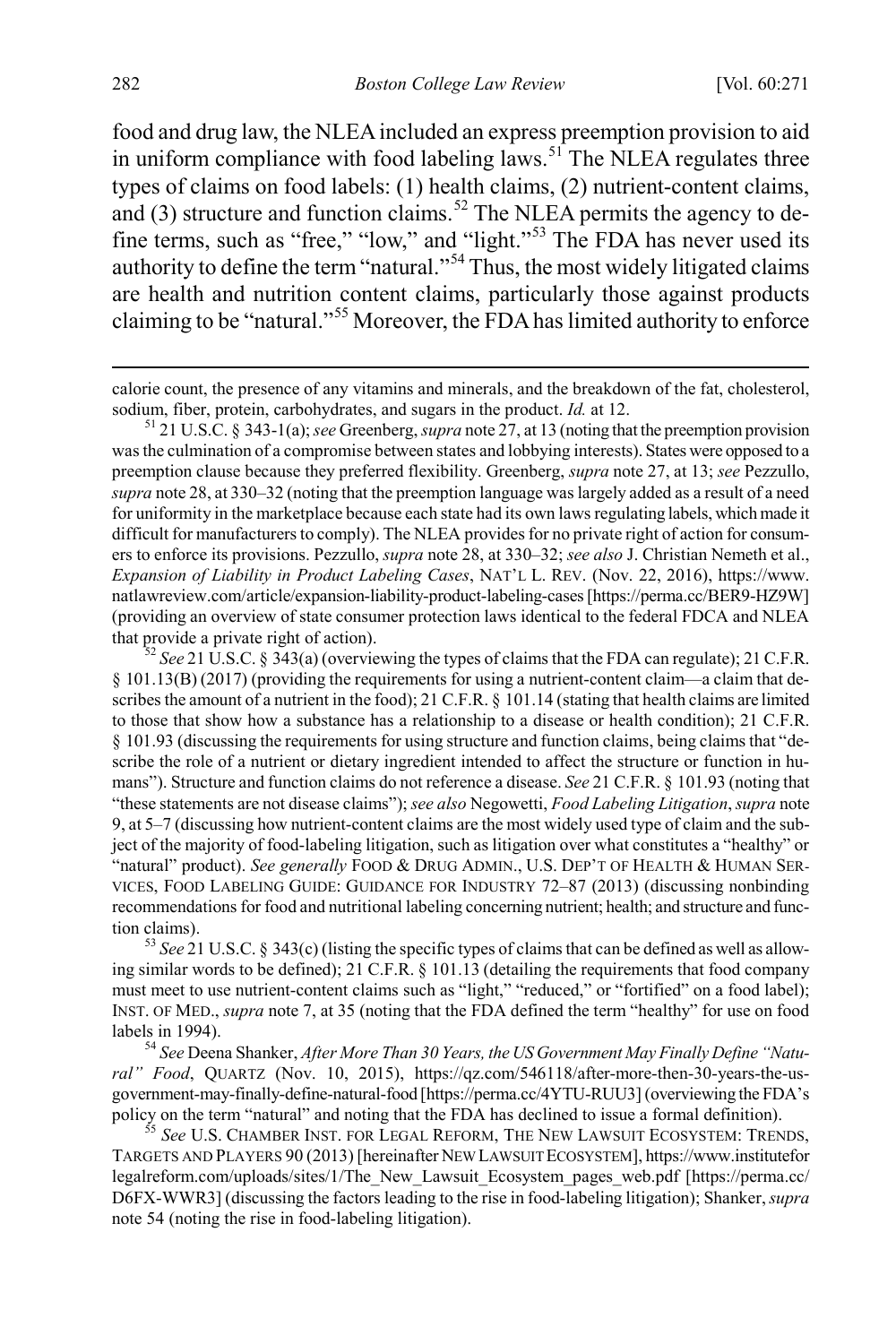food and drug law, the NLEA included an express preemption provision to aid in uniform compliance with food labeling laws.[51] The NLEA regulates three types of claims on food labels: (1) health claims, (2) nutrient-content claims, and (3) structure and function claims.[52] The NLEA permits the agency to define terms, such as "free," "low," and "light."[53] The FDA has never used its authority to define the term "natural."[54] Thus, the most widely litigated claims are health and nutrition content claims, particularly those against products claiming to be "natural."[55] Moreover, the FDA has limited authority to enforce

---

calorie count, the presence of any vitamins and minerals, and the breakdown of the fat, cholesterol, sodium, fiber, protein, carbohydrates, and sugars in the product. *Id.* at 12.

[51] 21 U.S.C. § 343-1(a); *see* Greenberg, *supra* note 27, at 13 (noting that the preemption provision was the culmination of a compromise between states and lobbying interests). States were opposed to a preemption clause because they preferred flexibility. Greenberg, *supra* note 27, at 13; *see* Pezzullo, *supra* note 28, at 330–32 (noting that the preemption language was largely added as a result of a need for uniformity in the marketplace because each state had its own laws regulating labels, which made it difficult for manufacturers to comply). The NLEA provides for no private right of action for consumers to enforce its provisions. Pezzullo, *supra* note 28, at 330–32; *see also* J. Christian Nemeth et al., *Expansion of Liability in Product Labeling Cases*, NAT'L L. REV. (Nov. 22, 2016), https://www.natlawreview.com/article/expansion-liability-product-labeling-cases [https://perma.cc/BER9-HZ9W] (providing an overview of state consumer protection laws identical to the federal FDCA and NLEA that provide a private right of action).

[52] *See* 21 U.S.C. § 343(a) (overviewing the types of claims that the FDA can regulate); 21 C.F.R. § 101.13(B) (2017) (providing the requirements for using a nutrient-content claim—a claim that describes the amount of a nutrient in the food); 21 C.F.R. § 101.14 (stating that health claims are limited to those that show how a substance has a relationship to a disease or health condition); 21 C.F.R. § 101.93 (discussing the requirements for using structure and function claims, being claims that "describe the role of a nutrient or dietary ingredient intended to affect the structure or function in humans"). Structure and function claims do not reference a disease. *See* 21 C.F.R. § 101.93 (noting that "these statements are not disease claims"); *see also* Negowetti, *Food Labeling Litigation*, *supra* note 9, at 5–7 (discussing how nutrient-content claims are the most widely used type of claim and the subject of the majority of food-labeling litigation, such as litigation over what constitutes a "healthy" or "natural" product). *See generally* FOOD & DRUG ADMIN., U.S. DEP'T OF HEALTH & HUMAN SERVICES, FOOD LABELING GUIDE: GUIDANCE FOR INDUSTRY 72–87 (2013) (discussing nonbinding recommendations for food and nutritional labeling concerning nutrient; health; and structure and function claims).

[53] *See* 21 U.S.C. § 343(c) (listing the specific types of claims that can be defined as well as allowing similar words to be defined); 21 C.F.R. § 101.13 (detailing the requirements that food company must meet to use nutrient-content claims such as "light," "reduced," or "fortified" on a food label); INST. OF MED., *supra* note 7, at 35 (noting that the FDA defined the term "healthy" for use on food labels in 1994).

[54] *See* Deena Shanker, *After More Than 30 Years, the US Government May Finally Define "Natural" Food*, QUARTZ (Nov. 10, 2015), https://qz.com/546118/after-more-then-30-years-the-us-government-may-finally-define-natural-food [https://perma.cc/4YTU-RUU3] (overviewing the FDA's policy on the term "natural" and noting that the FDA has declined to issue a formal definition).

[55] *See* U.S. CHAMBER INST. FOR LEGAL REFORM, THE NEW LAWSUIT ECOSYSTEM: TRENDS, TARGETS AND PLAYERS 90 (2013) [hereinafter NEW LAWSUIT ECOSYSTEM], https://www.instituteforlegalreform.com/uploads/sites/1/The_New_Lawsuit_Ecosystem_pages_web.pdf [https://perma.cc/D6FX-WWR3] (discussing the factors leading to the rise in food-labeling litigation); Shanker, *supra* note 54 (noting the rise in food-labeling litigation).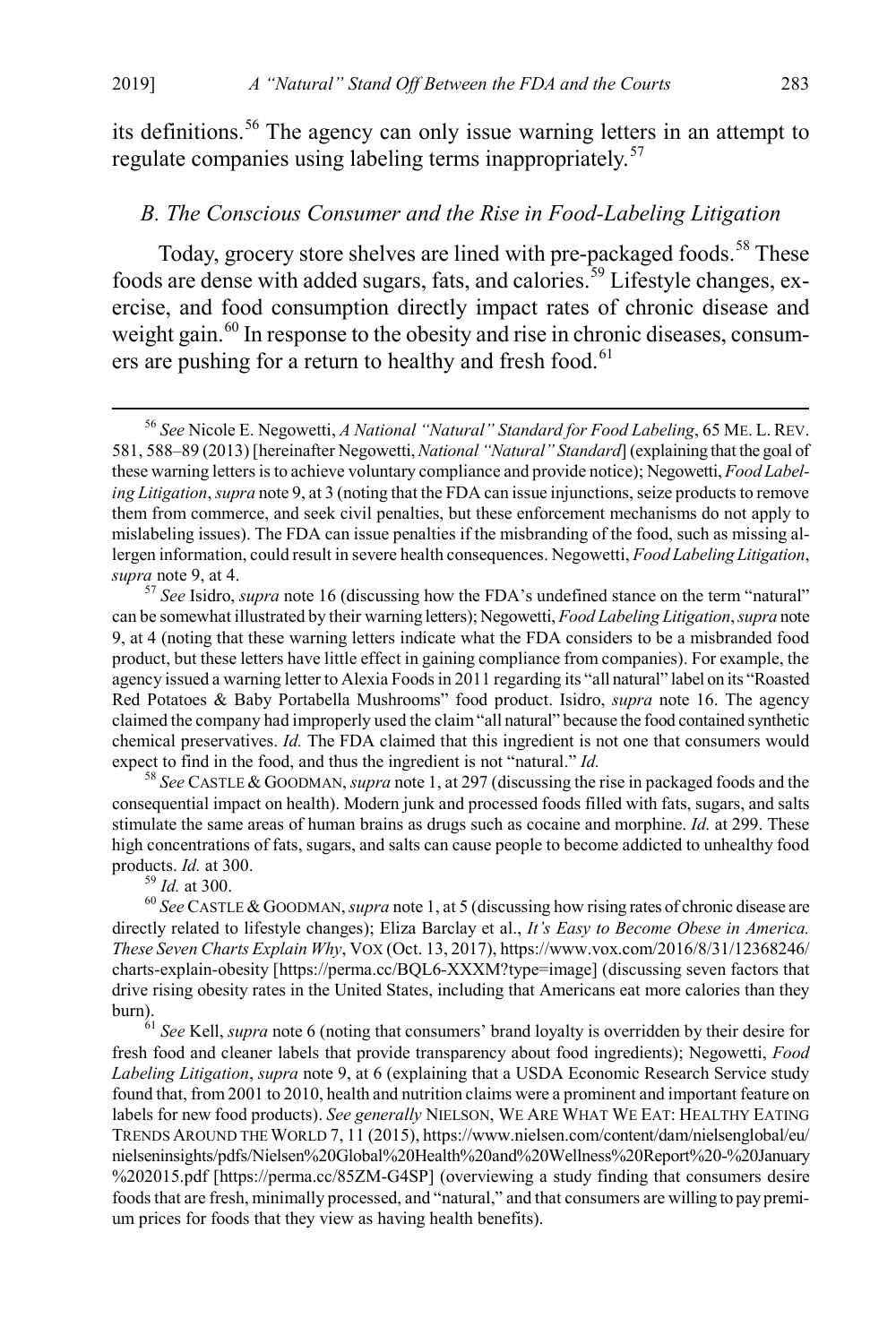its definitions.[56] The agency can only issue warning letters in an attempt to regulate companies using labeling terms inappropriately.[57]

### *B. The Conscious Consumer and the Rise in Food-Labeling Litigation*

Today, grocery store shelves are lined with pre-packaged foods.[58] These foods are dense with added sugars, fats, and calories.[59] Lifestyle changes, exercise, and food consumption directly impact rates of chronic disease and weight gain.[60] In response to the obesity and rise in chronic diseases, consumers are pushing for a return to healthy and fresh food.[61]

---

[56] *See* Nicole E. Negowetti, *A National "Natural" Standard for Food Labeling*, 65 ME. L. REV. 581, 588–89 (2013) [hereinafter Negowetti, *National "Natural" Standard*] (explaining that the goal of these warning letters is to achieve voluntary compliance and provide notice); Negowetti, *Food Labeling Litigation*, *supra* note 9, at 3 (noting that the FDA can issue injunctions, seize products to remove them from commerce, and seek civil penalties, but these enforcement mechanisms do not apply to mislabeling issues). The FDA can issue penalties if the misbranding of the food, such as missing allergen information, could result in severe health consequences. Negowetti, *Food Labeling Litigation*, *supra* note 9, at 4.

[57] *See* Isidro, *supra* note 16 (discussing how the FDA's undefined stance on the term "natural" can be somewhat illustrated by their warning letters); Negowetti, *Food Labeling Litigation*, *supra* note 9, at 4 (noting that these warning letters indicate what the FDA considers to be a misbranded food product, but these letters have little effect in gaining compliance from companies). For example, the agency issued a warning letter to Alexia Foods in 2011 regarding its "all natural" label on its "Roasted Red Potatoes & Baby Portabella Mushrooms" food product. Isidro, *supra* note 16. The agency claimed the company had improperly used the claim "all natural" because the food contained synthetic chemical preservatives. *Id.* The FDA claimed that this ingredient is not one that consumers would expect to find in the food, and thus the ingredient is not "natural." *Id.*

[58] *See* CASTLE & GOODMAN, *supra* note 1, at 297 (discussing the rise in packaged foods and the consequential impact on health). Modern junk and processed foods filled with fats, sugars, and salts stimulate the same areas of human brains as drugs such as cocaine and morphine. *Id.* at 299. These high concentrations of fats, sugars, and salts can cause people to become addicted to unhealthy food products. *Id.* at 300.

[59] *Id.* at 300.

[60] *See* CASTLE & GOODMAN, *supra* note 1, at 5 (discussing how rising rates of chronic disease are directly related to lifestyle changes); Eliza Barclay et al., *It's Easy to Become Obese in America. These Seven Charts Explain Why*, VOX (Oct. 13, 2017), https://www.vox.com/2016/8/31/12368246/charts-explain-obesity [https://perma.cc/BQL6-XXXM?type=image] (discussing seven factors that drive rising obesity rates in the United States, including that Americans eat more calories than they burn).

[61] *See* Kell, *supra* note 6 (noting that consumers' brand loyalty is overridden by their desire for fresh food and cleaner labels that provide transparency about food ingredients); Negowetti, *Food Labeling Litigation*, *supra* note 9, at 6 (explaining that a USDA Economic Research Service study found that, from 2001 to 2010, health and nutrition claims were a prominent and important feature on labels for new food products). *See generally* NIELSON, WE ARE WHAT WE EAT: HEALTHY EATING TRENDS AROUND THE WORLD 7, 11 (2015), https://www.nielsen.com/content/dam/nielsenglobal/eu/nielseninsights/pdfs/Nielsen%20Global%20Health%20and%20Wellness%20Report%20-%20January%202015.pdf [https://perma.cc/85ZM-G4SP] (overviewing a study finding that consumers desire foods that are fresh, minimally processed, and "natural," and that consumers are willing to pay premium prices for foods that they view as having health benefits).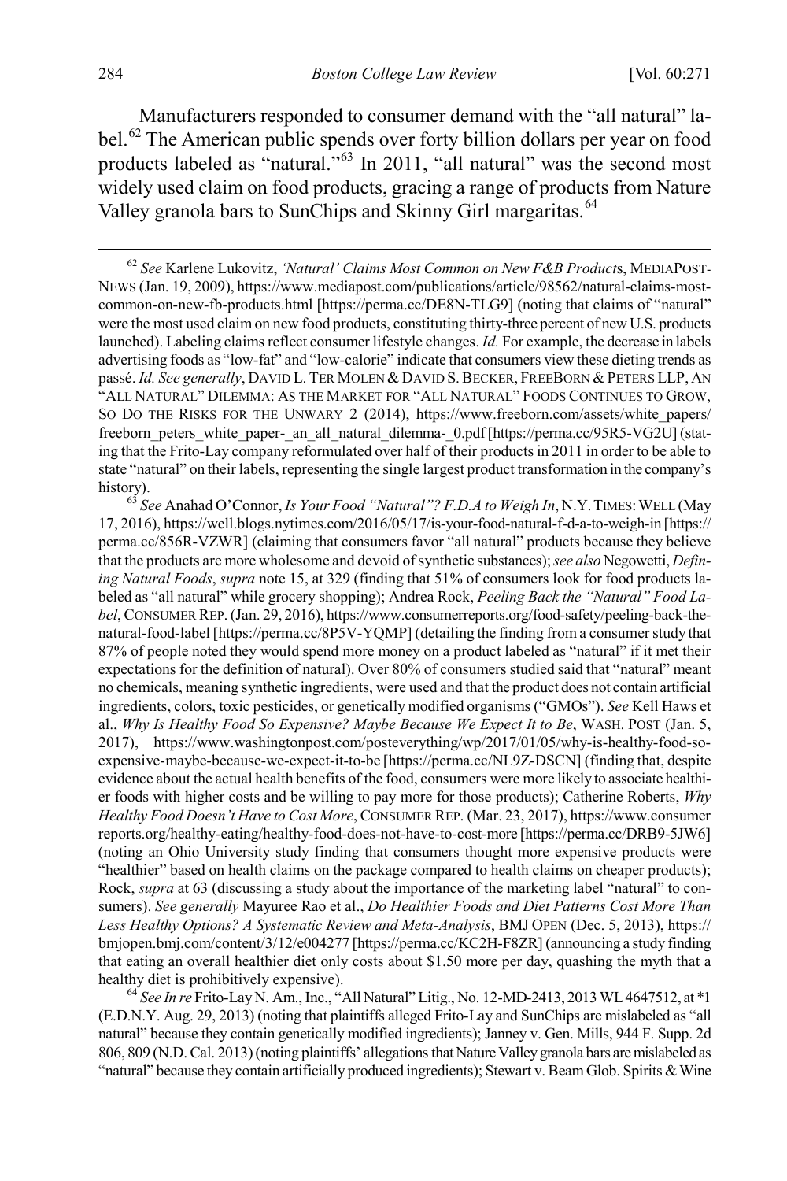Manufacturers responded to consumer demand with the "all natural" label.[62] The American public spends over forty billion dollars per year on food products labeled as "natural."[63] In 2011, "all natural" was the second most widely used claim on food products, gracing a range of products from Nature Valley granola bars to SunChips and Skinny Girl margaritas.[64]

---

[62] *See* Karlene Lukovitz, *'Natural' Claims Most Common on New F&B Product*s, MEDIAPOST-NEWS (Jan. 19, 2009), https://www.mediapost.com/publications/article/98562/natural-claims-most-common-on-new-fb-products.html [https://perma.cc/DE8N-TLG9] (noting that claims of "natural" were the most used claim on new food products, constituting thirty-three percent of new U.S. products launched). Labeling claims reflect consumer lifestyle changes. *Id.* For example, the decrease in labels advertising foods as "low-fat" and "low-calorie" indicate that consumers view these dieting trends as passé. *Id. See generally*, DAVID L. TER MOLEN & DAVID S. BECKER, FREEBORN & PETERS LLP, AN "ALL NATURAL" DILEMMA: AS THE MARKET FOR "ALL NATURAL" FOODS CONTINUES TO GROW, SO DO THE RISKS FOR THE UNWARY 2 (2014), https://www.freeborn.com/assets/white_papers/freeborn_peters_white_paper-_an_all_natural_dilemma-_0.pdf [https://perma.cc/95R5-VG2U] (stating that the Frito-Lay company reformulated over half of their products in 2011 in order to be able to state "natural" on their labels, representing the single largest product transformation in the company's history).

[63] *See* Anahad O'Connor, *Is Your Food "Natural"? F.D.A to Weigh In*, N.Y. TIMES: WELL (May 17, 2016), https://well.blogs.nytimes.com/2016/05/17/is-your-food-natural-f-d-a-to-weigh-in [https://perma.cc/856R-VZWR] (claiming that consumers favor "all natural" products because they believe that the products are more wholesome and devoid of synthetic substances); *see also* Negowetti, *Defining Natural Foods*, *supra* note 15, at 329 (finding that 51% of consumers look for food products labeled as "all natural" while grocery shopping); Andrea Rock, *Peeling Back the "Natural" Food Label*, CONSUMER REP. (Jan. 29, 2016), https://www.consumerreports.org/food-safety/peeling-back-the-natural-food-label [https://perma.cc/8P5V-YQMP] (detailing the finding from a consumer study that 87% of people noted they would spend more money on a product labeled as "natural" if it met their expectations for the definition of natural). Over 80% of consumers studied said that "natural" meant no chemicals, meaning synthetic ingredients, were used and that the product does not contain artificial ingredients, colors, toxic pesticides, or genetically modified organisms ("GMOs"). *See* Kell Haws et al., *Why Is Healthy Food So Expensive? Maybe Because We Expect It to Be*, WASH. POST (Jan. 5, 2017), https://www.washingtonpost.com/posteverything/wp/2017/01/05/why-is-healthy-food-so-expensive-maybe-because-we-expect-it-to-be [https://perma.cc/NL9Z-DSCN] (finding that, despite evidence about the actual health benefits of the food, consumers were more likely to associate healthier foods with higher costs and be willing to pay more for those products); Catherine Roberts, *Why Healthy Food Doesn't Have to Cost More*, CONSUMER REP. (Mar. 23, 2017), https://www.consumerreports.org/healthy-eating/healthy-food-does-not-have-to-cost-more [https://perma.cc/DRB9-5JW6] (noting an Ohio University study finding that consumers thought more expensive products were "healthier" based on health claims on the package compared to health claims on cheaper products); Rock, *supra* at 63 (discussing a study about the importance of the marketing label "natural" to consumers). *See generally* Mayuree Rao et al., *Do Healthier Foods and Diet Patterns Cost More Than Less Healthy Options? A Systematic Review and Meta-Analysis*, BMJ OPEN (Dec. 5, 2013), https://bmjopen.bmj.com/content/3/12/e004277 [https://perma.cc/KC2H-F8ZR] (announcing a study finding that eating an overall healthier diet only costs about $1.50 more per day, quashing the myth that a healthy diet is prohibitively expensive).

[64] *See In re* Frito-Lay N. Am., Inc., "All Natural" Litig., No. 12-MD-2413, 2013 WL 4647512, at *1 (E.D.N.Y. Aug. 29, 2013) (noting that plaintiffs alleged Frito-Lay and SunChips are mislabeled as "all natural" because they contain genetically modified ingredients); Janney v. Gen. Mills, 944 F. Supp. 2d 806, 809 (N.D. Cal. 2013) (noting plaintiffs' allegations that Nature Valley granola bars are mislabeled as "natural" because they contain artificially produced ingredients); Stewart v. Beam Glob. Spirits & Wine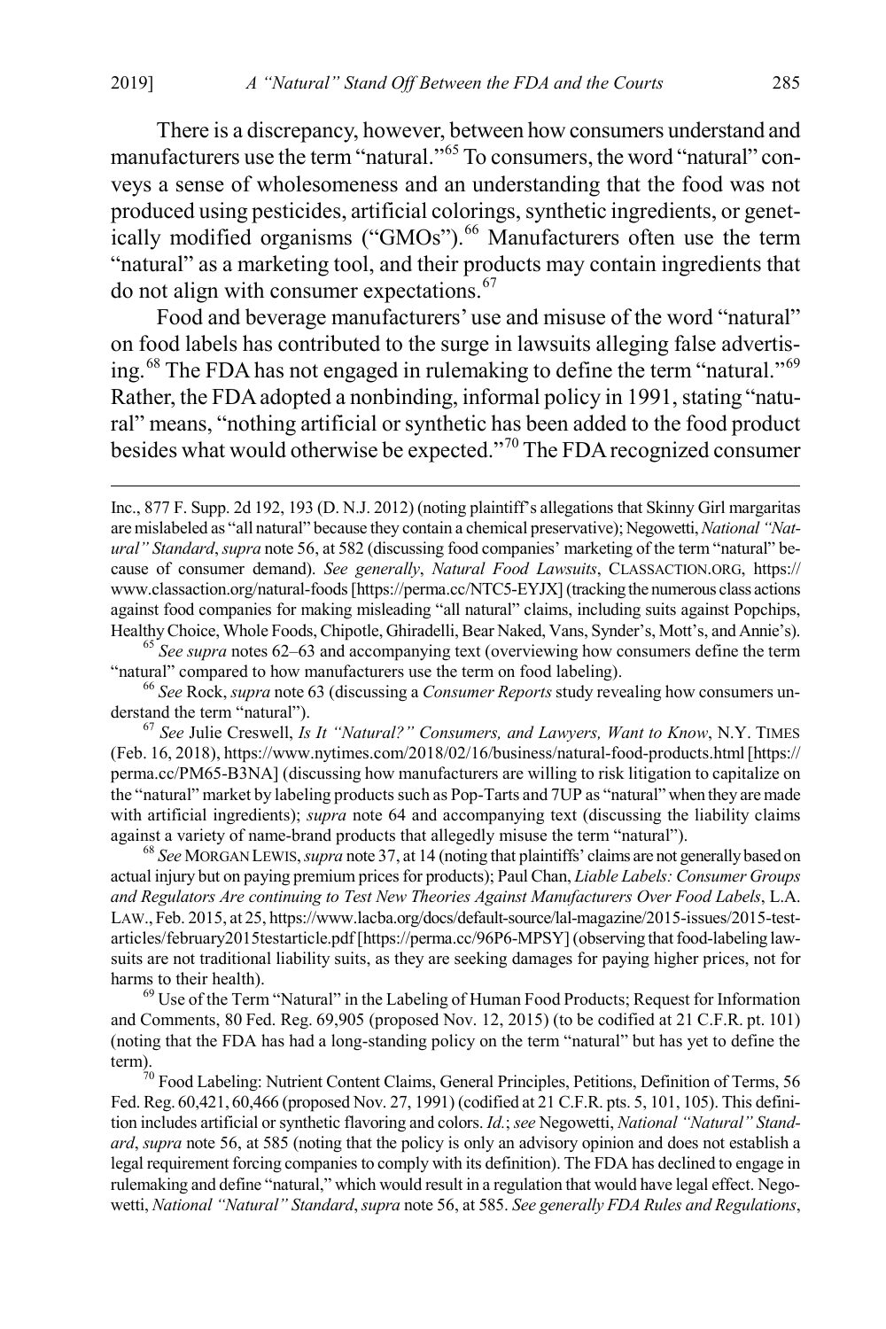There is a discrepancy, however, between how consumers understand and manufacturers use the term "natural."[65] To consumers, the word "natural" conveys a sense of wholesomeness and an understanding that the food was not produced using pesticides, artificial colorings, synthetic ingredients, or genetically modified organisms ("GMOs").[66] Manufacturers often use the term "natural" as a marketing tool, and their products may contain ingredients that do not align with consumer expectations.[67]

Food and beverage manufacturers' use and misuse of the word "natural" on food labels has contributed to the surge in lawsuits alleging false advertising.[68] The FDA has not engaged in rulemaking to define the term "natural."[69] Rather, the FDA adopted a nonbinding, informal policy in 1991, stating "natural" means, "nothing artificial or synthetic has been added to the food product besides what would otherwise be expected."[70] The FDA recognized consumer

---

Inc., 877 F. Supp. 2d 192, 193 (D. N.J. 2012) (noting plaintiff's allegations that Skinny Girl margaritas are mislabeled as "all natural" because they contain a chemical preservative); Negowetti, *National "Natural" Standard*, *supra* note 56, at 582 (discussing food companies' marketing of the term "natural" because of consumer demand). *See generally*, *Natural Food Lawsuits*, CLASSACTION.ORG, https://www.classaction.org/natural-foods [https://perma.cc/NTC5-EYJX] (tracking the numerous class actions against food companies for making misleading "all natural" claims, including suits against Popchips, Healthy Choice, Whole Foods, Chipotle, Ghiradelli, Bear Naked, Vans, Synder's, Mott's, and Annie's).

[65] *See supra* notes 62–63 and accompanying text (overviewing how consumers define the term "natural" compared to how manufacturers use the term on food labeling).

[66] *See* Rock, *supra* note 63 (discussing a *Consumer Reports* study revealing how consumers understand the term "natural").

[67] *See* Julie Creswell, *Is It "Natural?" Consumers, and Lawyers, Want to Know*, N.Y. TIMES (Feb. 16, 2018), https://www.nytimes.com/2018/02/16/business/natural-food-products.html [https://perma.cc/PM65-B3NA] (discussing how manufacturers are willing to risk litigation to capitalize on the "natural" market by labeling products such as Pop-Tarts and 7UP as "natural" when they are made with artificial ingredients); *supra* note 64 and accompanying text (discussing the liability claims against a variety of name-brand products that allegedly misuse the term "natural").

[68] *See* MORGAN LEWIS, *supra* note 37, at 14 (noting that plaintiffs' claims are not generally based on actual injury but on paying premium prices for products); Paul Chan, *Liable Labels: Consumer Groups and Regulators Are continuing to Test New Theories Against Manufacturers Over Food Labels*, L.A. LAW., Feb. 2015, at 25, https://www.lacba.org/docs/default-source/lal-magazine/2015-issues/2015-test-articles/february2015testarticle.pdf [https://perma.cc/96P6-MPSY] (observing that food-labeling lawsuits are not traditional liability suits, as they are seeking damages for paying higher prices, not for harms to their health).

[69] Use of the Term "Natural" in the Labeling of Human Food Products; Request for Information and Comments, 80 Fed. Reg. 69,905 (proposed Nov. 12, 2015) (to be codified at 21 C.F.R. pt. 101) (noting that the FDA has had a long-standing policy on the term "natural" but has yet to define the term).

[70] Food Labeling: Nutrient Content Claims, General Principles, Petitions, Definition of Terms, 56 Fed. Reg. 60,421, 60,466 (proposed Nov. 27, 1991) (codified at 21 C.F.R. pts. 5, 101, 105). This definition includes artificial or synthetic flavoring and colors. *Id.*; *see* Negowetti, *National "Natural" Standard*, *supra* note 56, at 585 (noting that the policy is only an advisory opinion and does not establish a legal requirement forcing companies to comply with its definition). The FDA has declined to engage in rulemaking and define "natural," which would result in a regulation that would have legal effect. Negowetti, *National "Natural" Standard*, *supra* note 56, at 585. *See generally FDA Rules and Regulations*,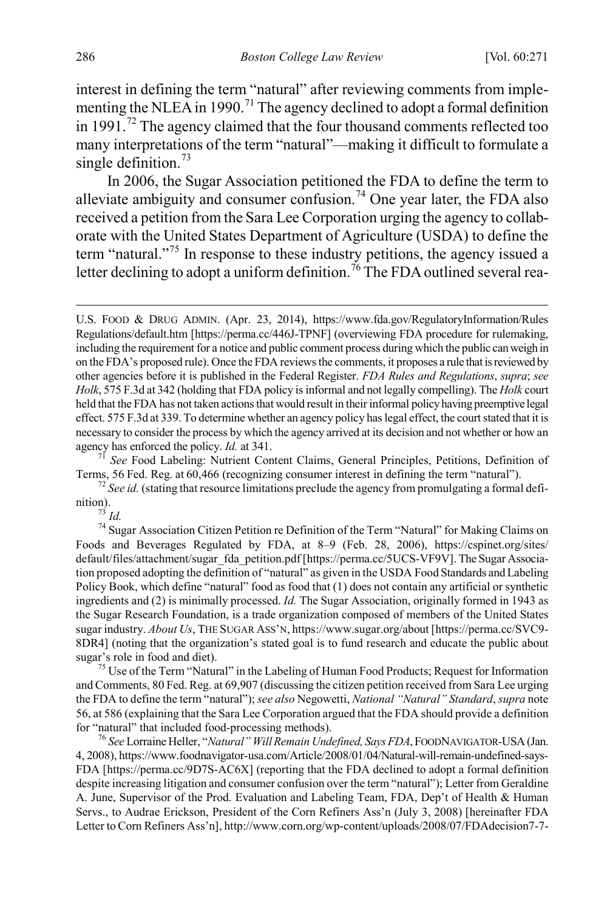interest in defining the term "natural" after reviewing comments from implementing the NLEA in 1990.[71] The agency declined to adopt a formal definition in 1991.[72] The agency claimed that the four thousand comments reflected too many interpretations of the term "natural"—making it difficult to formulate a single definition.[73]

In 2006, the Sugar Association petitioned the FDA to define the term to alleviate ambiguity and consumer confusion.[74] One year later, the FDA also received a petition from the Sara Lee Corporation urging the agency to collaborate with the United States Department of Agriculture (USDA) to define the term "natural."[75] In response to these industry petitions, the agency issued a letter declining to adopt a uniform definition.[76] The FDA outlined several rea-

---

U.S. FOOD & DRUG ADMIN. (Apr. 23, 2014), https://www.fda.gov/RegulatoryInformation/Rules Regulations/default.htm [https://perma.cc/446J-TPNF] (overviewing FDA procedure for rulemaking, including the requirement for a notice and public comment process during which the public can weigh in on the FDA's proposed rule). Once the FDA reviews the comments, it proposes a rule that is reviewed by other agencies before it is published in the Federal Register. *FDA Rules and Regulations*, *supra*; *see Holk*, 575 F.3d at 342 (holding that FDA policy is informal and not legally compelling). The *Holk* court held that the FDA has not taken actions that would result in their informal policy having preemptive legal effect. 575 F.3d at 339. To determine whether an agency policy has legal effect, the court stated that it is necessary to consider the process by which the agency arrived at its decision and not whether or how an agency has enforced the policy. *Id.* at 341.

[71] *See* Food Labeling: Nutrient Content Claims, General Principles, Petitions, Definition of Terms, 56 Fed. Reg. at 60,466 (recognizing consumer interest in defining the term "natural").

[72] *See id.* (stating that resource limitations preclude the agency from promulgating a formal definition).

[73] *Id.*

[74] Sugar Association Citizen Petition re Definition of the Term "Natural" for Making Claims on Foods and Beverages Regulated by FDA, at 8–9 (Feb. 28, 2006), https://cspinet.org/sites/default/files/attachment/sugar_fda_petition.pdf [https://perma.cc/5UCS-VF9V]. The Sugar Association proposed adopting the definition of "natural" as given in the USDA Food Standards and Labeling Policy Book, which define "natural" food as food that (1) does not contain any artificial or synthetic ingredients and (2) is minimally processed. *Id.* The Sugar Association, originally formed in 1943 as the Sugar Research Foundation, is a trade organization composed of members of the United States sugar industry. *About Us*, THE SUGAR ASS'N, https://www.sugar.org/about [https://perma.cc/SVC9-8DR4] (noting that the organization's stated goal is to fund research and educate the public about sugar's role in food and diet).

[75] Use of the Term "Natural" in the Labeling of Human Food Products; Request for Information and Comments, 80 Fed. Reg. at 69,907 (discussing the citizen petition received from Sara Lee urging the FDA to define the term "natural"); *see also* Negowetti, *National "Natural" Standard*, *supra* note 56, at 586 (explaining that the Sara Lee Corporation argued that the FDA should provide a definition for "natural" that included food-processing methods).

[76] *See* Lorraine Heller, *"Natural" Will Remain Undefined, Says FDA*, FOODNAVIGATOR-USA (Jan. 4, 2008), https://www.foodnavigator-usa.com/Article/2008/01/04/Natural-will-remain-undefined-says-FDA [https://perma.cc/9D7S-AC6X] (reporting that the FDA declined to adopt a formal definition despite increasing litigation and consumer confusion over the term "natural"); Letter from Geraldine A. June, Supervisor of the Prod. Evaluation and Labeling Team, FDA, Dep't of Health & Human Servs., to Audrae Erickson, President of the Corn Refiners Ass'n (July 3, 2008) [hereinafter FDA Letter to Corn Refiners Ass'n], http://www.corn.org/wp-content/uploads/2008/07/FDAdecision7-7-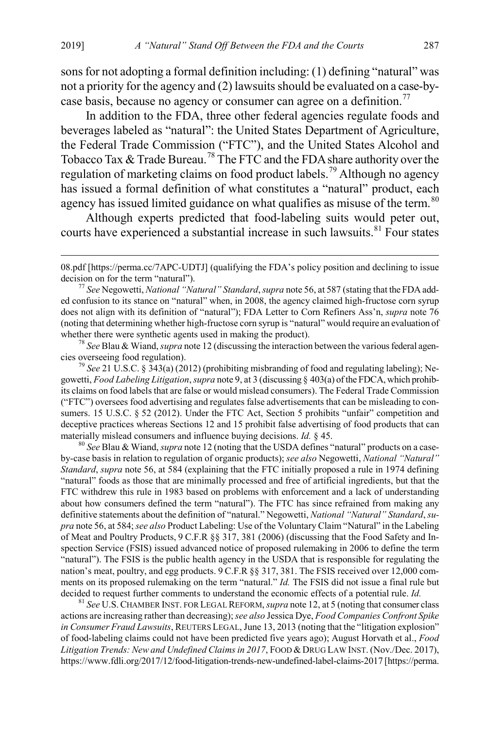sons for not adopting a formal definition including: (1) defining "natural" was not a priority for the agency and (2) lawsuits should be evaluated on a case-by-case basis, because no agency or consumer can agree on a definition.[77]

In addition to the FDA, three other federal agencies regulate foods and beverages labeled as "natural": the United States Department of Agriculture, the Federal Trade Commission ("FTC"), and the United States Alcohol and Tobacco Tax & Trade Bureau.[78] The FTC and the FDA share authority over the regulation of marketing claims on food product labels.[79] Although no agency has issued a formal definition of what constitutes a "natural" product, each agency has issued limited guidance on what qualifies as misuse of the term.[80]

Although experts predicted that food-labeling suits would peter out, courts have experienced a substantial increase in such lawsuits.[81] Four states

---

08.pdf [https://perma.cc/7APC-UDTJ] (qualifying the FDA's policy position and declining to issue decision on for the term "natural").

[77] *See* Negowetti, *National "Natural" Standard*, *supra* note 56, at 587 (stating that the FDA added confusion to its stance on "natural" when, in 2008, the agency claimed high-fructose corn syrup does not align with its definition of "natural"); FDA Letter to Corn Refiners Ass'n, *supra* note 76 (noting that determining whether high-fructose corn syrup is "natural" would require an evaluation of whether there were synthetic agents used in making the product).

[78] *See* Blau & Wiand, *supra* note 12 (discussing the interaction between the various federal agencies overseeing food regulation).

[79] *See* 21 U.S.C. § 343(a) (2012) (prohibiting misbranding of food and regulating labeling); Negowetti, *Food Labeling Litigation*, *supra* note 9, at 3 (discussing § 403(a) of the FDCA, which prohibits claims on food labels that are false or would mislead consumers). The Federal Trade Commission ("FTC") oversees food advertising and regulates false advertisements that can be misleading to consumers. 15 U.S.C. § 52 (2012). Under the FTC Act, Section 5 prohibits "unfair" competition and deceptive practices whereas Sections 12 and 15 prohibit false advertising of food products that can materially mislead consumers and influence buying decisions. *Id.* § 45.

[80] *See* Blau & Wiand, *supra* note 12 (noting that the USDA defines "natural" products on a case-by-case basis in relation to regulation of organic products); *see also* Negowetti, *National "Natural" Standard*, *supra* note 56, at 584 (explaining that the FTC initially proposed a rule in 1974 defining "natural" foods as those that are minimally processed and free of artificial ingredients, but that the FTC withdrew this rule in 1983 based on problems with enforcement and a lack of understanding about how consumers defined the term "natural"). The FTC has since refrained from making any definitive statements about the definition of "natural." Negowetti, *National "Natural" Standard*, *supra* note 56, at 584; *see also* Product Labeling: Use of the Voluntary Claim "Natural" in the Labeling of Meat and Poultry Products, 9 C.F.R §§ 317, 381 (2006) (discussing that the Food Safety and Inspection Service (FSIS) issued advanced notice of proposed rulemaking in 2006 to define the term "natural"). The FSIS is the public health agency in the USDA that is responsible for regulating the nation's meat, poultry, and egg products. 9 C.F.R §§ 317, 381. The FSIS received over 12,000 comments on its proposed rulemaking on the term "natural." *Id.* The FSIS did not issue a final rule but decided to request further comments to understand the economic effects of a potential rule. *Id.*

[81] *See* U.S. CHAMBER INST. FOR LEGAL REFORM, *supra* note 12, at 5 (noting that consumer class actions are increasing rather than decreasing); *see also* Jessica Dye, *Food Companies Confront Spike in Consumer Fraud Lawsuits*, REUTERS LEGAL, June 13, 2013 (noting that the "litigation explosion" of food-labeling claims could not have been predicted five years ago); August Horvath et al., *Food Litigation Trends: New and Undefined Claims in 2017*, FOOD & DRUG LAW INST. (Nov./Dec. 2017), https://www.fdli.org/2017/12/food-litigation-trends-new-undefined-label-claims-2017 [https://perma.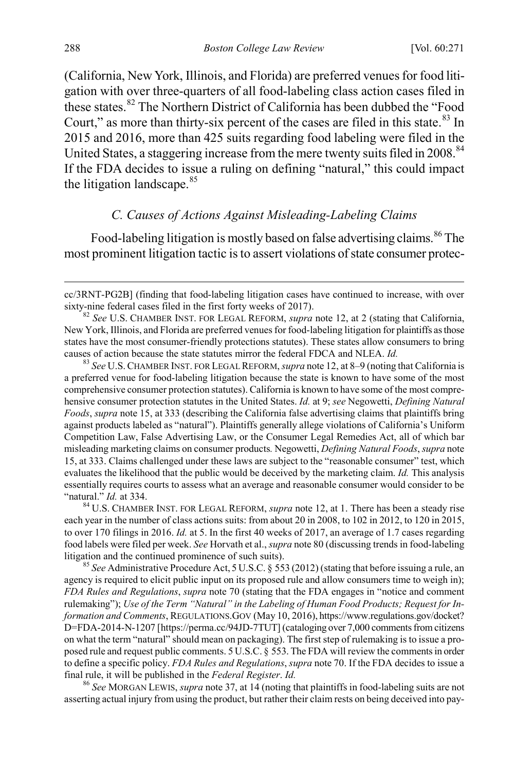(California, New York, Illinois, and Florida) are preferred venues for food litigation with over three-quarters of all food-labeling class action cases filed in these states.[82] The Northern District of California has been dubbed the "Food Court," as more than thirty-six percent of the cases are filed in this state.[83] In 2015 and 2016, more than 425 suits regarding food labeling were filed in the United States, a staggering increase from the mere twenty suits filed in 2008.[84] If the FDA decides to issue a ruling on defining "natural," this could impact the litigation landscape.[85]

### *C. Causes of Actions Against Misleading-Labeling Claims*

Food-labeling litigation is mostly based on false advertising claims.[86] The most prominent litigation tactic is to assert violations of state consumer protec-

---

cc/3RNT-PG2B] (finding that food-labeling litigation cases have continued to increase, with over sixty-nine federal cases filed in the first forty weeks of 2017).

[82] *See* U.S. CHAMBER INST. FOR LEGAL REFORM, *supra* note 12, at 2 (stating that California, New York, Illinois, and Florida are preferred venues for food-labeling litigation for plaintiffs as those states have the most consumer-friendly protections statutes). These states allow consumers to bring causes of action because the state statutes mirror the federal FDCA and NLEA. *Id.*

[83] *See* U.S. CHAMBER INST. FOR LEGAL REFORM, *supra* note 12, at 8–9 (noting that California is a preferred venue for food-labeling litigation because the state is known to have some of the most comprehensive consumer protection statutes). California is known to have some of the most comprehensive consumer protection statutes in the United States. *Id.* at 9; *see* Negowetti, *Defining Natural Foods*, *supra* note 15, at 333 (describing the California false advertising claims that plaintiffs bring against products labeled as "natural"). Plaintiffs generally allege violations of California's Uniform Competition Law, False Advertising Law, or the Consumer Legal Remedies Act, all of which bar misleading marketing claims on consumer products. Negowetti, *Defining Natural Foods*, *supra* note 15, at 333. Claims challenged under these laws are subject to the "reasonable consumer" test, which evaluates the likelihood that the public would be deceived by the marketing claim. *Id.* This analysis essentially requires courts to assess what an average and reasonable consumer would consider to be "natural." *Id.* at 334.

[84] U.S. CHAMBER INST. FOR LEGAL REFORM, *supra* note 12, at 1. There has been a steady rise each year in the number of class actions suits: from about 20 in 2008, to 102 in 2012, to 120 in 2015, to over 170 filings in 2016. *Id.* at 5. In the first 40 weeks of 2017, an average of 1.7 cases regarding food labels were filed per week. *See* Horvath et al., *supra* note 80 (discussing trends in food-labeling litigation and the continued prominence of such suits).

[85] *See* Administrative Procedure Act, 5 U.S.C. § 553 (2012) (stating that before issuing a rule, an agency is required to elicit public input on its proposed rule and allow consumers time to weigh in); *FDA Rules and Regulations*, *supra* note 70 (stating that the FDA engages in "notice and comment rulemaking"); *Use of the Term "Natural" in the Labeling of Human Food Products; Request for Information and Comments*, REGULATIONS.GOV (May 10, 2016), https://www.regulations.gov/docket?D=FDA-2014-N-1207 [https://perma.cc/94JD-7TUT] (cataloging over 7,000 comments from citizens on what the term "natural" should mean on packaging). The first step of rulemaking is to issue a proposed rule and request public comments. 5 U.S.C. § 553. The FDA will review the comments in order to define a specific policy. *FDA Rules and Regulations*, *supra* note 70. If the FDA decides to issue a final rule, it will be published in the *Federal Register*. *Id.*

[86] *See* MORGAN LEWIS, *supra* note 37, at 14 (noting that plaintiffs in food-labeling suits are not asserting actual injury from using the product, but rather their claim rests on being deceived into pay-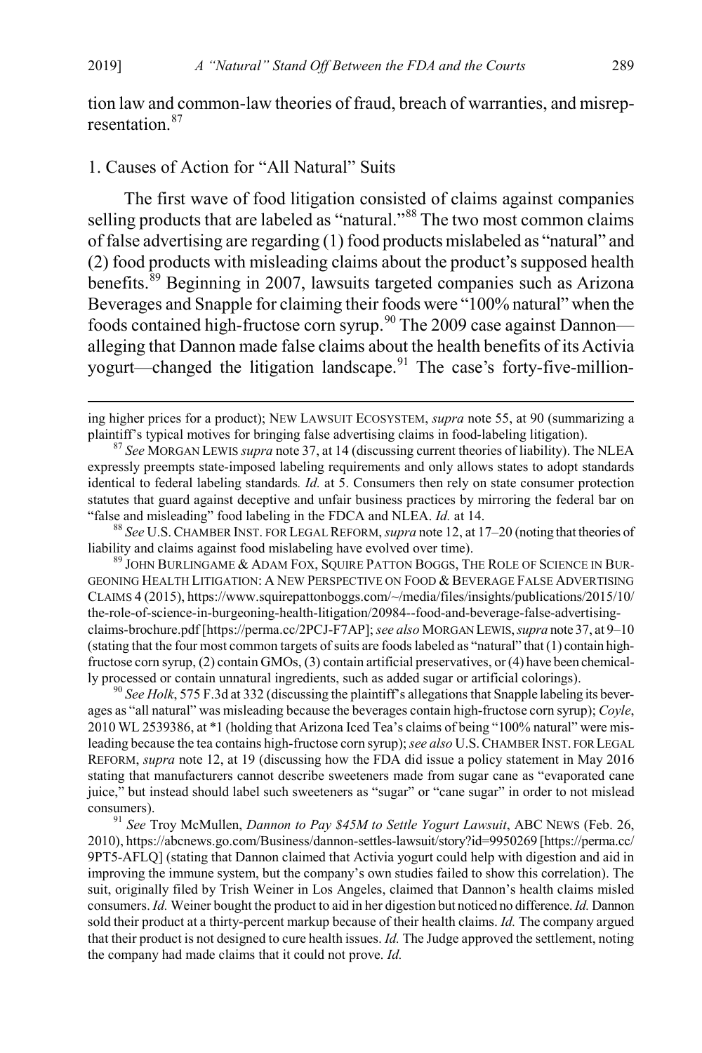tion law and common-law theories of fraud, breach of warranties, and misrepresentation.[87]

### 1. Causes of Action for "All Natural" Suits

The first wave of food litigation consisted of claims against companies selling products that are labeled as "natural."[88] The two most common claims of false advertising are regarding (1) food products mislabeled as "natural" and (2) food products with misleading claims about the product's supposed health benefits.[89] Beginning in 2007, lawsuits targeted companies such as Arizona Beverages and Snapple for claiming their foods were "100% natural" when the foods contained high-fructose corn syrup.[90] The 2009 case against Dannon—alleging that Dannon made false claims about the health benefits of its Activia yogurt—changed the litigation landscape.[91] The case's forty-five-million-

---

ing higher prices for a product); NEW LAWSUIT ECOSYSTEM, *supra* note 55, at 90 (summarizing a plaintiff's typical motives for bringing false advertising claims in food-labeling litigation).

[87] *See* MORGAN LEWIS *supra* note 37, at 14 (discussing current theories of liability). The NLEA expressly preempts state-imposed labeling requirements and only allows states to adopt standards identical to federal labeling standards*. Id.* at 5. Consumers then rely on state consumer protection statutes that guard against deceptive and unfair business practices by mirroring the federal bar on "false and misleading" food labeling in the FDCA and NLEA. *Id.* at 14.

[88] *See* U.S. CHAMBER INST. FOR LEGAL REFORM, *supra* note 12, at 17–20 (noting that theories of liability and claims against food mislabeling have evolved over time).

[89] JOHN BURLINGAME & ADAM FOX, SQUIRE PATTON BOGGS, THE ROLE OF SCIENCE IN BURGEONING HEALTH LITIGATION: A NEW PERSPECTIVE ON FOOD & BEVERAGE FALSE ADVERTISING CLAIMS 4 (2015), https://www.squirepattonboggs.com/~/media/files/insights/publications/2015/10/the-role-of-science-in-burgeoning-health-litigation/20984--food-and-beverage-false-advertising-claims-brochure.pdf [https://perma.cc/2PCJ-F7AP]; *see also* MORGAN LEWIS, *supra* note 37, at 9–10 (stating that the four most common targets of suits are foods labeled as "natural" that (1) contain high-fructose corn syrup, (2) contain GMOs, (3) contain artificial preservatives, or (4) have been chemically processed or contain unnatural ingredients, such as added sugar or artificial colorings).

[90] *See Holk*, 575 F.3d at 332 (discussing the plaintiff's allegations that Snapple labeling its beverages as "all natural" was misleading because the beverages contain high-fructose corn syrup); *Coyle*, 2010 WL 2539386, at *1 (holding that Arizona Iced Tea's claims of being "100% natural" were misleading because the tea contains high-fructose corn syrup); *see also* U.S. CHAMBER INST. FOR LEGAL REFORM, *supra* note 12, at 19 (discussing how the FDA did issue a policy statement in May 2016 stating that manufacturers cannot describe sweeteners made from sugar cane as "evaporated cane juice," but instead should label such sweeteners as "sugar" or "cane sugar" in order to not mislead consumers).

[91] *See* Troy McMullen, *Dannon to Pay $45M to Settle Yogurt Lawsuit*, ABC NEWS (Feb. 26, 2010), https://abcnews.go.com/Business/dannon-settles-lawsuit/story?id=9950269 [https://perma.cc/9PT5-AFLQ] (stating that Dannon claimed that Activia yogurt could help with digestion and aid in improving the immune system, but the company's own studies failed to show this correlation). The suit, originally filed by Trish Weiner in Los Angeles, claimed that Dannon's health claims misled consumers. *Id.* Weiner bought the product to aid in her digestion but noticed no difference. *Id.* Dannon sold their product at a thirty-percent markup because of their health claims. *Id.* The company argued that their product is not designed to cure health issues. *Id.* The Judge approved the settlement, noting the company had made claims that it could not prove. *Id.*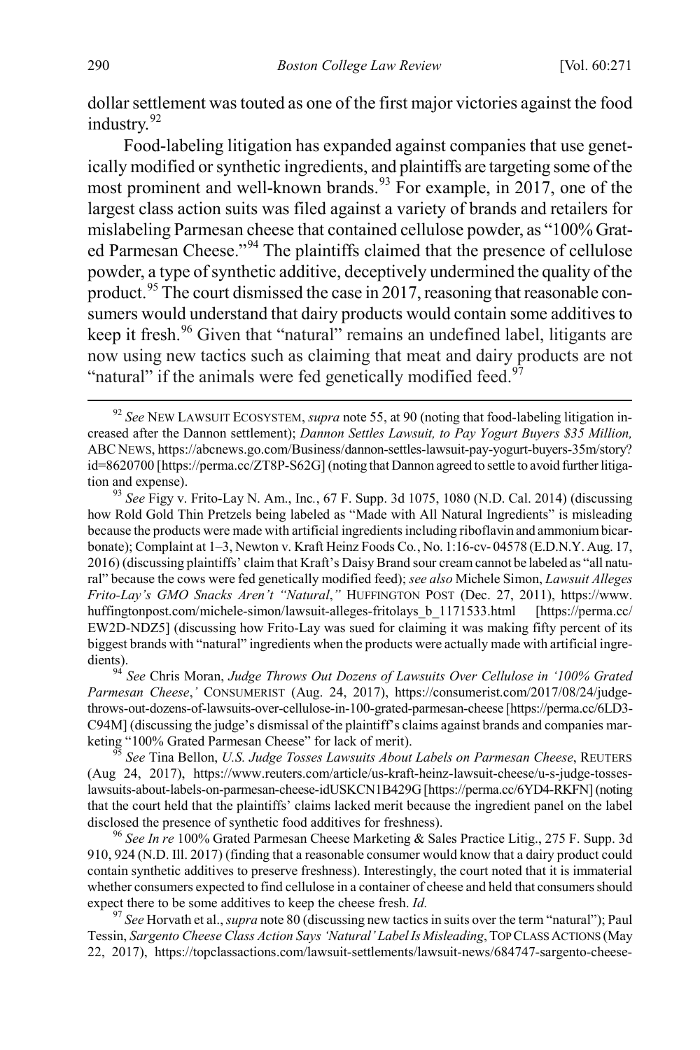dollar settlement was touted as one of the first major victories against the food industry.[92]

Food-labeling litigation has expanded against companies that use genetically modified or synthetic ingredients, and plaintiffs are targeting some of the most prominent and well-known brands.[93] For example, in 2017, one of the largest class action suits was filed against a variety of brands and retailers for mislabeling Parmesan cheese that contained cellulose powder, as "100% Grated Parmesan Cheese."[94] The plaintiffs claimed that the presence of cellulose powder, a type of synthetic additive, deceptively undermined the quality of the product.[95] The court dismissed the case in 2017, reasoning that reasonable consumers would understand that dairy products would contain some additives to keep it fresh.[96] Given that "natural" remains an undefined label, litigants are now using new tactics such as claiming that meat and dairy products are not "natural" if the animals were fed genetically modified feed.[97]

---

[92] *See* NEW LAWSUIT ECOSYSTEM, *supra* note 55, at 90 (noting that food-labeling litigation increased after the Dannon settlement); *Dannon Settles Lawsuit, to Pay Yogurt Buyers $35 Million,* ABC NEWS, https://abcnews.go.com/Business/dannon-settles-lawsuit-pay-yogurt-buyers-35m/story?id=8620700 [https://perma.cc/ZT8P-S62G] (noting that Dannon agreed to settle to avoid further litigation and expense).

[93] *See* Figy v. Frito-Lay N. Am., Inc*.*, 67 F. Supp. 3d 1075, 1080 (N.D. Cal. 2014) (discussing how Rold Gold Thin Pretzels being labeled as "Made with All Natural Ingredients" is misleading because the products were made with artificial ingredients including riboflavin and ammonium bicarbonate); Complaint at 1–3, Newton v. Kraft Heinz Foods Co*.*, No. 1:16-cv- 04578 (E.D.N.Y. Aug. 17, 2016) (discussing plaintiffs' claim that Kraft's Daisy Brand sour cream cannot be labeled as "all natural" because the cows were fed genetically modified feed); *see also* Michele Simon, *Lawsuit Alleges Frito-Lay's GMO Snacks Aren't "Natural*,*"* HUFFINGTON POST (Dec. 27, 2011), https://www.huffingtonpost.com/michele-simon/lawsuit-alleges-fritolays_b_1171533.html [https://perma.cc/EW2D-NDZ5] (discussing how Frito-Lay was sued for claiming it was making fifty percent of its biggest brands with "natural" ingredients when the products were actually made with artificial ingredients).

[94] *See* Chris Moran, *Judge Throws Out Dozens of Lawsuits Over Cellulose in '100% Grated Parmesan Cheese*,*'* CONSUMERIST (Aug. 24, 2017), https://consumerist.com/2017/08/24/judge-throws-out-dozens-of-lawsuits-over-cellulose-in-100-grated-parmesan-cheese [https://perma.cc/6LD3-C94M] (discussing the judge's dismissal of the plaintiff's claims against brands and companies marketing "100% Grated Parmesan Cheese" for lack of merit).

[95] *See* Tina Bellon, *U.S. Judge Tosses Lawsuits About Labels on Parmesan Cheese*, REUTERS (Aug 24, 2017), https://www.reuters.com/article/us-kraft-heinz-lawsuit-cheese/u-s-judge-tosses-lawsuits-about-labels-on-parmesan-cheese-idUSKCN1B429G [https://perma.cc/6YD4-RKFN] (noting that the court held that the plaintiffs' claims lacked merit because the ingredient panel on the label disclosed the presence of synthetic food additives for freshness).

[96] *See In re* 100% Grated Parmesan Cheese Marketing & Sales Practice Litig., 275 F. Supp. 3d 910, 924 (N.D. Ill. 2017) (finding that a reasonable consumer would know that a dairy product could contain synthetic additives to preserve freshness). Interestingly, the court noted that it is immaterial whether consumers expected to find cellulose in a container of cheese and held that consumers should expect there to be some additives to keep the cheese fresh. *Id.*

[97] *See* Horvath et al., *supra* note 80 (discussing new tactics in suits over the term "natural"); Paul Tessin, *Sargento Cheese Class Action Says 'Natural' Label Is Misleading*, TOP CLASS ACTIONS (May 22, 2017), https://topclassactions.com/lawsuit-settlements/lawsuit-news/684747-sargento-cheese-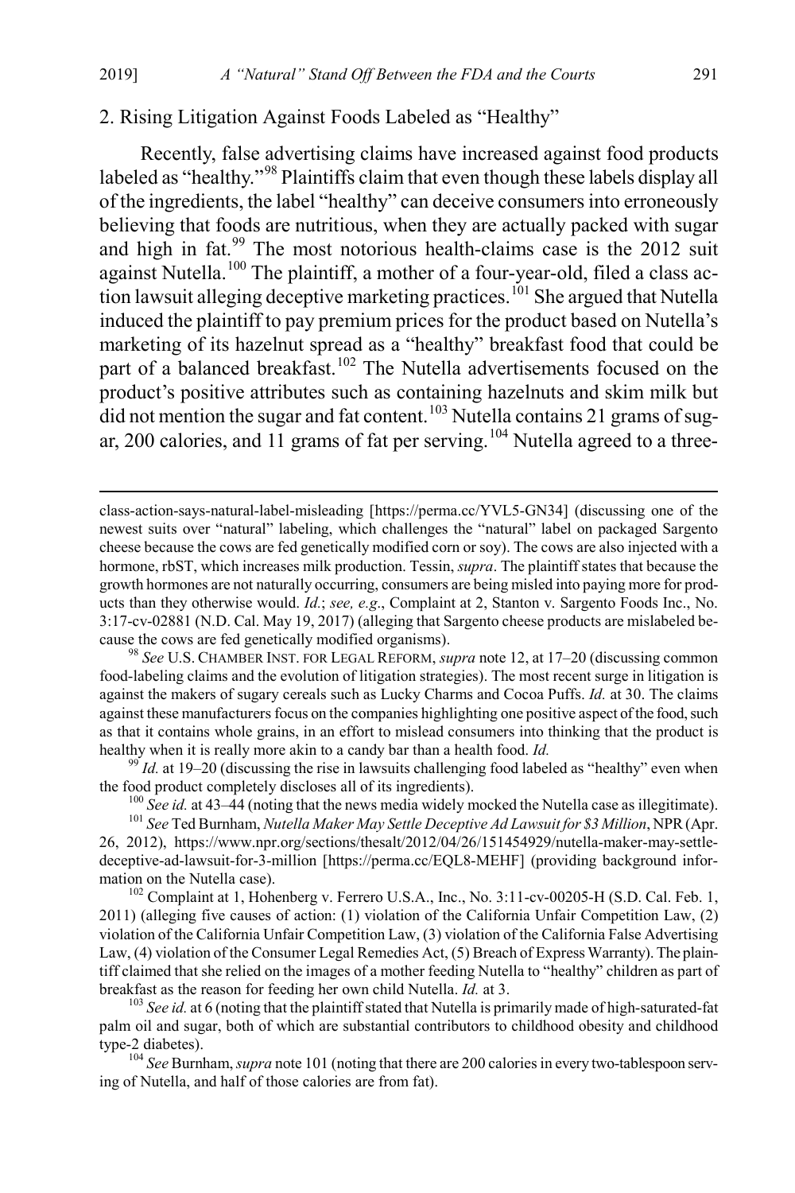### 2. Rising Litigation Against Foods Labeled as "Healthy"

Recently, false advertising claims have increased against food products labeled as "healthy."[98] Plaintiffs claim that even though these labels display all of the ingredients, the label "healthy" can deceive consumers into erroneously believing that foods are nutritious, when they are actually packed with sugar and high in fat.[99] The most notorious health-claims case is the 2012 suit against Nutella.[100] The plaintiff, a mother of a four-year-old, filed a class action lawsuit alleging deceptive marketing practices.[101] She argued that Nutella induced the plaintiff to pay premium prices for the product based on Nutella's marketing of its hazelnut spread as a "healthy" breakfast food that could be part of a balanced breakfast.[102] The Nutella advertisements focused on the product's positive attributes such as containing hazelnuts and skim milk but did not mention the sugar and fat content.[103] Nutella contains 21 grams of sugar, 200 calories, and 11 grams of fat per serving.[104] Nutella agreed to a three-

---

class-action-says-natural-label-misleading [https://perma.cc/YVL5-GN34] (discussing one of the newest suits over "natural" labeling, which challenges the "natural" label on packaged Sargento cheese because the cows are fed genetically modified corn or soy). The cows are also injected with a hormone, rbST, which increases milk production. Tessin, *supra*. The plaintiff states that because the growth hormones are not naturally occurring, consumers are being misled into paying more for products than they otherwise would. *Id.*; *see, e.g.*, Complaint at 2, Stanton v. Sargento Foods Inc., No. 3:17-cv-02881 (N.D. Cal. May 19, 2017) (alleging that Sargento cheese products are mislabeled because the cows are fed genetically modified organisms).

[98] *See* U.S. CHAMBER INST. FOR LEGAL REFORM, *supra* note 12, at 17–20 (discussing common food-labeling claims and the evolution of litigation strategies). The most recent surge in litigation is against the makers of sugary cereals such as Lucky Charms and Cocoa Puffs. *Id.* at 30. The claims against these manufacturers focus on the companies highlighting one positive aspect of the food, such as that it contains whole grains, in an effort to mislead consumers into thinking that the product is healthy when it is really more akin to a candy bar than a health food. *Id.*

[99] *Id.* at 19–20 (discussing the rise in lawsuits challenging food labeled as "healthy" even when the food product completely discloses all of its ingredients).

[100] *See id.* at 43–44 (noting that the news media widely mocked the Nutella case as illegitimate).

[101] *See* Ted Burnham, *Nutella Maker May Settle Deceptive Ad Lawsuit for $3 Million*, NPR (Apr. 26, 2012), https://www.npr.org/sections/thesalt/2012/04/26/151454929/nutella-maker-may-settle-deceptive-ad-lawsuit-for-3-million [https://perma.cc/EQL8-MEHF] (providing background information on the Nutella case).

[102] Complaint at 1, Hohenberg v. Ferrero U.S.A., Inc., No. 3:11-cv-00205-H (S.D. Cal. Feb. 1, 2011) (alleging five causes of action: (1) violation of the California Unfair Competition Law, (2) violation of the California Unfair Competition Law, (3) violation of the California False Advertising Law, (4) violation of the Consumer Legal Remedies Act, (5) Breach of Express Warranty). The plaintiff claimed that she relied on the images of a mother feeding Nutella to "healthy" children as part of breakfast as the reason for feeding her own child Nutella. *Id.* at 3.

[103] *See id.* at 6 (noting that the plaintiff stated that Nutella is primarily made of high-saturated-fat palm oil and sugar, both of which are substantial contributors to childhood obesity and childhood type-2 diabetes).

[104] *See* Burnham, *supra* note 101 (noting that there are 200 calories in every two-tablespoon serving of Nutella, and half of those calories are from fat).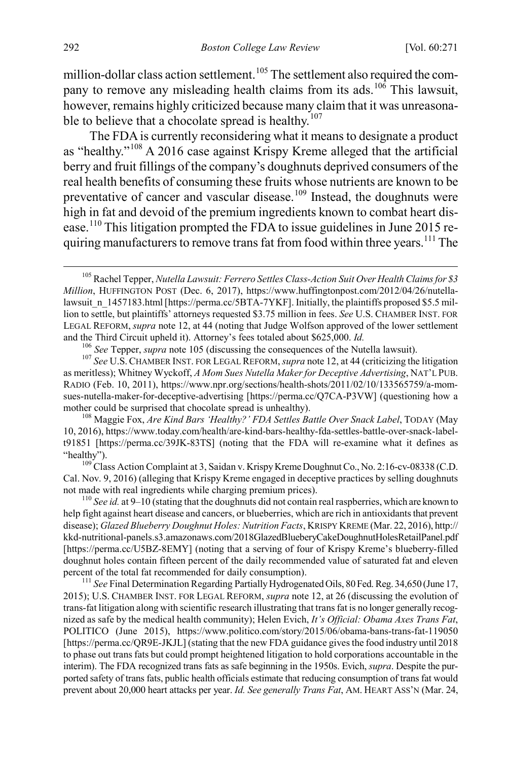million-dollar class action settlement.[105] The settlement also required the company to remove any misleading health claims from its ads.[106] This lawsuit, however, remains highly criticized because many claim that it was unreasonable to believe that a chocolate spread is healthy.[107]

The FDA is currently reconsidering what it means to designate a product as "healthy."[108] A 2016 case against Krispy Kreme alleged that the artificial berry and fruit fillings of the company's doughnuts deprived consumers of the real health benefits of consuming these fruits whose nutrients are known to be preventative of cancer and vascular disease.[109] Instead, the doughnuts were high in fat and devoid of the premium ingredients known to combat heart disease.[110] This litigation prompted the FDA to issue guidelines in June 2015 requiring manufacturers to remove trans fat from food within three years.[111] The

[105] Rachel Tepper, *Nutella Lawsuit: Ferrero Settles Class-Action Suit Over Health Claims for $3 Million*, HUFFINGTON POST (Dec. 6, 2017), https://www.huffingtonpost.com/2012/04/26/nutella-lawsuit_n_1457183.html [https://perma.cc/5BTA-7YKF]. Initially, the plaintiffs proposed $5.5 million to settle, but plaintiffs' attorneys requested $3.75 million in fees. *See* U.S. CHAMBER INST. FOR LEGAL REFORM, *supra* note 12, at 44 (noting that Judge Wolfson approved of the lower settlement and the Third Circuit upheld it). Attorney's fees totaled about $625,000. *Id.*

[106] *See* Tepper, *supra* note 105 (discussing the consequences of the Nutella lawsuit).

[107] *See* U.S. CHAMBER INST. FOR LEGAL REFORM, *supra* note 12, at 44 (criticizing the litigation as meritless); Whitney Wyckoff, *A Mom Sues Nutella Maker for Deceptive Advertising*, NAT'L PUB. RADIO (Feb. 10, 2011), https://www.npr.org/sections/health-shots/2011/02/10/133565759/a-mom-sues-nutella-maker-for-deceptive-advertising [https://perma.cc/Q7CA-P3VW] (questioning how a mother could be surprised that chocolate spread is unhealthy).

[108] Maggie Fox, *Are Kind Bars 'Healthy?' FDA Settles Battle Over Snack Label*, TODAY (May 10, 2016), https://www.today.com/health/are-kind-bars-healthy-fda-settles-battle-over-snack-label-t91851 [https://perma.cc/39JK-83TS] (noting that the FDA will re-examine what it defines as "healthy").

[109] Class Action Complaint at 3, Saidan v. Krispy Kreme Doughnut Co., No. 2:16-cv-08338 (C.D. Cal. Nov. 9, 2016) (alleging that Krispy Kreme engaged in deceptive practices by selling doughnuts not made with real ingredients while charging premium prices).

[110] *See id.* at 9–10 (stating that the doughnuts did not contain real raspberries, which are known to help fight against heart disease and cancers, or blueberries, which are rich in antioxidants that prevent disease); *Glazed Blueberry Doughnut Holes: Nutrition Facts*, KRISPY KREME (Mar. 22, 2016), http://kkd-nutritional-panels.s3.amazonaws.com/2018GlazedBlueberryCakeDoughnutHolesRetailPanel.pdf [https://perma.cc/U5BZ-8EMY] (noting that a serving of four of Krispy Kreme's blueberry-filled doughnut holes contain fifteen percent of the daily recommended value of saturated fat and eleven percent of the total fat recommended for daily consumption).

[111] *See* Final Determination Regarding Partially Hydrogenated Oils, 80 Fed. Reg. 34,650 (June 17, 2015); U.S. CHAMBER INST. FOR LEGAL REFORM, *supra* note 12, at 26 (discussing the evolution of trans-fat litigation along with scientific research illustrating that trans fat is no longer generally recognized as safe by the medical health community); Helen Evich, *It's Official: Obama Axes Trans Fat*, POLITICO (June 2015), https://www.politico.com/story/2015/06/obama-bans-trans-fat-119050 [https://perma.cc/QR9E-JKJL] (stating that the new FDA guidance gives the food industry until 2018 to phase out trans fats but could prompt heightened litigation to hold corporations accountable in the interim). The FDA recognized trans fats as safe beginning in the 1950s. Evich, *supra*. Despite the purported safety of trans fats, public health officials estimate that reducing consumption of trans fat would prevent about 20,000 heart attacks per year. *Id. See generally Trans Fat*, AM. HEART ASS'N (Mar. 24,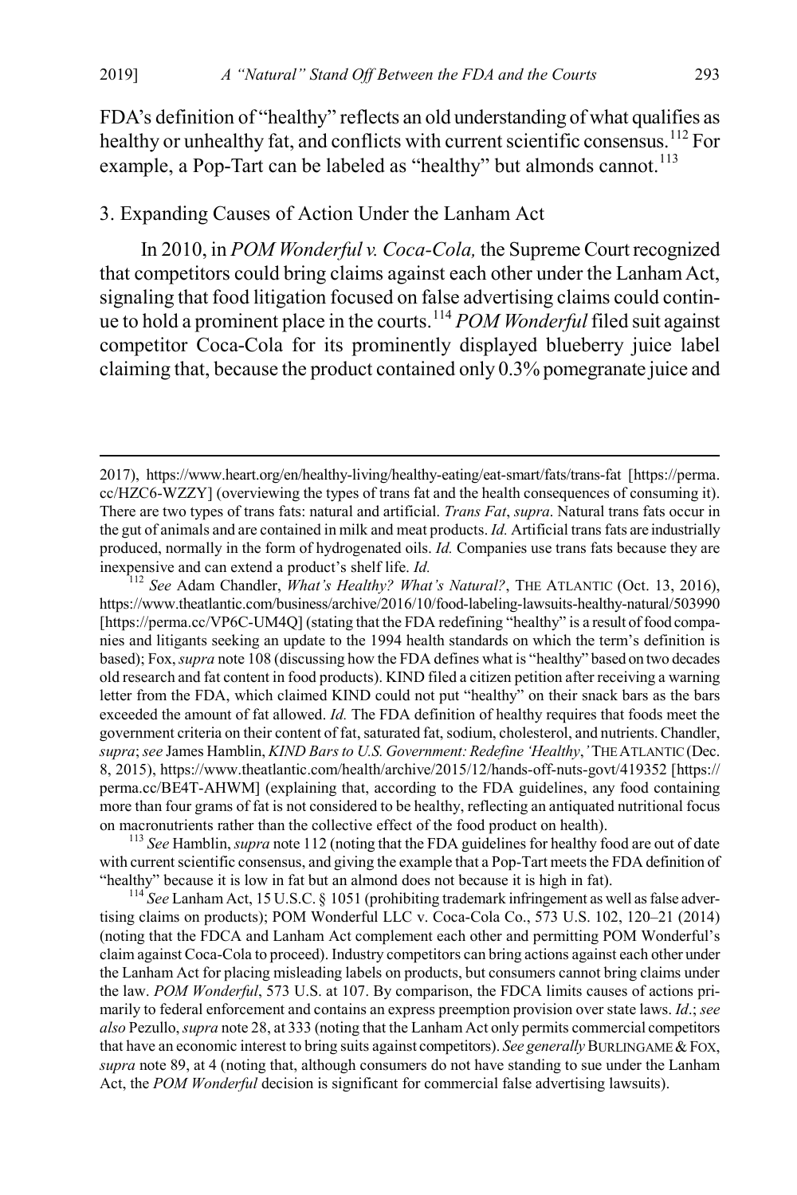FDA's definition of "healthy" reflects an old understanding of what qualifies as healthy or unhealthy fat, and conflicts with current scientific consensus.[112] For example, a Pop-Tart can be labeled as "healthy" but almonds cannot.[113]

### 3. Expanding Causes of Action Under the Lanham Act

In 2010, in *POM Wonderful v. Coca-Cola,* the Supreme Court recognized that competitors could bring claims against each other under the Lanham Act, signaling that food litigation focused on false advertising claims could continue to hold a prominent place in the courts.[114] *POM Wonderful* filed suit against competitor Coca-Cola for its prominently displayed blueberry juice label claiming that, because the product contained only 0.3% pomegranate juice and

---

2017), https://www.heart.org/en/healthy-living/healthy-eating/eat-smart/fats/trans-fat [https://perma.cc/HZC6-WZZY] (overviewing the types of trans fat and the health consequences of consuming it). There are two types of trans fats: natural and artificial. *Trans Fat*, *supra*. Natural trans fats occur in the gut of animals and are contained in milk and meat products. *Id.* Artificial trans fats are industrially produced, normally in the form of hydrogenated oils. *Id.* Companies use trans fats because they are inexpensive and can extend a product's shelf life. *Id.*

[112] *See* Adam Chandler, *What's Healthy? What's Natural?*, THE ATLANTIC (Oct. 13, 2016), https://www.theatlantic.com/business/archive/2016/10/food-labeling-lawsuits-healthy-natural/503990 [https://perma.cc/VP6C-UM4Q] (stating that the FDA redefining "healthy" is a result of food companies and litigants seeking an update to the 1994 health standards on which the term's definition is based); Fox, *supra* note 108 (discussing how the FDA defines what is "healthy" based on two decades old research and fat content in food products). KIND filed a citizen petition after receiving a warning letter from the FDA, which claimed KIND could not put "healthy" on their snack bars as the bars exceeded the amount of fat allowed. *Id.* The FDA definition of healthy requires that foods meet the government criteria on their content of fat, saturated fat, sodium, cholesterol, and nutrients. Chandler, *supra*; *see* James Hamblin, *KIND Bars to U.S. Government: Redefine 'Healthy*,*'* THE ATLANTIC (Dec. 8, 2015), https://www.theatlantic.com/health/archive/2015/12/hands-off-nuts-govt/419352 [https://perma.cc/BE4T-AHWM] (explaining that, according to the FDA guidelines, any food containing more than four grams of fat is not considered to be healthy, reflecting an antiquated nutritional focus on macronutrients rather than the collective effect of the food product on health).

[113] *See* Hamblin, *supra* note 112 (noting that the FDA guidelines for healthy food are out of date with current scientific consensus, and giving the example that a Pop-Tart meets the FDA definition of "healthy" because it is low in fat but an almond does not because it is high in fat).

[114] *See* Lanham Act, 15 U.S.C. § 1051 (prohibiting trademark infringement as well as false advertising claims on products); POM Wonderful LLC v. Coca-Cola Co., 573 U.S. 102, 120–21 (2014) (noting that the FDCA and Lanham Act complement each other and permitting POM Wonderful's claim against Coca-Cola to proceed). Industry competitors can bring actions against each other under the Lanham Act for placing misleading labels on products, but consumers cannot bring claims under the law. *POM Wonderful*, 573 U.S. at 107. By comparison, the FDCA limits causes of actions primarily to federal enforcement and contains an express preemption provision over state laws. *Id*.; *see also* Pezullo, *supra* note 28, at 333 (noting that the Lanham Act only permits commercial competitors that have an economic interest to bring suits against competitors). *See generally* BURLINGAME & FOX, *supra* note 89, at 4 (noting that, although consumers do not have standing to sue under the Lanham Act, the *POM Wonderful* decision is significant for commercial false advertising lawsuits).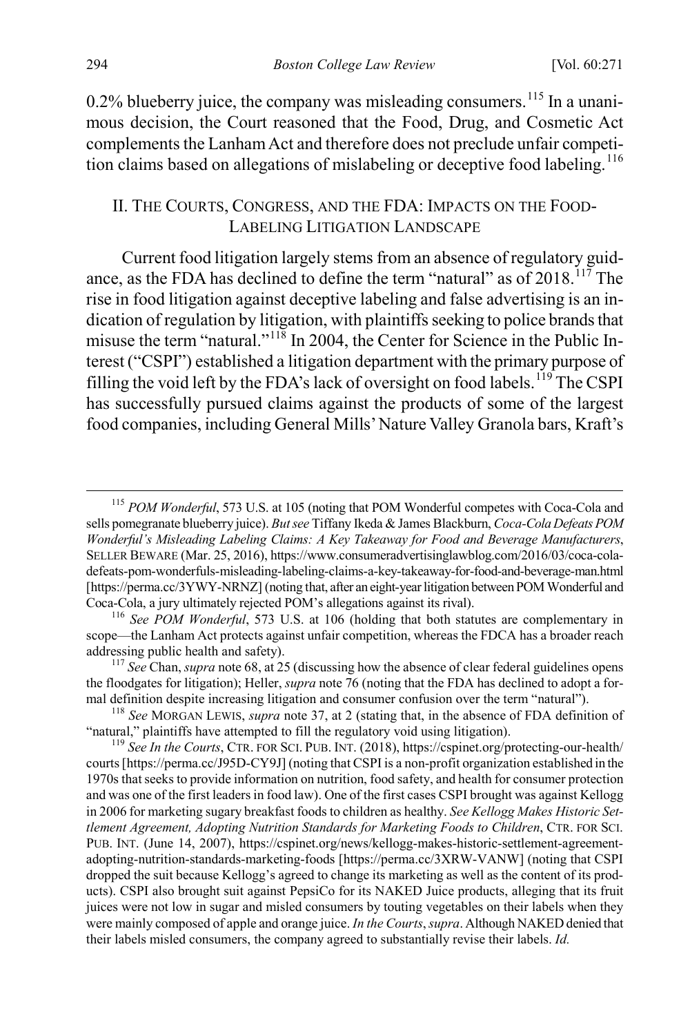0.2% blueberry juice, the company was misleading consumers.[115] In a unanimous decision, the Court reasoned that the Food, Drug, and Cosmetic Act complements the Lanham Act and therefore does not preclude unfair competition claims based on allegations of mislabeling or deceptive food labeling.[116]

## II. THE COURTS, CONGRESS, AND THE FDA: IMPACTS ON THE FOOD-LABELING LITIGATION LANDSCAPE

Current food litigation largely stems from an absence of regulatory guidance, as the FDA has declined to define the term "natural" as of 2018.[117] The rise in food litigation against deceptive labeling and false advertising is an indication of regulation by litigation, with plaintiffs seeking to police brands that misuse the term "natural."[118] In 2004, the Center for Science in the Public Interest ("CSPI") established a litigation department with the primary purpose of filling the void left by the FDA's lack of oversight on food labels.[119] The CSPI has successfully pursued claims against the products of some of the largest food companies, including General Mills' Nature Valley Granola bars, Kraft's

---

[115] *POM Wonderful*, 573 U.S. at 105 (noting that POM Wonderful competes with Coca-Cola and sells pomegranate blueberry juice). *But see* Tiffany Ikeda & James Blackburn, *Coca-Cola Defeats POM Wonderful's Misleading Labeling Claims: A Key Takeaway for Food and Beverage Manufacturers*, SELLER BEWARE (Mar. 25, 2016), https://www.consumeradvertisinglawblog.com/2016/03/coca-cola-defeats-pom-wonderfuls-misleading-labeling-claims-a-key-takeaway-for-food-and-beverage-man.html [https://perma.cc/3YWY-NRNZ] (noting that, after an eight-year litigation between POM Wonderful and Coca-Cola, a jury ultimately rejected POM's allegations against its rival).

[116] *See POM Wonderful*, 573 U.S. at 106 (holding that both statutes are complementary in scope—the Lanham Act protects against unfair competition, whereas the FDCA has a broader reach addressing public health and safety).

[117] *See* Chan, *supra* note 68, at 25 (discussing how the absence of clear federal guidelines opens the floodgates for litigation); Heller, *supra* note 76 (noting that the FDA has declined to adopt a formal definition despite increasing litigation and consumer confusion over the term "natural").

[118] *See* MORGAN LEWIS, *supra* note 37, at 2 (stating that, in the absence of FDA definition of "natural," plaintiffs have attempted to fill the regulatory void using litigation).

[119] *See In the Courts*, CTR. FOR SCI. PUB. INT. (2018), https://cspinet.org/protecting-our-health/courts [https://perma.cc/J95D-CY9J] (noting that CSPI is a non-profit organization established in the 1970s that seeks to provide information on nutrition, food safety, and health for consumer protection and was one of the first leaders in food law). One of the first cases CSPI brought was against Kellogg in 2006 for marketing sugary breakfast foods to children as healthy. *See Kellogg Makes Historic Settlement Agreement, Adopting Nutrition Standards for Marketing Foods to Children*, CTR. FOR SCI. PUB. INT. (June 14, 2007), https://cspinet.org/news/kellogg-makes-historic-settlement-agreement-adopting-nutrition-standards-marketing-foods [https://perma.cc/3XRW-VANW] (noting that CSPI dropped the suit because Kellogg's agreed to change its marketing as well as the content of its products). CSPI also brought suit against PepsiCo for its NAKED Juice products, alleging that its fruit juices were not low in sugar and misled consumers by touting vegetables on their labels when they were mainly composed of apple and orange juice. *In the Courts*, *supra*. Although NAKED denied that their labels misled consumers, the company agreed to substantially revise their labels. *Id.*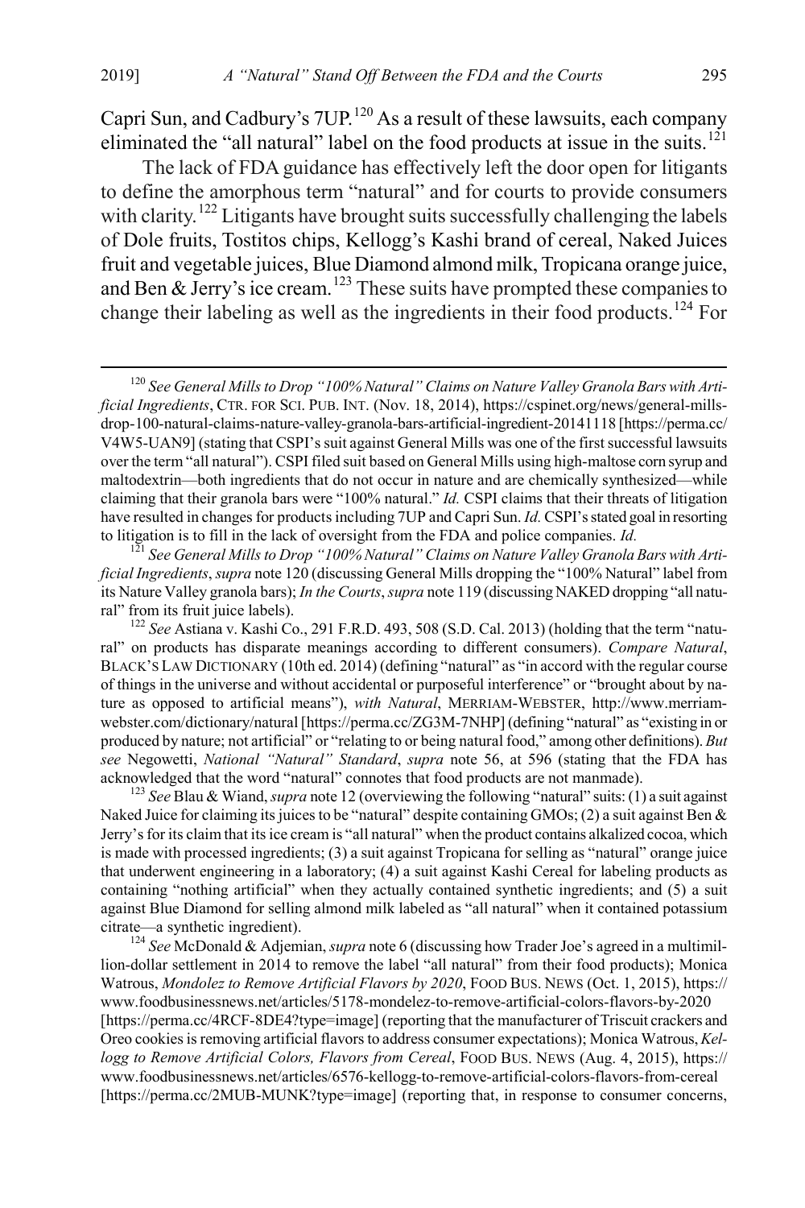Capri Sun, and Cadbury's 7UP.[120] As a result of these lawsuits, each company eliminated the "all natural" label on the food products at issue in the suits.[121]

The lack of FDA guidance has effectively left the door open for litigants to define the amorphous term "natural" and for courts to provide consumers with clarity.[122] Litigants have brought suits successfully challenging the labels of Dole fruits, Tostitos chips, Kellogg's Kashi brand of cereal, Naked Juices fruit and vegetable juices, Blue Diamond almond milk, Tropicana orange juice, and Ben & Jerry's ice cream.[123] These suits have prompted these companies to change their labeling as well as the ingredients in their food products.[124] For

---

[120] *See General Mills to Drop "100% Natural" Claims on Nature Valley Granola Bars with Artificial Ingredients*, CTR. FOR SCI. PUB. INT. (Nov. 18, 2014), https://cspinet.org/news/general-mills-drop-100-natural-claims-nature-valley-granola-bars-artificial-ingredient-20141118 [https://perma.cc/V4W5-UAN9] (stating that CSPI's suit against General Mills was one of the first successful lawsuits over the term "all natural"). CSPI filed suit based on General Mills using high-maltose corn syrup and maltodextrin—both ingredients that do not occur in nature and are chemically synthesized—while claiming that their granola bars were "100% natural." *Id.* CSPI claims that their threats of litigation have resulted in changes for products including 7UP and Capri Sun. *Id.* CSPI's stated goal in resorting to litigation is to fill in the lack of oversight from the FDA and police companies. *Id.*

[121] *See General Mills to Drop "100% Natural" Claims on Nature Valley Granola Bars with Artificial Ingredients*, *supra* note 120 (discussing General Mills dropping the "100% Natural" label from its Nature Valley granola bars); *In the Courts*, *supra* note 119 (discussing NAKED dropping "all natural" from its fruit juice labels).

[122] *See* Astiana v. Kashi Co., 291 F.R.D. 493, 508 (S.D. Cal. 2013) (holding that the term "natural" on products has disparate meanings according to different consumers). *Compare Natural*, BLACK'S LAW DICTIONARY (10th ed. 2014) (defining "natural" as "in accord with the regular course of things in the universe and without accidental or purposeful interference" or "brought about by nature as opposed to artificial means"), *with Natural*, MERRIAM-WEBSTER, http://www.merriam-webster.com/dictionary/natural [https://perma.cc/ZG3M-7NHP] (defining "natural" as "existing in or produced by nature; not artificial" or "relating to or being natural food," among other definitions). *But see* Negowetti, *National "Natural" Standard*, *supra* note 56, at 596 (stating that the FDA has acknowledged that the word "natural" connotes that food products are not manmade).

[123] *See* Blau & Wiand, *supra* note 12 (overviewing the following "natural" suits: (1) a suit against Naked Juice for claiming its juices to be "natural" despite containing GMOs; (2) a suit against Ben & Jerry's for its claim that its ice cream is "all natural" when the product contains alkalized cocoa, which is made with processed ingredients; (3) a suit against Tropicana for selling as "natural" orange juice that underwent engineering in a laboratory; (4) a suit against Kashi Cereal for labeling products as containing "nothing artificial" when they actually contained synthetic ingredients; and (5) a suit against Blue Diamond for selling almond milk labeled as "all natural" when it contained potassium citrate—a synthetic ingredient).

[124] *See* McDonald & Adjemian, *supra* note 6 (discussing how Trader Joe's agreed in a multimillion-dollar settlement in 2014 to remove the label "all natural" from their food products); Monica Watrous, *Mondolez to Remove Artificial Flavors by 2020*, FOOD BUS. NEWS (Oct. 1, 2015), https://www.foodbusinessnews.net/articles/5178-mondelez-to-remove-artificial-colors-flavors-by-2020 [https://perma.cc/4RCF-8DE4?type=image] (reporting that the manufacturer of Triscuit crackers and Oreo cookies is removing artificial flavors to address consumer expectations); Monica Watrous, *Kellogg to Remove Artificial Colors, Flavors from Cereal*, FOOD BUS. NEWS (Aug. 4, 2015), https://www.foodbusinessnews.net/articles/6576-kellogg-to-remove-artificial-colors-flavors-from-cereal [https://perma.cc/2MUB-MUNK?type=image] (reporting that, in response to consumer concerns,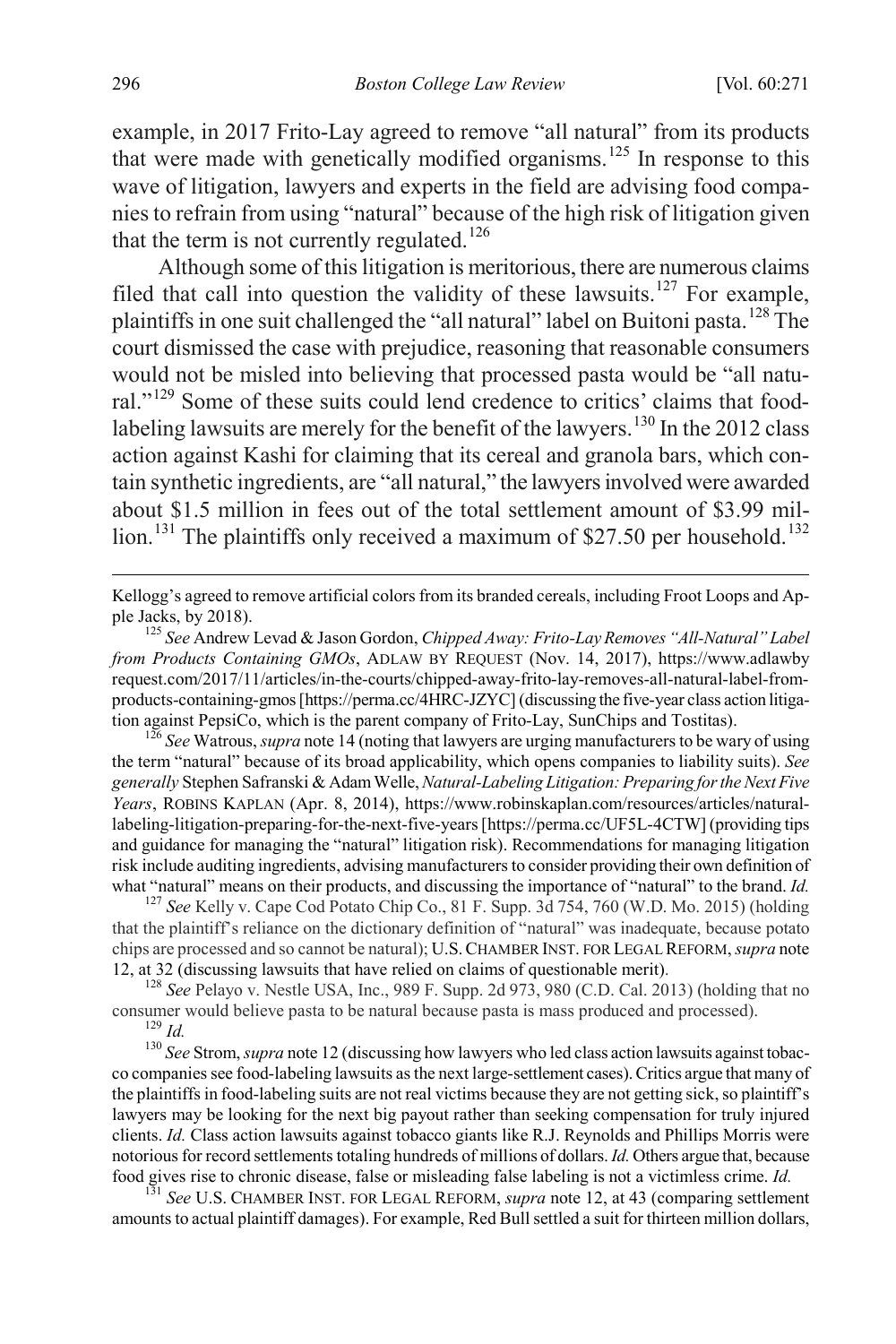example, in 2017 Frito-Lay agreed to remove "all natural" from its products that were made with genetically modified organisms.[125] In response to this wave of litigation, lawyers and experts in the field are advising food companies to refrain from using "natural" because of the high risk of litigation given that the term is not currently regulated.[126]

Although some of this litigation is meritorious, there are numerous claims filed that call into question the validity of these lawsuits.[127] For example, plaintiffs in one suit challenged the "all natural" label on Buitoni pasta.[128] The court dismissed the case with prejudice, reasoning that reasonable consumers would not be misled into believing that processed pasta would be "all natural."[129] Some of these suits could lend credence to critics' claims that food-labeling lawsuits are merely for the benefit of the lawyers.[130] In the 2012 class action against Kashi for claiming that its cereal and granola bars, which contain synthetic ingredients, are "all natural," the lawyers involved were awarded about $1.5 million in fees out of the total settlement amount of $3.99 million.[131] The plaintiffs only received a maximum of $27.50 per household.[132]

---

Kellogg's agreed to remove artificial colors from its branded cereals, including Froot Loops and Apple Jacks, by 2018).

[125] *See* Andrew Levad & Jason Gordon, *Chipped Away: Frito-Lay Removes "All-Natural" Label from Products Containing GMOs*, ADLAW BY REQUEST (Nov. 14, 2017), https://www.adlawbyrequest.com/2017/11/articles/in-the-courts/chipped-away-frito-lay-removes-all-natural-label-from-products-containing-gmos [https://perma.cc/4HRC-JZYC] (discussing the five-year class action litigation against PepsiCo, which is the parent company of Frito-Lay, SunChips and Tostitas).

[126] *See* Watrous, *supra* note 14 (noting that lawyers are urging manufacturers to be wary of using the term "natural" because of its broad applicability, which opens companies to liability suits). *See generally* Stephen Safranski & Adam Welle, *Natural-Labeling Litigation: Preparing for the Next Five Years*, ROBINS KAPLAN (Apr. 8, 2014), https://www.robinskaplan.com/resources/articles/natural-labeling-litigation-preparing-for-the-next-five-years [https://perma.cc/UF5L-4CTW] (providing tips and guidance for managing the "natural" litigation risk). Recommendations for managing litigation risk include auditing ingredients, advising manufacturers to consider providing their own definition of what "natural" means on their products, and discussing the importance of "natural" to the brand. *Id.*

[127] *See* Kelly v. Cape Cod Potato Chip Co., 81 F. Supp. 3d 754, 760 (W.D. Mo. 2015) (holding that the plaintiff's reliance on the dictionary definition of "natural" was inadequate, because potato chips are processed and so cannot be natural); U.S. CHAMBER INST. FOR LEGAL REFORM, *supra* note 12, at 32 (discussing lawsuits that have relied on claims of questionable merit).

[128] *See* Pelayo v. Nestle USA, Inc., 989 F. Supp. 2d 973, 980 (C.D. Cal. 2013) (holding that no consumer would believe pasta to be natural because pasta is mass produced and processed).

[129] *Id.*

[130] *See* Strom, *supra* note 12 (discussing how lawyers who led class action lawsuits against tobacco companies see food-labeling lawsuits as the next large-settlement cases). Critics argue that many of the plaintiffs in food-labeling suits are not real victims because they are not getting sick, so plaintiff's lawyers may be looking for the next big payout rather than seeking compensation for truly injured clients. *Id.* Class action lawsuits against tobacco giants like R.J. Reynolds and Phillips Morris were notorious for record settlements totaling hundreds of millions of dollars. *Id.* Others argue that, because food gives rise to chronic disease, false or misleading false labeling is not a victimless crime. *Id.*

[131] *See* U.S. CHAMBER INST. FOR LEGAL REFORM, *supra* note 12, at 43 (comparing settlement amounts to actual plaintiff damages). For example, Red Bull settled a suit for thirteen million dollars,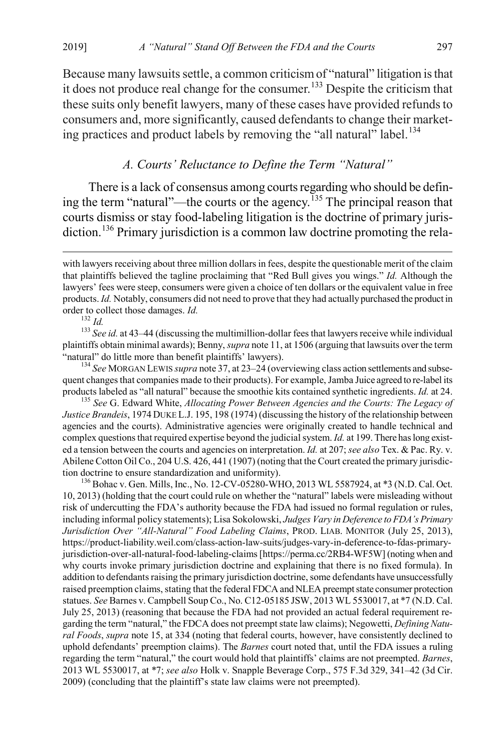Because many lawsuits settle, a common criticism of "natural" litigation is that it does not produce real change for the consumer.[133] Despite the criticism that these suits only benefit lawyers, many of these cases have provided refunds to consumers and, more significantly, caused defendants to change their marketing practices and product labels by removing the "all natural" label.[134]

### *A. Courts' Reluctance to Define the Term "Natural"*

There is a lack of consensus among courts regarding who should be defining the term "natural"—the courts or the agency.[135] The principal reason that courts dismiss or stay food-labeling litigation is the doctrine of primary jurisdiction.[136] Primary jurisdiction is a common law doctrine promoting the rela-

---

with lawyers receiving about three million dollars in fees, despite the questionable merit of the claim that plaintiffs believed the tagline proclaiming that "Red Bull gives you wings." *Id.* Although the lawyers' fees were steep, consumers were given a choice of ten dollars or the equivalent value in free products. *Id.* Notably, consumers did not need to prove that they had actually purchased the product in order to collect those damages. *Id.*

[132] *Id.*

[133] *See id.* at 43–44 (discussing the multimillion-dollar fees that lawyers receive while individual plaintiffs obtain minimal awards); Benny, *supra* note 11, at 1506 (arguing that lawsuits over the term "natural" do little more than benefit plaintiffs' lawyers).

[134] *See* MORGAN LEWIS *supra* note 37, at 23–24 (overviewing class action settlements and subsequent changes that companies made to their products). For example, Jamba Juice agreed to re-label its products labeled as "all natural" because the smoothie kits contained synthetic ingredients. *Id.* at 24.

[135] *See* G. Edward White, *Allocating Power Between Agencies and the Courts: The Legacy of Justice Brandeis*, 1974 DUKE L.J. 195, 198 (1974) (discussing the history of the relationship between agencies and the courts). Administrative agencies were originally created to handle technical and complex questions that required expertise beyond the judicial system. *Id.* at 199. There has long existed a tension between the courts and agencies on interpretation. *Id.* at 207; *see also* Tex. & Pac. Ry. v. Abilene Cotton Oil Co., 204 U.S. 426, 441 (1907) (noting that the Court created the primary jurisdiction doctrine to ensure standardization and uniformity).

[136] Bohac v. Gen. Mills, Inc., No. 12-CV-05280-WHO, 2013 WL 5587924, at *3 (N.D. Cal. Oct. 10, 2013) (holding that the court could rule on whether the "natural" labels were misleading without risk of undercutting the FDA's authority because the FDA had issued no formal regulation or rules, including informal policy statements); Lisa Sokolowski, *Judges Vary in Deference to FDA's Primary Jurisdiction Over "All-Natural" Food Labeling Claims*, PROD. LIAB. MONITOR (July 25, 2013), https://product-liability.weil.com/class-action-law-suits/judges-vary-in-deference-to-fdas-primary-jurisdiction-over-all-natural-food-labeling-claims [https://perma.cc/2RB4-WF5W] (noting when and why courts invoke primary jurisdiction doctrine and explaining that there is no fixed formula). In addition to defendants raising the primary jurisdiction doctrine, some defendants have unsuccessfully raised preemption claims, stating that the federal FDCA and NLEA preempt state consumer protection statues. *See* Barnes v. Campbell Soup Co., No. C12-05185 JSW, 2013 WL 5530017, at *7 (N.D. Cal. July 25, 2013) (reasoning that because the FDA had not provided an actual federal requirement regarding the term "natural," the FDCA does not preempt state law claims); Negowetti, *Defining Natural Foods*, *supra* note 15, at 334 (noting that federal courts, however, have consistently declined to uphold defendants' preemption claims). The *Barnes* court noted that, until the FDA issues a ruling regarding the term "natural," the court would hold that plaintiffs' claims are not preempted. *Barnes*, 2013 WL 5530017, at *7; *see also* Holk v. Snapple Beverage Corp., 575 F.3d 329, 341–42 (3d Cir. 2009) (concluding that the plaintiff's state law claims were not preempted).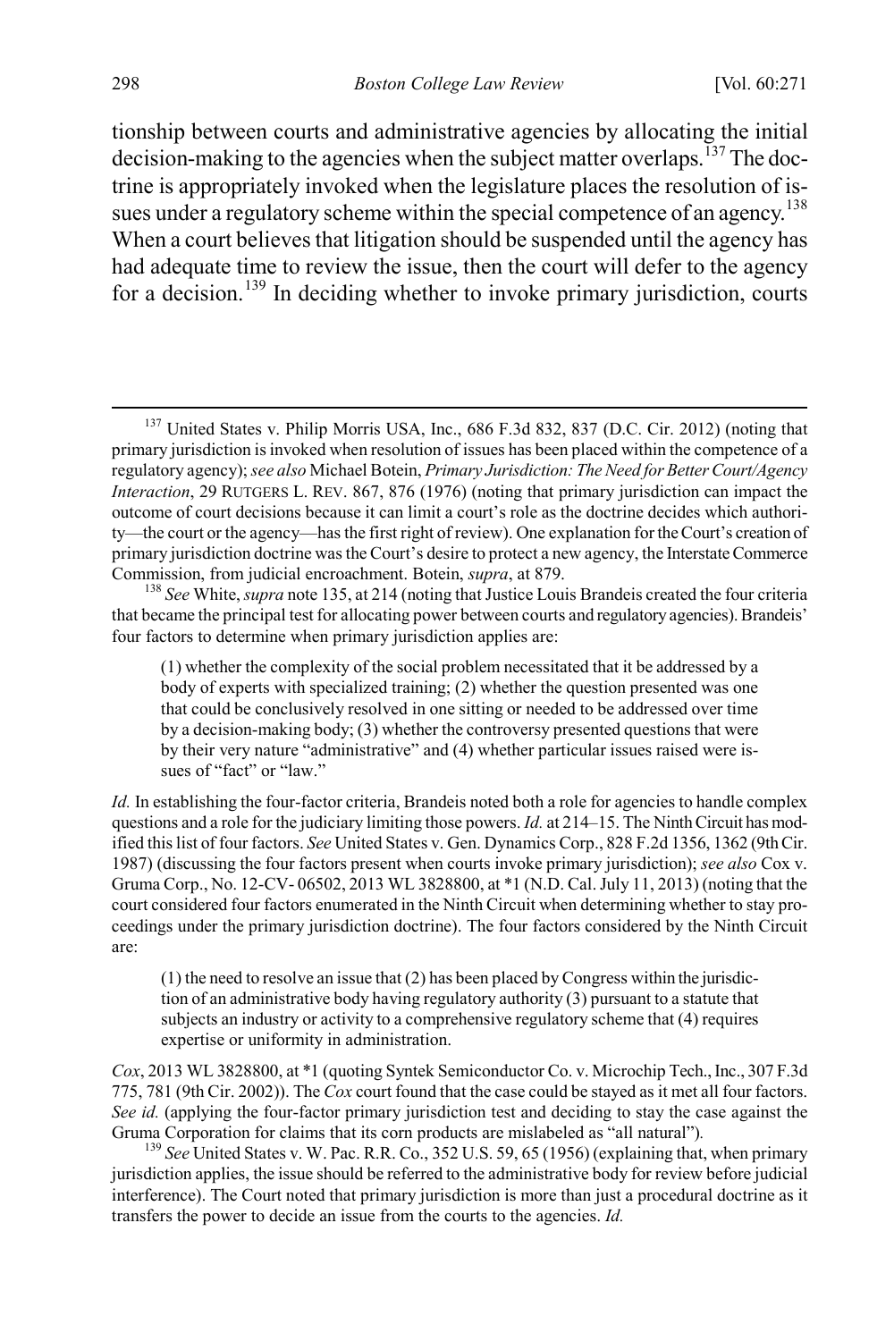tionship between courts and administrative agencies by allocating the initial decision-making to the agencies when the subject matter overlaps.[137] The doctrine is appropriately invoked when the legislature places the resolution of issues under a regulatory scheme within the special competence of an agency.[138] When a court believes that litigation should be suspended until the agency has had adequate time to review the issue, then the court will defer to the agency for a decision.[139] In deciding whether to invoke primary jurisdiction, courts

[137] United States v. Philip Morris USA, Inc., 686 F.3d 832, 837 (D.C. Cir. 2012) (noting that primary jurisdiction is invoked when resolution of issues has been placed within the competence of a regulatory agency); *see also* Michael Botein, *Primary Jurisdiction: The Need for Better Court/Agency Interaction*, 29 RUTGERS L. REV. 867, 876 (1976) (noting that primary jurisdiction can impact the outcome of court decisions because it can limit a court's role as the doctrine decides which authority—the court or the agency—has the first right of review). One explanation for the Court's creation of primary jurisdiction doctrine was the Court's desire to protect a new agency, the Interstate Commerce Commission, from judicial encroachment. Botein, *supra*, at 879.

[138] *See* White, *supra* note 135, at 214 (noting that Justice Louis Brandeis created the four criteria that became the principal test for allocating power between courts and regulatory agencies). Brandeis' four factors to determine when primary jurisdiction applies are:

> (1) whether the complexity of the social problem necessitated that it be addressed by a body of experts with specialized training; (2) whether the question presented was one that could be conclusively resolved in one sitting or needed to be addressed over time by a decision-making body; (3) whether the controversy presented questions that were by their very nature "administrative" and (4) whether particular issues raised were issues of "fact" or "law."

*Id.* In establishing the four-factor criteria, Brandeis noted both a role for agencies to handle complex questions and a role for the judiciary limiting those powers. *Id.* at 214–15. The Ninth Circuit has modified this list of four factors. *See* United States v. Gen. Dynamics Corp., 828 F.2d 1356, 1362 (9th Cir. 1987) (discussing the four factors present when courts invoke primary jurisdiction); *see also* Cox v. Gruma Corp., No. 12-CV- 06502, 2013 WL 3828800, at *1 (N.D. Cal. July 11, 2013) (noting that the court considered four factors enumerated in the Ninth Circuit when determining whether to stay proceedings under the primary jurisdiction doctrine). The four factors considered by the Ninth Circuit are:

> (1) the need to resolve an issue that (2) has been placed by Congress within the jurisdiction of an administrative body having regulatory authority (3) pursuant to a statute that subjects an industry or activity to a comprehensive regulatory scheme that (4) requires expertise or uniformity in administration.

*Cox*, 2013 WL 3828800, at *1 (quoting Syntek Semiconductor Co. v. Microchip Tech., Inc., 307 F.3d 775, 781 (9th Cir. 2002)). The *Cox* court found that the case could be stayed as it met all four factors. *See id.* (applying the four-factor primary jurisdiction test and deciding to stay the case against the Gruma Corporation for claims that its corn products are mislabeled as "all natural").

[139] *See* United States v. W. Pac. R.R. Co., 352 U.S. 59, 65 (1956) (explaining that, when primary jurisdiction applies, the issue should be referred to the administrative body for review before judicial interference). The Court noted that primary jurisdiction is more than just a procedural doctrine as it transfers the power to decide an issue from the courts to the agencies. *Id.*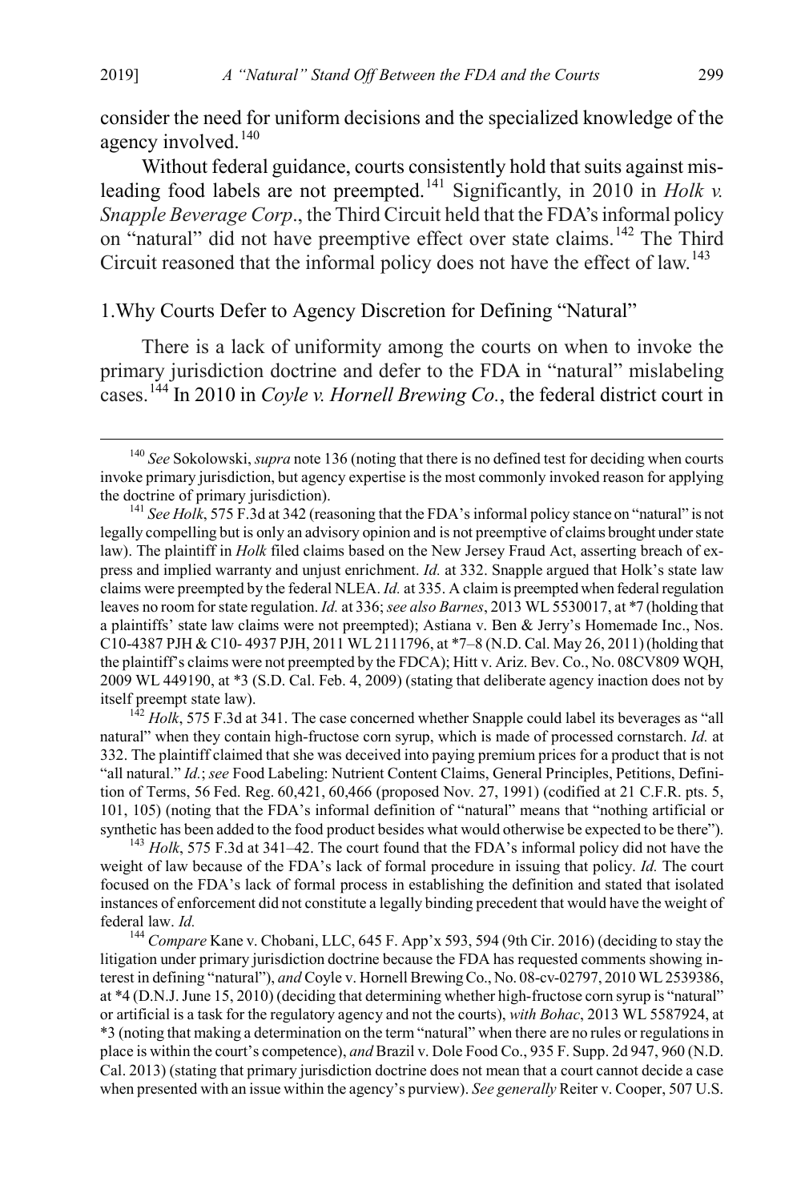consider the need for uniform decisions and the specialized knowledge of the agency involved.[140]

Without federal guidance, courts consistently hold that suits against misleading food labels are not preempted.[141] Significantly, in 2010 in *Holk v. Snapple Beverage Corp*., the Third Circuit held that the FDA's informal policy on "natural" did not have preemptive effect over state claims.[142] The Third Circuit reasoned that the informal policy does not have the effect of law.[143]

### 1.Why Courts Defer to Agency Discretion for Defining "Natural"

There is a lack of uniformity among the courts on when to invoke the primary jurisdiction doctrine and defer to the FDA in "natural" mislabeling cases.[144] In 2010 in *Coyle v. Hornell Brewing Co.*, the federal district court in

---

[140] *See* Sokolowski, *supra* note 136 (noting that there is no defined test for deciding when courts invoke primary jurisdiction, but agency expertise is the most commonly invoked reason for applying the doctrine of primary jurisdiction).

[141] *See Holk*, 575 F.3d at 342 (reasoning that the FDA's informal policy stance on "natural" is not legally compelling but is only an advisory opinion and is not preemptive of claims brought under state law). The plaintiff in *Holk* filed claims based on the New Jersey Fraud Act, asserting breach of express and implied warranty and unjust enrichment. *Id.* at 332. Snapple argued that Holk's state law claims were preempted by the federal NLEA. *Id.* at 335. A claim is preempted when federal regulation leaves no room for state regulation. *Id.* at 336; *see also Barnes*, 2013 WL 5530017, at *7 (holding that a plaintiffs' state law claims were not preempted); Astiana v. Ben & Jerry's Homemade Inc., Nos. C10-4387 PJH & C10- 4937 PJH, 2011 WL 2111796, at *7–8 (N.D. Cal. May 26, 2011) (holding that the plaintiff's claims were not preempted by the FDCA); Hitt v. Ariz. Bev. Co., No. 08CV809 WQH, 2009 WL 449190, at *3 (S.D. Cal. Feb. 4, 2009) (stating that deliberate agency inaction does not by itself preempt state law).

[142] *Holk*, 575 F.3d at 341. The case concerned whether Snapple could label its beverages as "all natural" when they contain high-fructose corn syrup, which is made of processed cornstarch. *Id.* at 332. The plaintiff claimed that she was deceived into paying premium prices for a product that is not "all natural." *Id.*; *see* Food Labeling: Nutrient Content Claims, General Principles, Petitions, Definition of Terms, 56 Fed. Reg. 60,421, 60,466 (proposed Nov. 27, 1991) (codified at 21 C.F.R. pts. 5, 101, 105) (noting that the FDA's informal definition of "natural" means that "nothing artificial or synthetic has been added to the food product besides what would otherwise be expected to be there").

[143] *Holk*, 575 F.3d at 341–42. The court found that the FDA's informal policy did not have the weight of law because of the FDA's lack of formal procedure in issuing that policy. *Id.* The court focused on the FDA's lack of formal process in establishing the definition and stated that isolated instances of enforcement did not constitute a legally binding precedent that would have the weight of federal law. *Id.*

[144] *Compare* Kane v. Chobani, LLC, 645 F. App'x 593, 594 (9th Cir. 2016) (deciding to stay the litigation under primary jurisdiction doctrine because the FDA has requested comments showing interest in defining "natural"), *and* Coyle v. Hornell Brewing Co., No. 08-cv-02797, 2010 WL 2539386, at *4 (D.N.J. June 15, 2010) (deciding that determining whether high-fructose corn syrup is "natural" or artificial is a task for the regulatory agency and not the courts), *with Bohac*, 2013 WL 5587924, at *3 (noting that making a determination on the term "natural" when there are no rules or regulations in place is within the court's competence), *and* Brazil v. Dole Food Co., 935 F. Supp. 2d 947, 960 (N.D. Cal. 2013) (stating that primary jurisdiction doctrine does not mean that a court cannot decide a case when presented with an issue within the agency's purview). *See generally* Reiter v. Cooper, 507 U.S.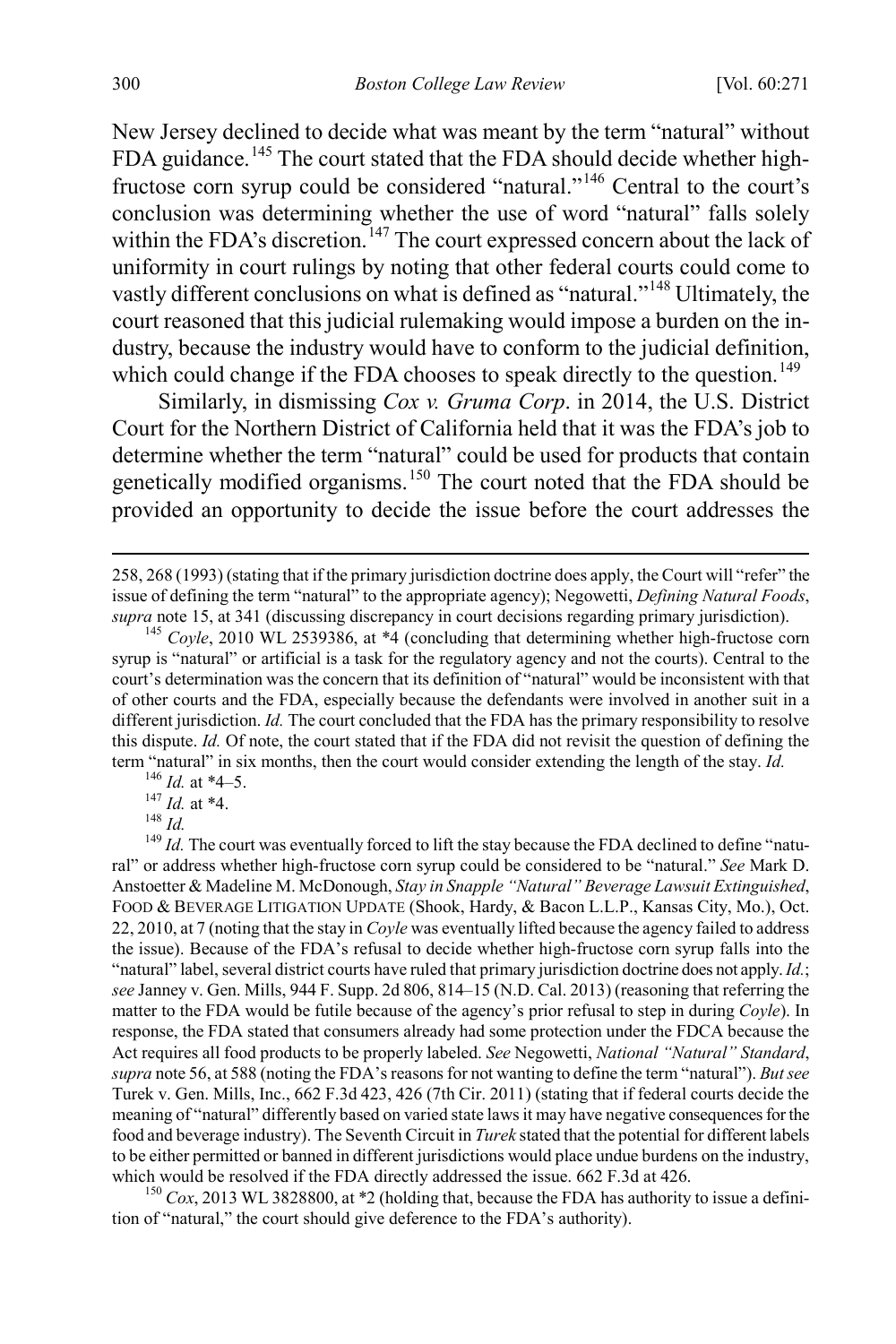New Jersey declined to decide what was meant by the term "natural" without FDA guidance.[145] The court stated that the FDA should decide whether high-fructose corn syrup could be considered "natural."[146] Central to the court's conclusion was determining whether the use of word "natural" falls solely within the FDA's discretion.[147] The court expressed concern about the lack of uniformity in court rulings by noting that other federal courts could come to vastly different conclusions on what is defined as "natural."[148] Ultimately, the court reasoned that this judicial rulemaking would impose a burden on the industry, because the industry would have to conform to the judicial definition, which could change if the FDA chooses to speak directly to the question.[149]

Similarly, in dismissing *Cox v. Gruma Corp*. in 2014, the U.S. District Court for the Northern District of California held that it was the FDA's job to determine whether the term "natural" could be used for products that contain genetically modified organisms.[150] The court noted that the FDA should be provided an opportunity to decide the issue before the court addresses the

---

258, 268 (1993) (stating that if the primary jurisdiction doctrine does apply, the Court will "refer" the issue of defining the term "natural" to the appropriate agency); Negowetti, *Defining Natural Foods*, *supra* note 15, at 341 (discussing discrepancy in court decisions regarding primary jurisdiction).

[145] *Coyle*, 2010 WL 2539386, at *4 (concluding that determining whether high-fructose corn syrup is "natural" or artificial is a task for the regulatory agency and not the courts). Central to the court's determination was the concern that its definition of "natural" would be inconsistent with that of other courts and the FDA, especially because the defendants were involved in another suit in a different jurisdiction. *Id.* The court concluded that the FDA has the primary responsibility to resolve this dispute. *Id.* Of note, the court stated that if the FDA did not revisit the question of defining the term "natural" in six months, then the court would consider extending the length of the stay. *Id.*

[146] *Id.* at *4–5.

[147] *Id.* at *4.

[148] *Id.*

[149] *Id.* The court was eventually forced to lift the stay because the FDA declined to define "natural" or address whether high-fructose corn syrup could be considered to be "natural." *See* Mark D. Anstoetter & Madeline M. McDonough, *Stay in Snapple "Natural" Beverage Lawsuit Extinguished*, FOOD & BEVERAGE LITIGATION UPDATE (Shook, Hardy, & Bacon L.L.P., Kansas City, Mo.), Oct. 22, 2010, at 7 (noting that the stay in *Coyle* was eventually lifted because the agency failed to address the issue). Because of the FDA's refusal to decide whether high-fructose corn syrup falls into the "natural" label, several district courts have ruled that primary jurisdiction doctrine does not apply. *Id.*; *see* Janney v. Gen. Mills, 944 F. Supp. 2d 806, 814–15 (N.D. Cal. 2013) (reasoning that referring the matter to the FDA would be futile because of the agency's prior refusal to step in during *Coyle*). In response, the FDA stated that consumers already had some protection under the FDCA because the Act requires all food products to be properly labeled. *See* Negowetti, *National "Natural" Standard*, *supra* note 56, at 588 (noting the FDA's reasons for not wanting to define the term "natural"). *But see* Turek v. Gen. Mills, Inc., 662 F.3d 423, 426 (7th Cir. 2011) (stating that if federal courts decide the meaning of "natural" differently based on varied state laws it may have negative consequences for the food and beverage industry). The Seventh Circuit in *Turek* stated that the potential for different labels to be either permitted or banned in different jurisdictions would place undue burdens on the industry, which would be resolved if the FDA directly addressed the issue. 662 F.3d at 426.

[150] *Cox*, 2013 WL 3828800, at *2 (holding that, because the FDA has authority to issue a definition of "natural," the court should give deference to the FDA's authority).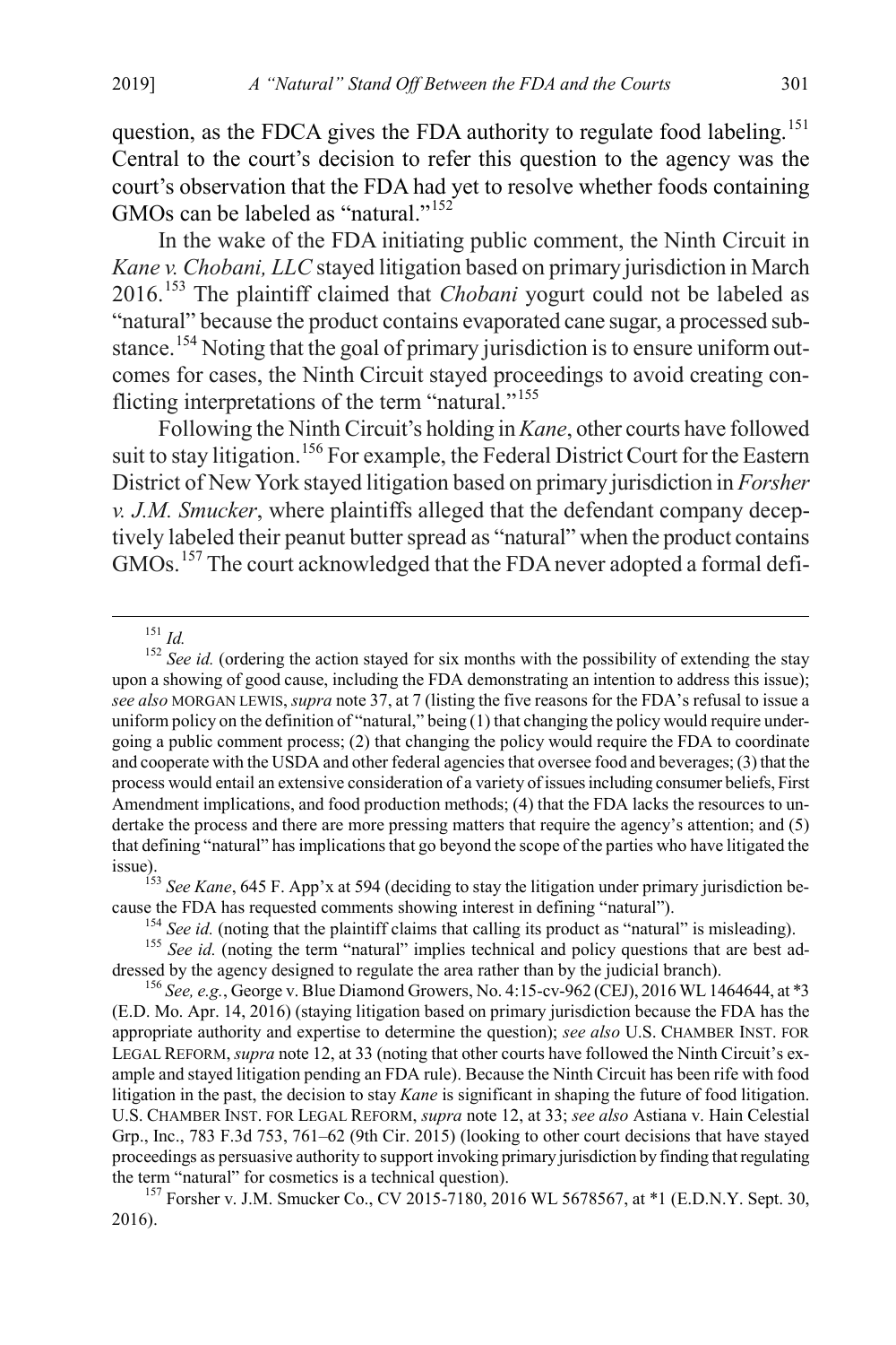question, as the FDCA gives the FDA authority to regulate food labeling.[151] Central to the court's decision to refer this question to the agency was the court's observation that the FDA had yet to resolve whether foods containing GMOs can be labeled as "natural."[152]

In the wake of the FDA initiating public comment, the Ninth Circuit in *Kane v. Chobani, LLC* stayed litigation based on primary jurisdiction in March 2016.[153] The plaintiff claimed that *Chobani* yogurt could not be labeled as "natural" because the product contains evaporated cane sugar, a processed substance.[154] Noting that the goal of primary jurisdiction is to ensure uniform outcomes for cases, the Ninth Circuit stayed proceedings to avoid creating conflicting interpretations of the term "natural."[155]

Following the Ninth Circuit's holding in *Kane*, other courts have followed suit to stay litigation.[156] For example, the Federal District Court for the Eastern District of New York stayed litigation based on primary jurisdiction in *Forsher v. J.M. Smucker*, where plaintiffs alleged that the defendant company deceptively labeled their peanut butter spread as "natural" when the product contains GMOs.[157] The court acknowledged that the FDA never adopted a formal defi-

---

[151] *Id.*

[152] *See id.* (ordering the action stayed for six months with the possibility of extending the stay upon a showing of good cause, including the FDA demonstrating an intention to address this issue); *see also* MORGAN LEWIS, *supra* note 37, at 7 (listing the five reasons for the FDA's refusal to issue a uniform policy on the definition of "natural," being (1) that changing the policy would require undergoing a public comment process; (2) that changing the policy would require the FDA to coordinate and cooperate with the USDA and other federal agencies that oversee food and beverages; (3) that the process would entail an extensive consideration of a variety of issues including consumer beliefs, First Amendment implications, and food production methods; (4) that the FDA lacks the resources to undertake the process and there are more pressing matters that require the agency's attention; and (5) that defining "natural" has implications that go beyond the scope of the parties who have litigated the issue).

[153] *See Kane*, 645 F. App'x at 594 (deciding to stay the litigation under primary jurisdiction because the FDA has requested comments showing interest in defining "natural").

[154] *See id.* (noting that the plaintiff claims that calling its product as "natural" is misleading).

[155] *See id.* (noting the term "natural" implies technical and policy questions that are best addressed by the agency designed to regulate the area rather than by the judicial branch).

[156] *See, e.g.*, George v. Blue Diamond Growers, No. 4:15-cv-962 (CEJ), 2016 WL 1464644, at *3 (E.D. Mo. Apr. 14, 2016) (staying litigation based on primary jurisdiction because the FDA has the appropriate authority and expertise to determine the question); *see also* U.S. CHAMBER INST. FOR LEGAL REFORM, *supra* note 12, at 33 (noting that other courts have followed the Ninth Circuit's example and stayed litigation pending an FDA rule). Because the Ninth Circuit has been rife with food litigation in the past, the decision to stay *Kane* is significant in shaping the future of food litigation. U.S. CHAMBER INST. FOR LEGAL REFORM, *supra* note 12, at 33; *see also* Astiana v. Hain Celestial Grp., Inc., 783 F.3d 753, 761–62 (9th Cir. 2015) (looking to other court decisions that have stayed proceedings as persuasive authority to support invoking primary jurisdiction by finding that regulating the term "natural" for cosmetics is a technical question).

[157] Forsher v. J.M. Smucker Co., CV 2015-7180, 2016 WL 5678567, at *1 (E.D.N.Y. Sept. 30, 2016).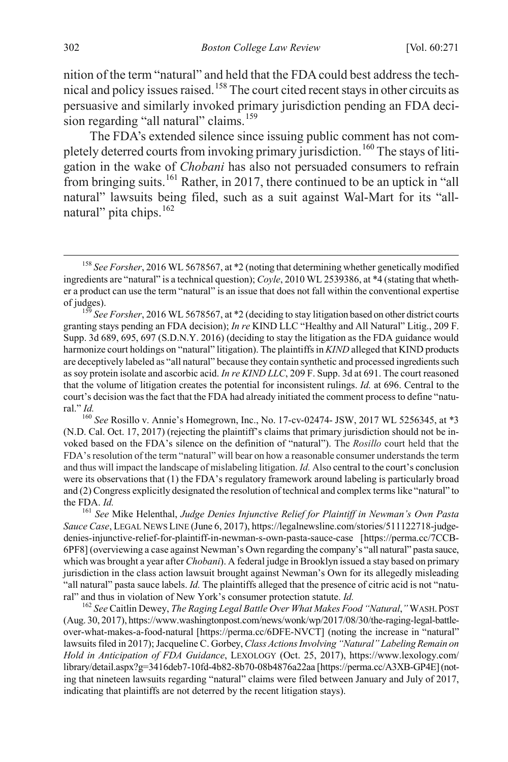nition of the term "natural" and held that the FDA could best address the technical and policy issues raised.[158] The court cited recent stays in other circuits as persuasive and similarly invoked primary jurisdiction pending an FDA decision regarding "all natural" claims.[159]

The FDA's extended silence since issuing public comment has not completely deterred courts from invoking primary jurisdiction.[160] The stays of litigation in the wake of *Chobani* has also not persuaded consumers to refrain from bringing suits.[161] Rather, in 2017, there continued to be an uptick in "all natural" lawsuits being filed, such as a suit against Wal-Mart for its "all-natural" pita chips.[162]

---

[158] *See Forsher*, 2016 WL 5678567, at *2 (noting that determining whether genetically modified ingredients are "natural" is a technical question); *Coyle*, 2010 WL 2539386, at *4 (stating that whether a product can use the term "natural" is an issue that does not fall within the conventional expertise of judges).

[159] *See Forsher*, 2016 WL 5678567, at *2 (deciding to stay litigation based on other district courts granting stays pending an FDA decision); *In re* KIND LLC "Healthy and All Natural" Litig., 209 F. Supp. 3d 689, 695, 697 (S.D.N.Y. 2016) (deciding to stay the litigation as the FDA guidance would harmonize court holdings on "natural" litigation). The plaintiffs in *KIND* alleged that KIND products are deceptively labeled as "all natural" because they contain synthetic and processed ingredients such as soy protein isolate and ascorbic acid. *In re KIND LLC*, 209 F. Supp. 3d at 691. The court reasoned that the volume of litigation creates the potential for inconsistent rulings. *Id.* at 696. Central to the court's decision was the fact that the FDA had already initiated the comment process to define "natural." *Id.*

[160] *See* Rosillo v. Annie's Homegrown, Inc., No. 17-cv-02474- JSW, 2017 WL 5256345, at *3 (N.D. Cal. Oct. 17, 2017) (rejecting the plaintiff's claims that primary jurisdiction should not be invoked based on the FDA's silence on the definition of "natural"). The *Rosillo* court held that the FDA's resolution of the term "natural" will bear on how a reasonable consumer understands the term and thus will impact the landscape of mislabeling litigation. *Id.* Also central to the court's conclusion were its observations that (1) the FDA's regulatory framework around labeling is particularly broad and (2) Congress explicitly designated the resolution of technical and complex terms like "natural" to the FDA. *Id.*

[161] *See* Mike Helenthal, *Judge Denies Injunctive Relief for Plaintiff in Newman's Own Pasta Sauce Case*, LEGAL NEWS LINE (June 6, 2017), https://legalnewsline.com/stories/511122718-judge-denies-injunctive-relief-for-plaintiff-in-newman-s-own-pasta-sauce-case [https://perma.cc/7CCB-6PF8] (overviewing a case against Newman's Own regarding the company's "all natural" pasta sauce, which was brought a year after *Chobani*). A federal judge in Brooklyn issued a stay based on primary jurisdiction in the class action lawsuit brought against Newman's Own for its allegedly misleading "all natural" pasta sauce labels. *Id.* The plaintiffs alleged that the presence of citric acid is not "natural" and thus in violation of New York's consumer protection statute. *Id.*

[162] *See* Caitlin Dewey, *The Raging Legal Battle Over What Makes Food "Natural*,*"* WASH. POST (Aug. 30, 2017), https://www.washingtonpost.com/news/wonk/wp/2017/08/30/the-raging-legal-battle-over-what-makes-a-food-natural [https://perma.cc/6DFE-NVCT] (noting the increase in "natural" lawsuits filed in 2017); Jacqueline C. Gorbey, *Class Actions Involving "Natural" Labeling Remain on Hold in Anticipation of FDA Guidance*, LEXOLOGY (Oct. 25, 2017), https://www.lexology.com/library/detail.aspx?g=3416deb7-10fd-4b82-8b70-08b4876a22aa [https://perma.cc/A3XB-GP4E] (noting that nineteen lawsuits regarding "natural" claims were filed between January and July of 2017, indicating that plaintiffs are not deterred by the recent litigation stays).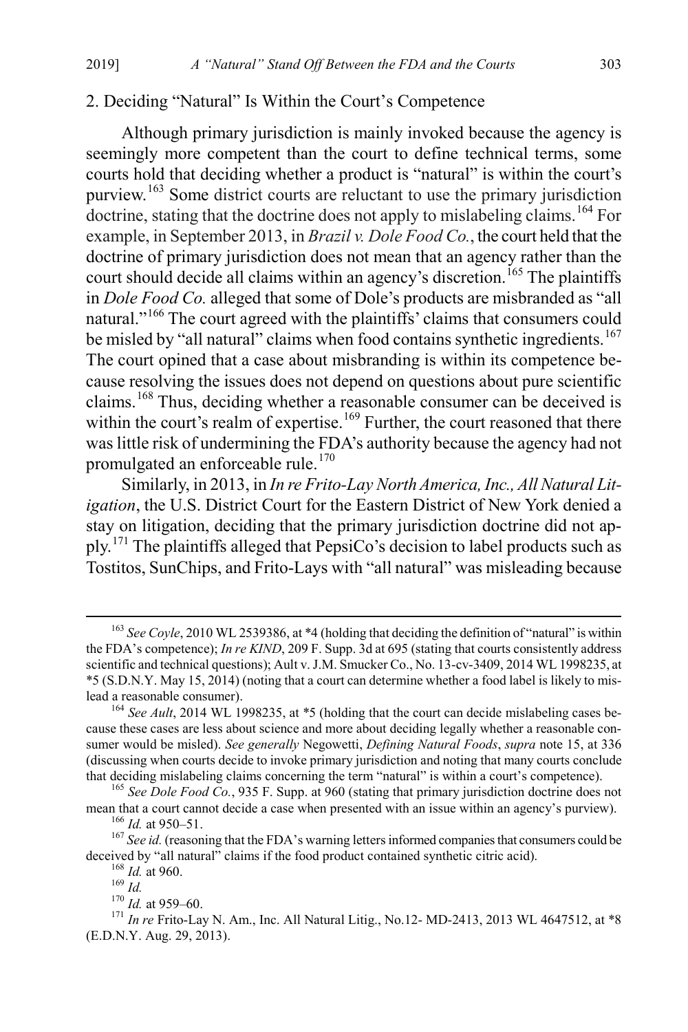### 2. Deciding "Natural" Is Within the Court's Competence

Although primary jurisdiction is mainly invoked because the agency is seemingly more competent than the court to define technical terms, some courts hold that deciding whether a product is "natural" is within the court's purview.[163] Some district courts are reluctant to use the primary jurisdiction doctrine, stating that the doctrine does not apply to mislabeling claims.[164] For example, in September 2013, in *Brazil v. Dole Food Co.*, the court held that the doctrine of primary jurisdiction does not mean that an agency rather than the court should decide all claims within an agency's discretion.[165] The plaintiffs in *Dole Food Co.* alleged that some of Dole's products are misbranded as "all natural."[166] The court agreed with the plaintiffs' claims that consumers could be misled by "all natural" claims when food contains synthetic ingredients.[167] The court opined that a case about misbranding is within its competence because resolving the issues does not depend on questions about pure scientific claims.[168] Thus, deciding whether a reasonable consumer can be deceived is within the court's realm of expertise.[169] Further, the court reasoned that there was little risk of undermining the FDA's authority because the agency had not promulgated an enforceable rule.[170]

Similarly, in 2013, in *In re Frito-Lay North America, Inc., All Natural Litigation*, the U.S. District Court for the Eastern District of New York denied a stay on litigation, deciding that the primary jurisdiction doctrine did not apply.[171] The plaintiffs alleged that PepsiCo's decision to label products such as Tostitos, SunChips, and Frito-Lays with "all natural" was misleading because

---

[163] *See Coyle*, 2010 WL 2539386, at *4 (holding that deciding the definition of "natural" is within the FDA's competence); *In re KIND*, 209 F. Supp. 3d at 695 (stating that courts consistently address scientific and technical questions); Ault v. J.M. Smucker Co., No. 13-cv-3409, 2014 WL 1998235, at *5 (S.D.N.Y. May 15, 2014) (noting that a court can determine whether a food label is likely to mislead a reasonable consumer).

[164] *See Ault*, 2014 WL 1998235, at *5 (holding that the court can decide mislabeling cases because these cases are less about science and more about deciding legally whether a reasonable consumer would be misled). *See generally* Negowetti, *Defining Natural Foods*, *supra* note 15, at 336 (discussing when courts decide to invoke primary jurisdiction and noting that many courts conclude that deciding mislabeling claims concerning the term "natural" is within a court's competence).

[165] *See Dole Food Co.*, 935 F. Supp. at 960 (stating that primary jurisdiction doctrine does not mean that a court cannot decide a case when presented with an issue within an agency's purview).

[166] *Id.* at 950–51.

[167] *See id.* (reasoning that the FDA's warning letters informed companies that consumers could be deceived by "all natural" claims if the food product contained synthetic citric acid).

[168] *Id.* at 960.

[169] *Id.*

[170] *Id.* at 959–60.

[171] *In re* Frito-Lay N. Am., Inc. All Natural Litig., No.12- MD-2413, 2013 WL 4647512, at *8 (E.D.N.Y. Aug. 29, 2013).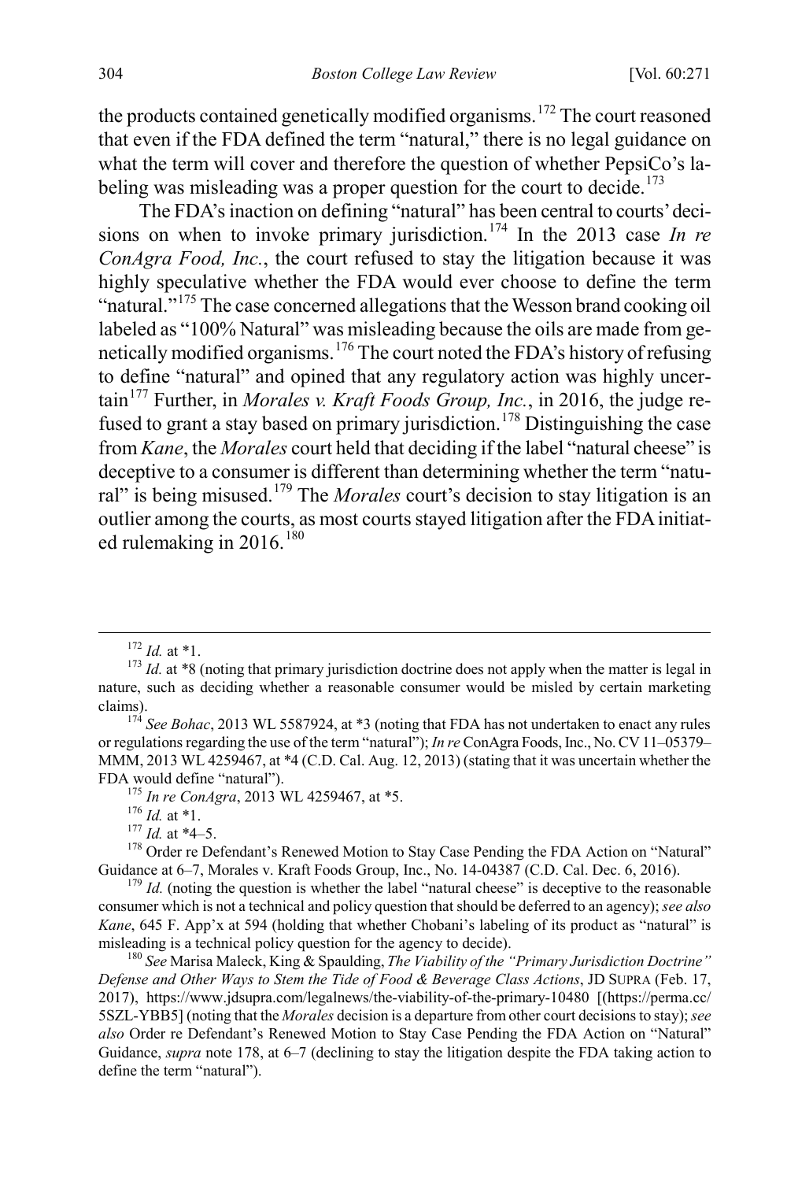the products contained genetically modified organisms.[172] The court reasoned that even if the FDA defined the term "natural," there is no legal guidance on what the term will cover and therefore the question of whether PepsiCo's labeling was misleading was a proper question for the court to decide.[173]

The FDA's inaction on defining "natural" has been central to courts' decisions on when to invoke primary jurisdiction.[174] In the 2013 case *In re ConAgra Food, Inc.*, the court refused to stay the litigation because it was highly speculative whether the FDA would ever choose to define the term "natural."[175] The case concerned allegations that the Wesson brand cooking oil labeled as "100% Natural" was misleading because the oils are made from genetically modified organisms.[176] The court noted the FDA's history of refusing to define "natural" and opined that any regulatory action was highly uncertain[177] Further, in *Morales v. Kraft Foods Group, Inc.*, in 2016, the judge refused to grant a stay based on primary jurisdiction.[178] Distinguishing the case from *Kane*, the *Morales* court held that deciding if the label "natural cheese" is deceptive to a consumer is different than determining whether the term "natural" is being misused.[179] The *Morales* court's decision to stay litigation is an outlier among the courts, as most courts stayed litigation after the FDA initiated rulemaking in 2016.[180]

---

[172] *Id.* at *1.

[173] *Id.* at *8 (noting that primary jurisdiction doctrine does not apply when the matter is legal in nature, such as deciding whether a reasonable consumer would be misled by certain marketing claims).

[174] *See Bohac*, 2013 WL 5587924, at *3 (noting that FDA has not undertaken to enact any rules or regulations regarding the use of the term "natural"); *In re* ConAgra Foods, Inc., No. CV 11–05379–MMM, 2013 WL 4259467, at *4 (C.D. Cal. Aug. 12, 2013) (stating that it was uncertain whether the FDA would define "natural").

[175] *In re ConAgra*, 2013 WL 4259467, at *5.

[176] *Id.* at *1.

[177] *Id.* at *4–5.

[178] Order re Defendant's Renewed Motion to Stay Case Pending the FDA Action on "Natural" Guidance at 6–7, Morales v. Kraft Foods Group, Inc., No. 14-04387 (C.D. Cal. Dec. 6, 2016).

[179] *Id.* (noting the question is whether the label "natural cheese" is deceptive to the reasonable consumer which is not a technical and policy question that should be deferred to an agency); *see also Kane*, 645 F. App'x at 594 (holding that whether Chobani's labeling of its product as "natural" is misleading is a technical policy question for the agency to decide).

[180] *See* Marisa Maleck, King & Spaulding, *The Viability of the "Primary Jurisdiction Doctrine" Defense and Other Ways to Stem the Tide of Food & Beverage Class Actions*, JD SUPRA (Feb. 17, 2017), https://www.jdsupra.com/legalnews/the-viability-of-the-primary-10480 [(https://perma.cc/5SZL-YBB5] (noting that the *Morales* decision is a departure from other court decisions to stay); *see also* Order re Defendant's Renewed Motion to Stay Case Pending the FDA Action on "Natural" Guidance, *supra* note 178, at 6–7 (declining to stay the litigation despite the FDA taking action to define the term "natural").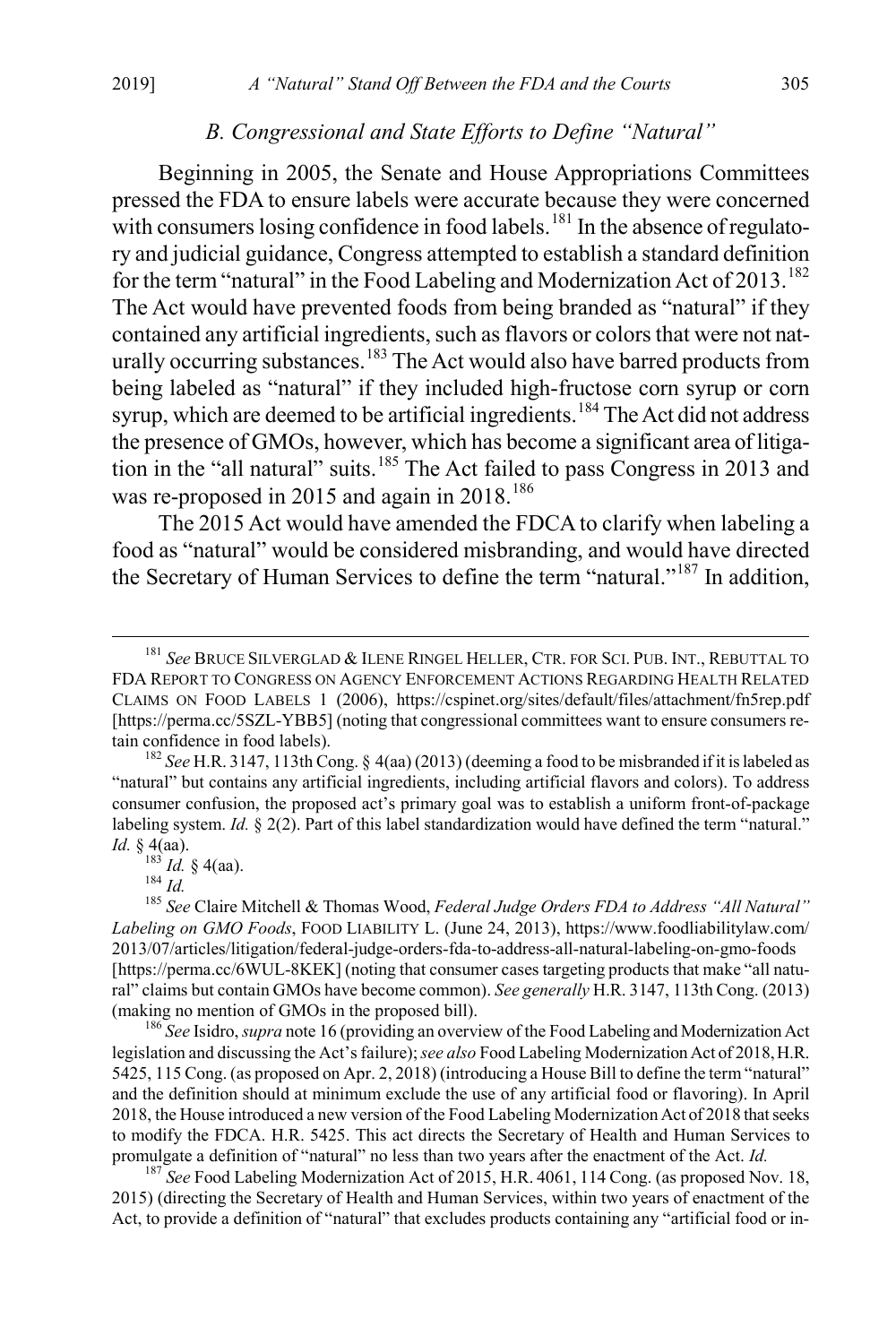### *B. Congressional and State Efforts to Define "Natural"*

Beginning in 2005, the Senate and House Appropriations Committees pressed the FDA to ensure labels were accurate because they were concerned with consumers losing confidence in food labels.[181] In the absence of regulatory and judicial guidance, Congress attempted to establish a standard definition for the term "natural" in the Food Labeling and Modernization Act of 2013.[182] The Act would have prevented foods from being branded as "natural" if they contained any artificial ingredients, such as flavors or colors that were not naturally occurring substances.[183] The Act would also have barred products from being labeled as "natural" if they included high-fructose corn syrup or corn syrup, which are deemed to be artificial ingredients.[184] The Act did not address the presence of GMOs, however, which has become a significant area of litigation in the "all natural" suits.[185] The Act failed to pass Congress in 2013 and was re-proposed in 2015 and again in 2018.[186]

The 2015 Act would have amended the FDCA to clarify when labeling a food as "natural" would be considered misbranding, and would have directed the Secretary of Human Services to define the term "natural."[187] In addition,

---

[181] *See* BRUCE SILVERGLAD & ILENE RINGEL HELLER, CTR. FOR SCI. PUB. INT., REBUTTAL TO FDA REPORT TO CONGRESS ON AGENCY ENFORCEMENT ACTIONS REGARDING HEALTH RELATED CLAIMS ON FOOD LABELS 1 (2006), https://cspinet.org/sites/default/files/attachment/fn5rep.pdf [https://perma.cc/5SZL-YBB5] (noting that congressional committees want to ensure consumers retain confidence in food labels).

[182] *See* H.R. 3147, 113th Cong. § 4(aa) (2013) (deeming a food to be misbranded if it is labeled as "natural" but contains any artificial ingredients, including artificial flavors and colors). To address consumer confusion, the proposed act's primary goal was to establish a uniform front-of-package labeling system. *Id.* § 2(2). Part of this label standardization would have defined the term "natural." *Id.* § 4(aa).

[183] *Id.* § 4(aa).

[184] *Id.*

[185] *See* Claire Mitchell & Thomas Wood, *Federal Judge Orders FDA to Address "All Natural" Labeling on GMO Foods*, FOOD LIABILITY L. (June 24, 2013), https://www.foodliabilitylaw.com/2013/07/articles/litigation/federal-judge-orders-fda-to-address-all-natural-labeling-on-gmo-foods [https://perma.cc/6WUL-8KEK] (noting that consumer cases targeting products that make "all natural" claims but contain GMOs have become common). *See generally* H.R. 3147, 113th Cong. (2013) (making no mention of GMOs in the proposed bill).

[186] *See* Isidro, *supra* note 16 (providing an overview of the Food Labeling and Modernization Act legislation and discussing the Act's failure); *see also* Food Labeling Modernization Act of 2018, H.R. 5425, 115 Cong. (as proposed on Apr. 2, 2018) (introducing a House Bill to define the term "natural" and the definition should at minimum exclude the use of any artificial food or flavoring). In April 2018, the House introduced a new version of the Food Labeling Modernization Act of 2018 that seeks to modify the FDCA. H.R. 5425. This act directs the Secretary of Health and Human Services to promulgate a definition of "natural" no less than two years after the enactment of the Act. *Id.*

[187] *See* Food Labeling Modernization Act of 2015, H.R. 4061, 114 Cong. (as proposed Nov. 18, 2015) (directing the Secretary of Health and Human Services, within two years of enactment of the Act, to provide a definition of "natural" that excludes products containing any "artificial food or in-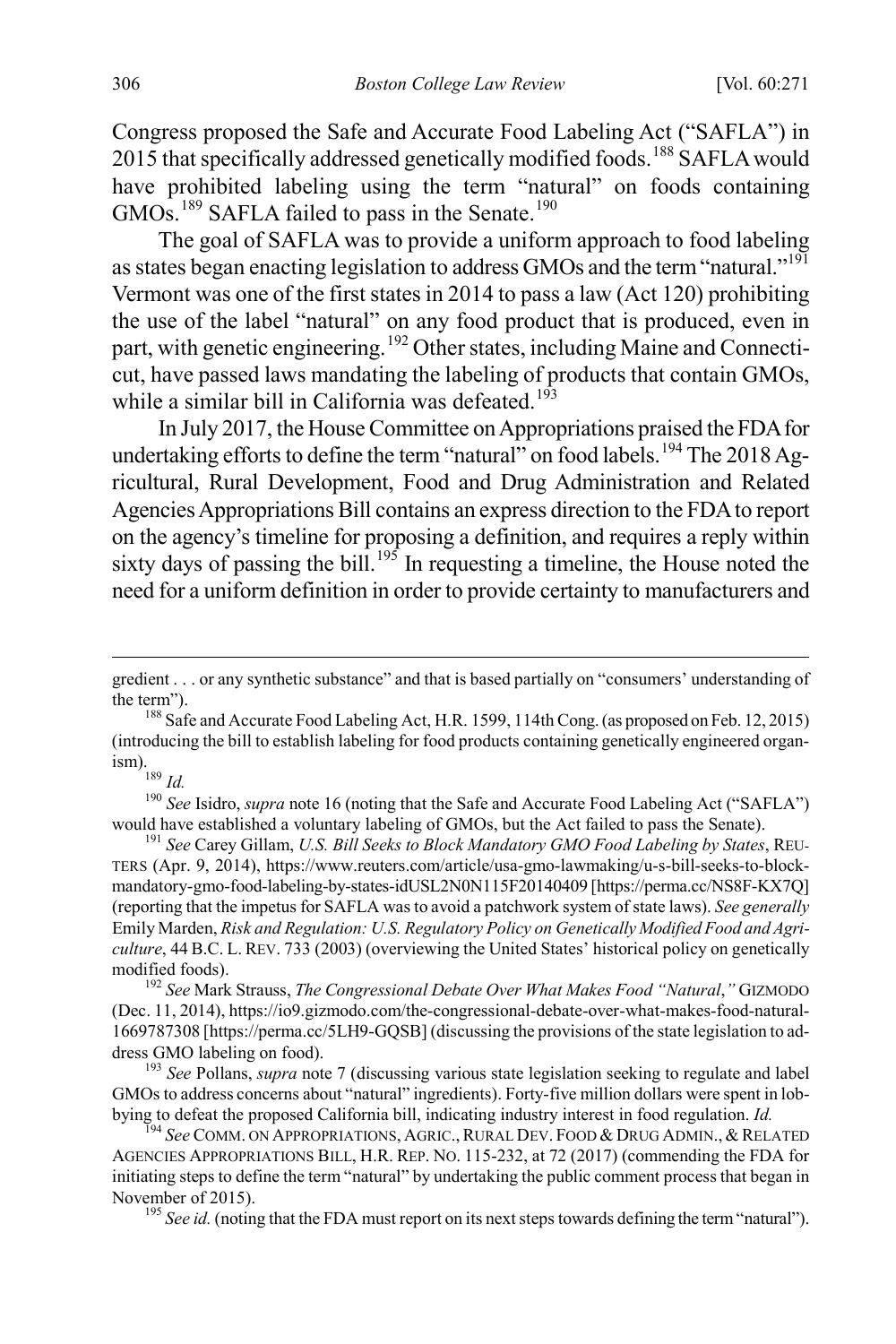Congress proposed the Safe and Accurate Food Labeling Act ("SAFLA") in 2015 that specifically addressed genetically modified foods.[188] SAFLA would have prohibited labeling using the term "natural" on foods containing GMOs.[189] SAFLA failed to pass in the Senate.[190]

The goal of SAFLA was to provide a uniform approach to food labeling as states began enacting legislation to address GMOs and the term "natural."[191] Vermont was one of the first states in 2014 to pass a law (Act 120) prohibiting the use of the label "natural" on any food product that is produced, even in part, with genetic engineering.[192] Other states, including Maine and Connecticut, have passed laws mandating the labeling of products that contain GMOs, while a similar bill in California was defeated.[193]

In July 2017, the House Committee on Appropriations praised the FDA for undertaking efforts to define the term "natural" on food labels.[194] The 2018 Agricultural, Rural Development, Food and Drug Administration and Related Agencies Appropriations Bill contains an express direction to the FDA to report on the agency's timeline for proposing a definition, and requires a reply within sixty days of passing the bill.[195] In requesting a timeline, the House noted the need for a uniform definition in order to provide certainty to manufacturers and

---

gredient . . . or any synthetic substance" and that is based partially on "consumers' understanding of the term").

[188] Safe and Accurate Food Labeling Act, H.R. 1599, 114th Cong. (as proposed on Feb. 12, 2015) (introducing the bill to establish labeling for food products containing genetically engineered organism).

[189] *Id.*

[190] *See* Isidro, *supra* note 16 (noting that the Safe and Accurate Food Labeling Act ("SAFLA") would have established a voluntary labeling of GMOs, but the Act failed to pass the Senate).

[191] *See* Carey Gillam, *U.S. Bill Seeks to Block Mandatory GMO Food Labeling by States*, REUTERS (Apr. 9, 2014), https://www.reuters.com/article/usa-gmo-lawmaking/u-s-bill-seeks-to-block-mandatory-gmo-food-labeling-by-states-idUSL2N0N115F20140409 [https://perma.cc/NS8F-KX7Q] (reporting that the impetus for SAFLA was to avoid a patchwork system of state laws). *See generally* Emily Marden, *Risk and Regulation: U.S. Regulatory Policy on Genetically Modified Food and Agriculture*, 44 B.C. L. REV. 733 (2003) (overviewing the United States' historical policy on genetically modified foods).

[192] *See* Mark Strauss, *The Congressional Debate Over What Makes Food "Natural*,*"* GIZMODO (Dec. 11, 2014), https://io9.gizmodo.com/the-congressional-debate-over-what-makes-food-natural-1669787308 [https://perma.cc/5LH9-GQSB] (discussing the provisions of the state legislation to address GMO labeling on food).

[193] *See* Pollans, *supra* note 7 (discussing various state legislation seeking to regulate and label GMOs to address concerns about "natural" ingredients). Forty-five million dollars were spent in lobbying to defeat the proposed California bill, indicating industry interest in food regulation. *Id.*

[194] *See* COMM. ON APPROPRIATIONS, AGRIC., RURAL DEV. FOOD & DRUG ADMIN., & RELATED AGENCIES APPROPRIATIONS BILL, H.R. REP. NO. 115-232, at 72 (2017) (commending the FDA for initiating steps to define the term "natural" by undertaking the public comment process that began in November of 2015).

[195] *See id.* (noting that the FDA must report on its next steps towards defining the term "natural").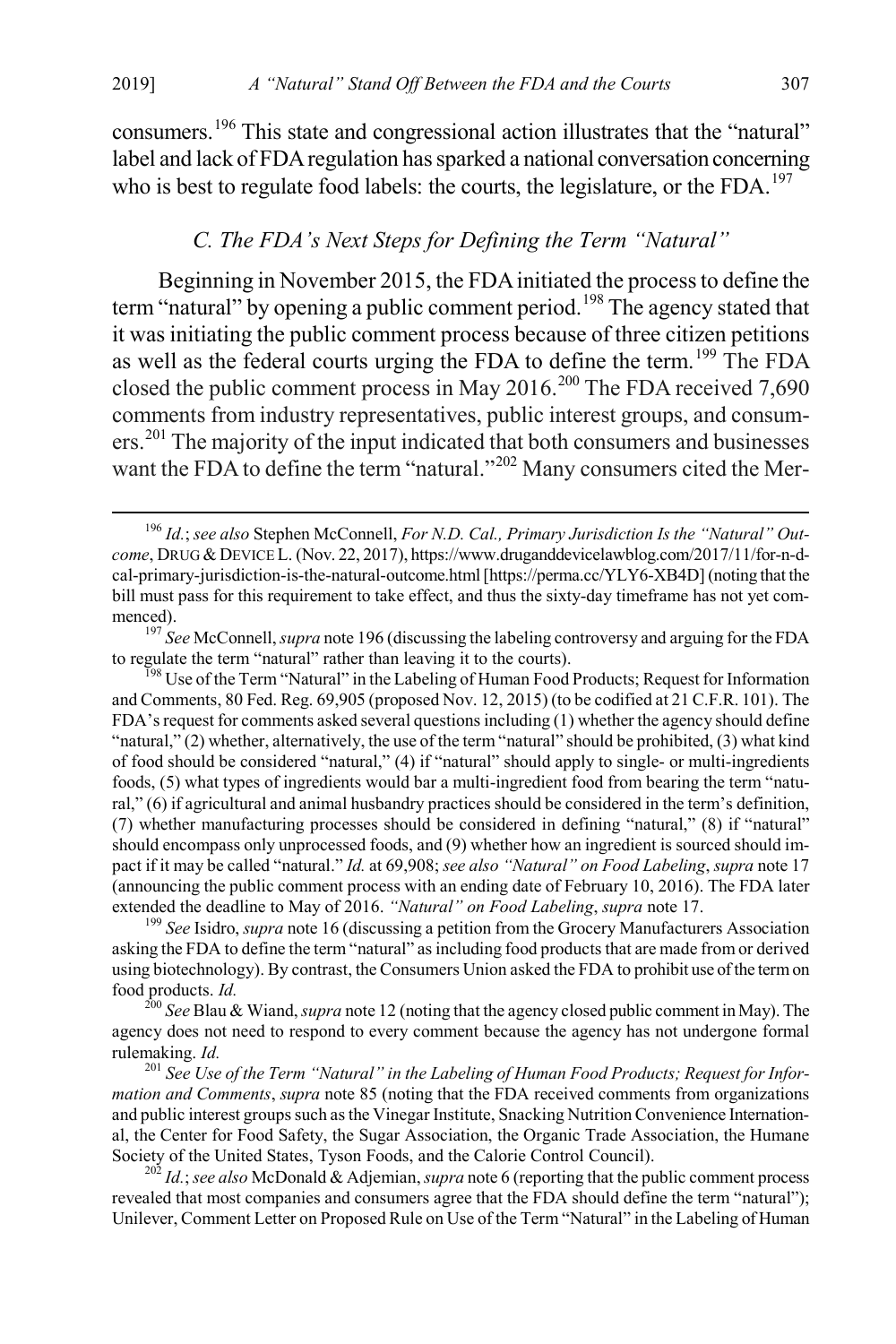consumers.[196] This state and congressional action illustrates that the "natural" label and lack of FDA regulation has sparked a national conversation concerning who is best to regulate food labels: the courts, the legislature, or the FDA.[197]

### *C. The FDA's Next Steps for Defining the Term "Natural"*

Beginning in November 2015, the FDA initiated the process to define the term "natural" by opening a public comment period.[198] The agency stated that it was initiating the public comment process because of three citizen petitions as well as the federal courts urging the FDA to define the term.[199] The FDA closed the public comment process in May 2016.[200] The FDA received 7,690 comments from industry representatives, public interest groups, and consumers.[201] The majority of the input indicated that both consumers and businesses want the FDA to define the term "natural."[202] Many consumers cited the Mer-

---

[196] *Id.*; *see also* Stephen McConnell, *For N.D. Cal., Primary Jurisdiction Is the "Natural" Outcome*, DRUG & DEVICE L. (Nov. 22, 2017), https://www.druganddevicelawblog.com/2017/11/for-n-d-cal-primary-jurisdiction-is-the-natural-outcome.html [https://perma.cc/YLY6-XB4D] (noting that the bill must pass for this requirement to take effect, and thus the sixty-day timeframe has not yet commenced).

[197] *See* McConnell, *supra* note 196 (discussing the labeling controversy and arguing for the FDA to regulate the term "natural" rather than leaving it to the courts).

[198] Use of the Term "Natural" in the Labeling of Human Food Products; Request for Information and Comments, 80 Fed. Reg. 69,905 (proposed Nov. 12, 2015) (to be codified at 21 C.F.R. 101). The FDA's request for comments asked several questions including (1) whether the agency should define "natural," (2) whether, alternatively, the use of the term "natural" should be prohibited, (3) what kind of food should be considered "natural," (4) if "natural" should apply to single- or multi-ingredients foods, (5) what types of ingredients would bar a multi-ingredient food from bearing the term "natural," (6) if agricultural and animal husbandry practices should be considered in the term's definition, (7) whether manufacturing processes should be considered in defining "natural," (8) if "natural" should encompass only unprocessed foods, and (9) whether how an ingredient is sourced should impact if it may be called "natural." *Id.* at 69,908; *see also "Natural" on Food Labeling*, *supra* note 17 (announcing the public comment process with an ending date of February 10, 2016). The FDA later extended the deadline to May of 2016. *"Natural" on Food Labeling*, *supra* note 17.

[199] *See* Isidro, *supra* note 16 (discussing a petition from the Grocery Manufacturers Association asking the FDA to define the term "natural" as including food products that are made from or derived using biotechnology). By contrast, the Consumers Union asked the FDA to prohibit use of the term on food products. *Id.*

[200] *See* Blau & Wiand, *supra* note 12 (noting that the agency closed public comment in May). The agency does not need to respond to every comment because the agency has not undergone formal rulemaking. *Id.*

[201] *See Use of the Term "Natural" in the Labeling of Human Food Products; Request for Information and Comments*, *supra* note 85 (noting that the FDA received comments from organizations and public interest groups such as the Vinegar Institute, Snacking Nutrition Convenience International, the Center for Food Safety, the Sugar Association, the Organic Trade Association, the Humane Society of the United States, Tyson Foods, and the Calorie Control Council).

[202] *Id.*; *see also* McDonald & Adjemian, *supra* note 6 (reporting that the public comment process revealed that most companies and consumers agree that the FDA should define the term "natural"); Unilever, Comment Letter on Proposed Rule on Use of the Term "Natural" in the Labeling of Human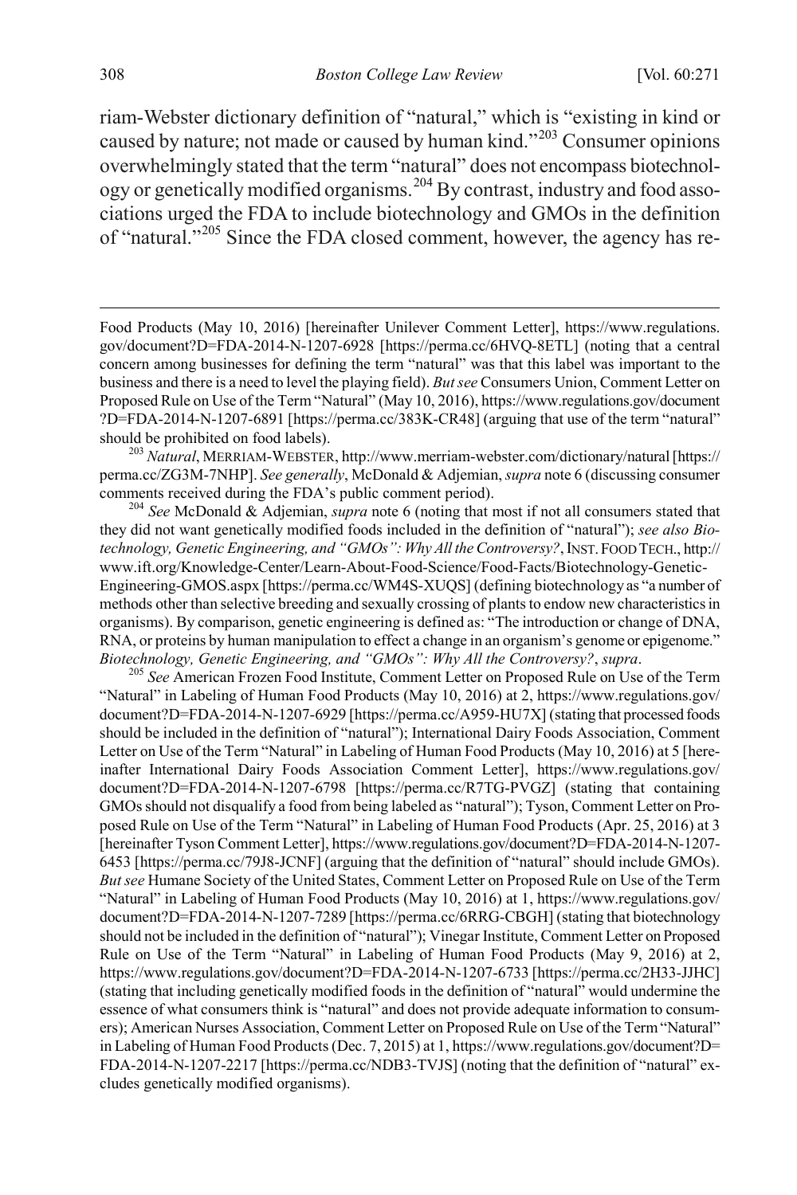riam-Webster dictionary definition of "natural," which is "existing in kind or caused by nature; not made or caused by human kind."[203] Consumer opinions overwhelmingly stated that the term "natural" does not encompass biotechnology or genetically modified organisms.[204] By contrast, industry and food associations urged the FDA to include biotechnology and GMOs in the definition of "natural."[205] Since the FDA closed comment, however, the agency has re-

Food Products (May 10, 2016) [hereinafter Unilever Comment Letter], https://www.regulations.gov/document?D=FDA-2014-N-1207-6928 [https://perma.cc/6HVQ-8ETL] (noting that a central concern among businesses for defining the term "natural" was that this label was important to the business and there is a need to level the playing field). *But see* Consumers Union, Comment Letter on Proposed Rule on Use of the Term "Natural" (May 10, 2016), https://www.regulations.gov/document?D=FDA-2014-N-1207-6891 [https://perma.cc/383K-CR48] (arguing that use of the term "natural" should be prohibited on food labels).

[203] *Natural*, MERRIAM-WEBSTER, http://www.merriam-webster.com/dictionary/natural [https://perma.cc/ZG3M-7NHP]. *See generally*, McDonald & Adjemian, *supra* note 6 (discussing consumer comments received during the FDA's public comment period).

[204] *See* McDonald & Adjemian, *supra* note 6 (noting that most if not all consumers stated that they did not want genetically modified foods included in the definition of "natural"); *see also Biotechnology, Genetic Engineering, and "GMOs": Why All the Controversy?*, INST. FOOD TECH., http://www.ift.org/Knowledge-Center/Learn-About-Food-Science/Food-Facts/Biotechnology-Genetic-Engineering-GMOS.aspx [https://perma.cc/WM4S-XUQS] (defining biotechnology as "a number of methods other than selective breeding and sexually crossing of plants to endow new characteristics in organisms). By comparison, genetic engineering is defined as: "The introduction or change of DNA, RNA, or proteins by human manipulation to effect a change in an organism's genome or epigenome." *Biotechnology, Genetic Engineering, and "GMOs": Why All the Controversy?*, *supra*.

[205] *See* American Frozen Food Institute, Comment Letter on Proposed Rule on Use of the Term "Natural" in Labeling of Human Food Products (May 10, 2016) at 2, https://www.regulations.gov/document?D=FDA-2014-N-1207-6929 [https://perma.cc/A959-HU7X] (stating that processed foods should be included in the definition of "natural"); International Dairy Foods Association, Comment Letter on Use of the Term "Natural" in Labeling of Human Food Products (May 10, 2016) at 5 [hereinafter International Dairy Foods Association Comment Letter], https://www.regulations.gov/document?D=FDA-2014-N-1207-6798 [https://perma.cc/R7TG-PVGZ] (stating that containing GMOs should not disqualify a food from being labeled as "natural"); Tyson, Comment Letter on Proposed Rule on Use of the Term "Natural" in Labeling of Human Food Products (Apr. 25, 2016) at 3 [hereinafter Tyson Comment Letter], https://www.regulations.gov/document?D=FDA-2014-N-1207-6453 [https://perma.cc/79J8-JCNF] (arguing that the definition of "natural" should include GMOs). *But see* Humane Society of the United States, Comment Letter on Proposed Rule on Use of the Term "Natural" in Labeling of Human Food Products (May 10, 2016) at 1, https://www.regulations.gov/document?D=FDA-2014-N-1207-7289 [https://perma.cc/6RRG-CBGH] (stating that biotechnology should not be included in the definition of "natural"); Vinegar Institute, Comment Letter on Proposed Rule on Use of the Term "Natural" in Labeling of Human Food Products (May 9, 2016) at 2, https://www.regulations.gov/document?D=FDA-2014-N-1207-6733 [https://perma.cc/2H33-JJHC] (stating that including genetically modified foods in the definition of "natural" would undermine the essence of what consumers think is "natural" and does not provide adequate information to consumers); American Nurses Association, Comment Letter on Proposed Rule on Use of the Term "Natural" in Labeling of Human Food Products (Dec. 7, 2015) at 1, https://www.regulations.gov/document?D=FDA-2014-N-1207-2217 [https://perma.cc/NDB3-TVJS] (noting that the definition of "natural" excludes genetically modified organisms).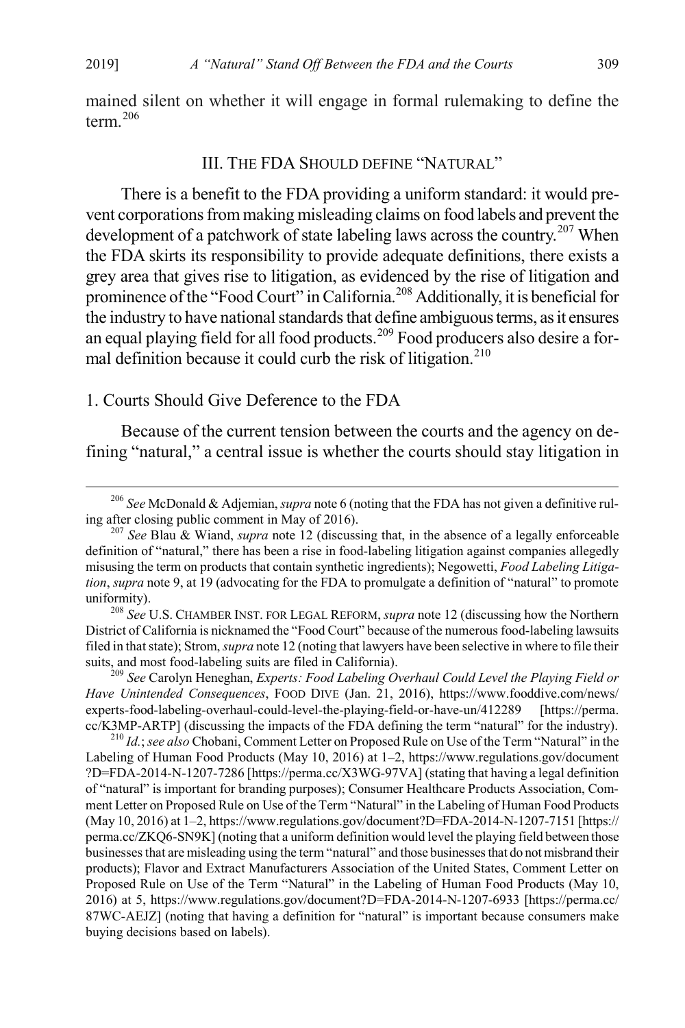mained silent on whether it will engage in formal rulemaking to define the term.[206]

## III. THE FDA SHOULD DEFINE "NATURAL"

There is a benefit to the FDA providing a uniform standard: it would prevent corporations from making misleading claims on food labels and prevent the development of a patchwork of state labeling laws across the country.[207] When the FDA skirts its responsibility to provide adequate definitions, there exists a grey area that gives rise to litigation, as evidenced by the rise of litigation and prominence of the "Food Court" in California.[208] Additionally, it is beneficial for the industry to have national standards that define ambiguous terms, as it ensures an equal playing field for all food products.[209] Food producers also desire a formal definition because it could curb the risk of litigation.[210]

### 1. Courts Should Give Deference to the FDA

Because of the current tension between the courts and the agency on defining "natural," a central issue is whether the courts should stay litigation in

---

[206] *See* McDonald & Adjemian, *supra* note 6 (noting that the FDA has not given a definitive ruling after closing public comment in May of 2016).

[207] *See* Blau & Wiand, *supra* note 12 (discussing that, in the absence of a legally enforceable definition of "natural," there has been a rise in food-labeling litigation against companies allegedly misusing the term on products that contain synthetic ingredients); Negowetti, *Food Labeling Litigation*, *supra* note 9, at 19 (advocating for the FDA to promulgate a definition of "natural" to promote uniformity).

[208] *See* U.S. CHAMBER INST. FOR LEGAL REFORM, *supra* note 12 (discussing how the Northern District of California is nicknamed the "Food Court" because of the numerous food-labeling lawsuits filed in that state); Strom, *supra* note 12 (noting that lawyers have been selective in where to file their suits, and most food-labeling suits are filed in California).

[209] *See* Carolyn Heneghan, *Experts: Food Labeling Overhaul Could Level the Playing Field or Have Unintended Consequences*, FOOD DIVE (Jan. 21, 2016), https://www.fooddive.com/news/experts-food-labeling-overhaul-could-level-the-playing-field-or-have-un/412289 [https://perma.cc/K3MP-ARTP] (discussing the impacts of the FDA defining the term "natural" for the industry).

[210] *Id.*; *see also* Chobani, Comment Letter on Proposed Rule on Use of the Term "Natural" in the Labeling of Human Food Products (May 10, 2016) at 1–2, https://www.regulations.gov/document?D=FDA-2014-N-1207-7286 [https://perma.cc/X3WG-97VA] (stating that having a legal definition of "natural" is important for branding purposes); Consumer Healthcare Products Association, Comment Letter on Proposed Rule on Use of the Term "Natural" in the Labeling of Human Food Products (May 10, 2016) at 1–2, https://www.regulations.gov/document?D=FDA-2014-N-1207-7151 [https://perma.cc/ZKQ6-SN9K] (noting that a uniform definition would level the playing field between those businesses that are misleading using the term "natural" and those businesses that do not misbrand their products); Flavor and Extract Manufacturers Association of the United States, Comment Letter on Proposed Rule on Use of the Term "Natural" in the Labeling of Human Food Products (May 10, 2016) at 5, https://www.regulations.gov/document?D=FDA-2014-N-1207-6933 [https://perma.cc/87WC-AEJZ] (noting that having a definition for "natural" is important because consumers make buying decisions based on labels).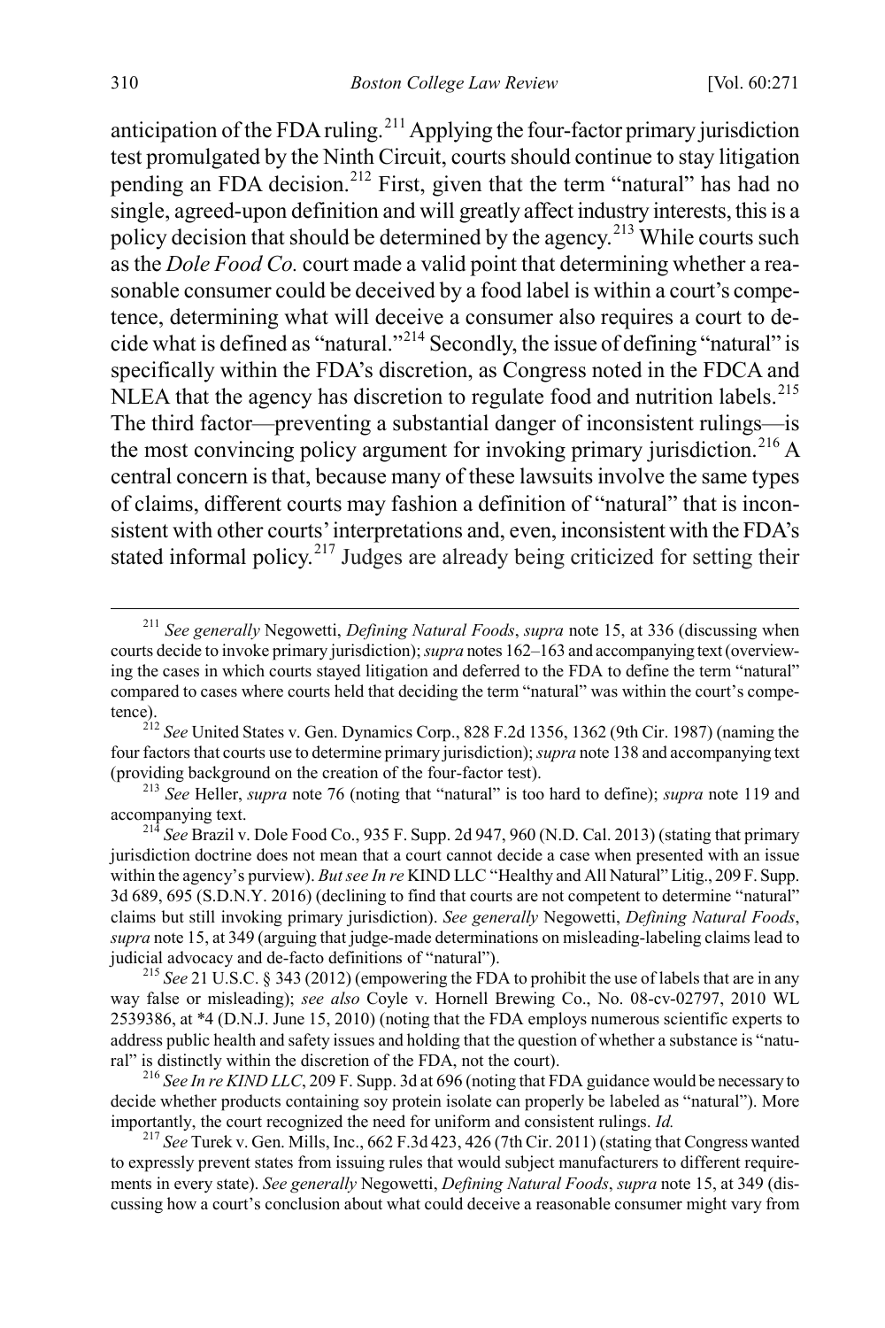anticipation of the FDA ruling.[211] Applying the four-factor primary jurisdiction test promulgated by the Ninth Circuit, courts should continue to stay litigation pending an FDA decision.[212] First, given that the term "natural" has had no single, agreed-upon definition and will greatly affect industry interests, this is a policy decision that should be determined by the agency.[213] While courts such as the *Dole Food Co.* court made a valid point that determining whether a reasonable consumer could be deceived by a food label is within a court's competence, determining what will deceive a consumer also requires a court to decide what is defined as "natural."[214] Secondly, the issue of defining "natural" is specifically within the FDA's discretion, as Congress noted in the FDCA and NLEA that the agency has discretion to regulate food and nutrition labels.[215] The third factor—preventing a substantial danger of inconsistent rulings—is the most convincing policy argument for invoking primary jurisdiction.[216] A central concern is that, because many of these lawsuits involve the same types of claims, different courts may fashion a definition of "natural" that is inconsistent with other courts' interpretations and, even, inconsistent with the FDA's stated informal policy.[217] Judges are already being criticized for setting their

---

[211] *See generally* Negowetti, *Defining Natural Foods*, *supra* note 15, at 336 (discussing when courts decide to invoke primary jurisdiction); *supra* notes 162–163 and accompanying text (overviewing the cases in which courts stayed litigation and deferred to the FDA to define the term "natural" compared to cases where courts held that deciding the term "natural" was within the court's competence).

[212] *See* United States v. Gen. Dynamics Corp., 828 F.2d 1356, 1362 (9th Cir. 1987) (naming the four factors that courts use to determine primary jurisdiction); *supra* note 138 and accompanying text (providing background on the creation of the four-factor test).

[213] *See* Heller, *supra* note 76 (noting that "natural" is too hard to define); *supra* note 119 and accompanying text.

[214] *See* Brazil v. Dole Food Co., 935 F. Supp. 2d 947, 960 (N.D. Cal. 2013) (stating that primary jurisdiction doctrine does not mean that a court cannot decide a case when presented with an issue within the agency's purview). *But see In re* KIND LLC "Healthy and All Natural" Litig., 209 F. Supp. 3d 689, 695 (S.D.N.Y. 2016) (declining to find that courts are not competent to determine "natural" claims but still invoking primary jurisdiction). *See generally* Negowetti, *Defining Natural Foods*, *supra* note 15, at 349 (arguing that judge-made determinations on misleading-labeling claims lead to judicial advocacy and de-facto definitions of "natural").

[215] *See* 21 U.S.C. § 343 (2012) (empowering the FDA to prohibit the use of labels that are in any way false or misleading); *see also* Coyle v. Hornell Brewing Co., No. 08-cv-02797, 2010 WL 2539386, at *4 (D.N.J. June 15, 2010) (noting that the FDA employs numerous scientific experts to address public health and safety issues and holding that the question of whether a substance is "natural" is distinctly within the discretion of the FDA, not the court).

[216] *See In re KIND LLC*, 209 F. Supp. 3d at 696 (noting that FDA guidance would be necessary to decide whether products containing soy protein isolate can properly be labeled as "natural"). More importantly, the court recognized the need for uniform and consistent rulings. *Id.*

[217] *See* Turek v. Gen. Mills, Inc., 662 F.3d 423, 426 (7th Cir. 2011) (stating that Congress wanted to expressly prevent states from issuing rules that would subject manufacturers to different requirements in every state). *See generally* Negowetti, *Defining Natural Foods*, *supra* note 15, at 349 (discussing how a court's conclusion about what could deceive a reasonable consumer might vary from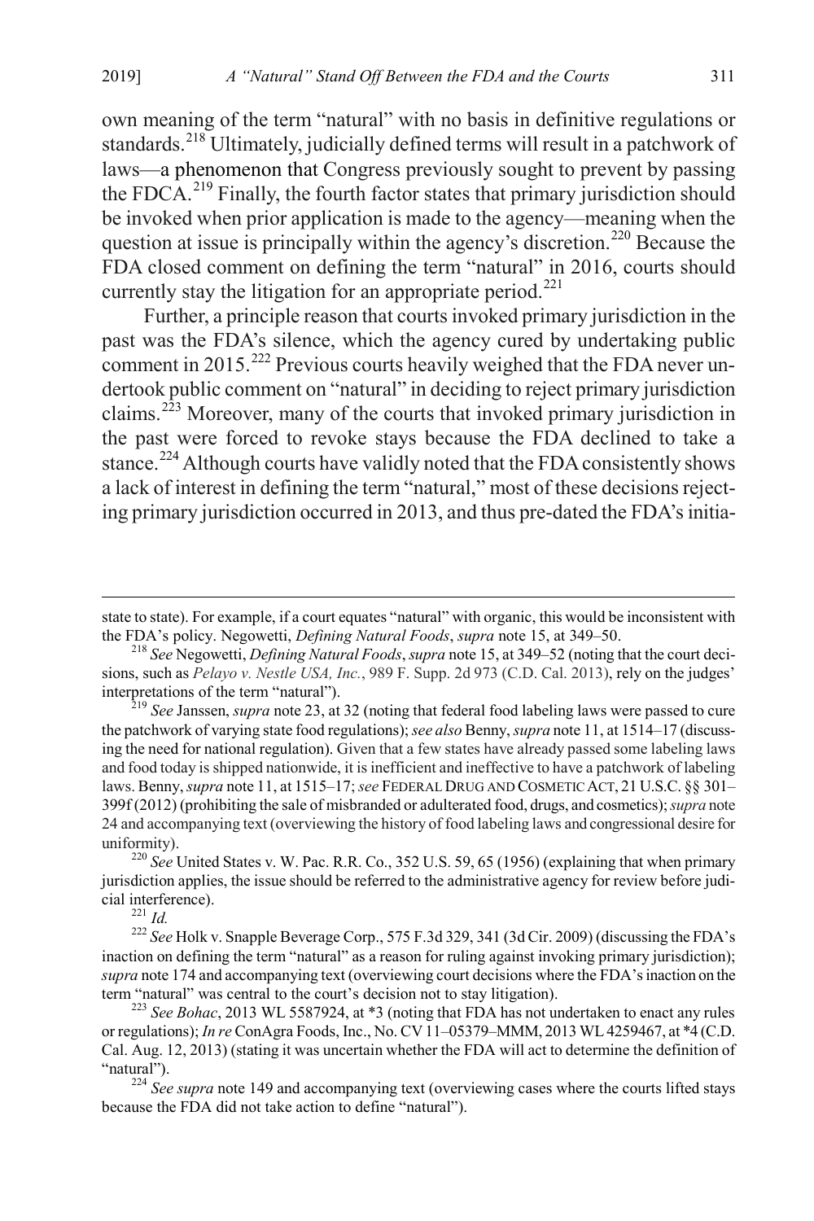own meaning of the term "natural" with no basis in definitive regulations or standards.[218] Ultimately, judicially defined terms will result in a patchwork of laws—a phenomenon that Congress previously sought to prevent by passing the FDCA.[219] Finally, the fourth factor states that primary jurisdiction should be invoked when prior application is made to the agency—meaning when the question at issue is principally within the agency's discretion.[220] Because the FDA closed comment on defining the term "natural" in 2016, courts should currently stay the litigation for an appropriate period.[221]

Further, a principle reason that courts invoked primary jurisdiction in the past was the FDA's silence, which the agency cured by undertaking public comment in 2015.[222] Previous courts heavily weighed that the FDA never undertook public comment on "natural" in deciding to reject primary jurisdiction claims.[223] Moreover, many of the courts that invoked primary jurisdiction in the past were forced to revoke stays because the FDA declined to take a stance.[224] Although courts have validly noted that the FDA consistently shows a lack of interest in defining the term "natural," most of these decisions rejecting primary jurisdiction occurred in 2013, and thus pre-dated the FDA's initia-

---

state to state). For example, if a court equates "natural" with organic, this would be inconsistent with the FDA's policy. Negowetti, *Defining Natural Foods*, *supra* note 15, at 349–50.

[218] *See* Negowetti, *Defining Natural Foods*, *supra* note 15, at 349–52 (noting that the court decisions, such as *Pelayo v. Nestle USA, Inc.*, 989 F. Supp. 2d 973 (C.D. Cal. 2013), rely on the judges' interpretations of the term "natural").

[219] *See* Janssen, *supra* note 23, at 32 (noting that federal food labeling laws were passed to cure the patchwork of varying state food regulations); *see also* Benny, *supra* note 11, at 1514–17 (discussing the need for national regulation). Given that a few states have already passed some labeling laws and food today is shipped nationwide, it is inefficient and ineffective to have a patchwork of labeling laws. Benny, *supra* note 11, at 1515–17; *see* FEDERAL DRUG AND COSMETIC ACT, 21 U.S.C. §§ 301–399f (2012) (prohibiting the sale of misbranded or adulterated food, drugs, and cosmetics); *supra* note 24 and accompanying text (overviewing the history of food labeling laws and congressional desire for uniformity).

[220] *See* United States v. W. Pac. R.R. Co., 352 U.S. 59, 65 (1956) (explaining that when primary jurisdiction applies, the issue should be referred to the administrative agency for review before judicial interference).

[221] *Id.*

[222] *See* Holk v. Snapple Beverage Corp., 575 F.3d 329, 341 (3d Cir. 2009) (discussing the FDA's inaction on defining the term "natural" as a reason for ruling against invoking primary jurisdiction); *supra* note 174 and accompanying text (overviewing court decisions where the FDA's inaction on the term "natural" was central to the court's decision not to stay litigation).

[223] *See Bohac*, 2013 WL 5587924, at *3 (noting that FDA has not undertaken to enact any rules or regulations); *In re* ConAgra Foods, Inc., No. CV 11–05379–MMM, 2013 WL 4259467, at *4 (C.D. Cal. Aug. 12, 2013) (stating it was uncertain whether the FDA will act to determine the definition of "natural").

[224] *See supra* note 149 and accompanying text (overviewing cases where the courts lifted stays because the FDA did not take action to define "natural").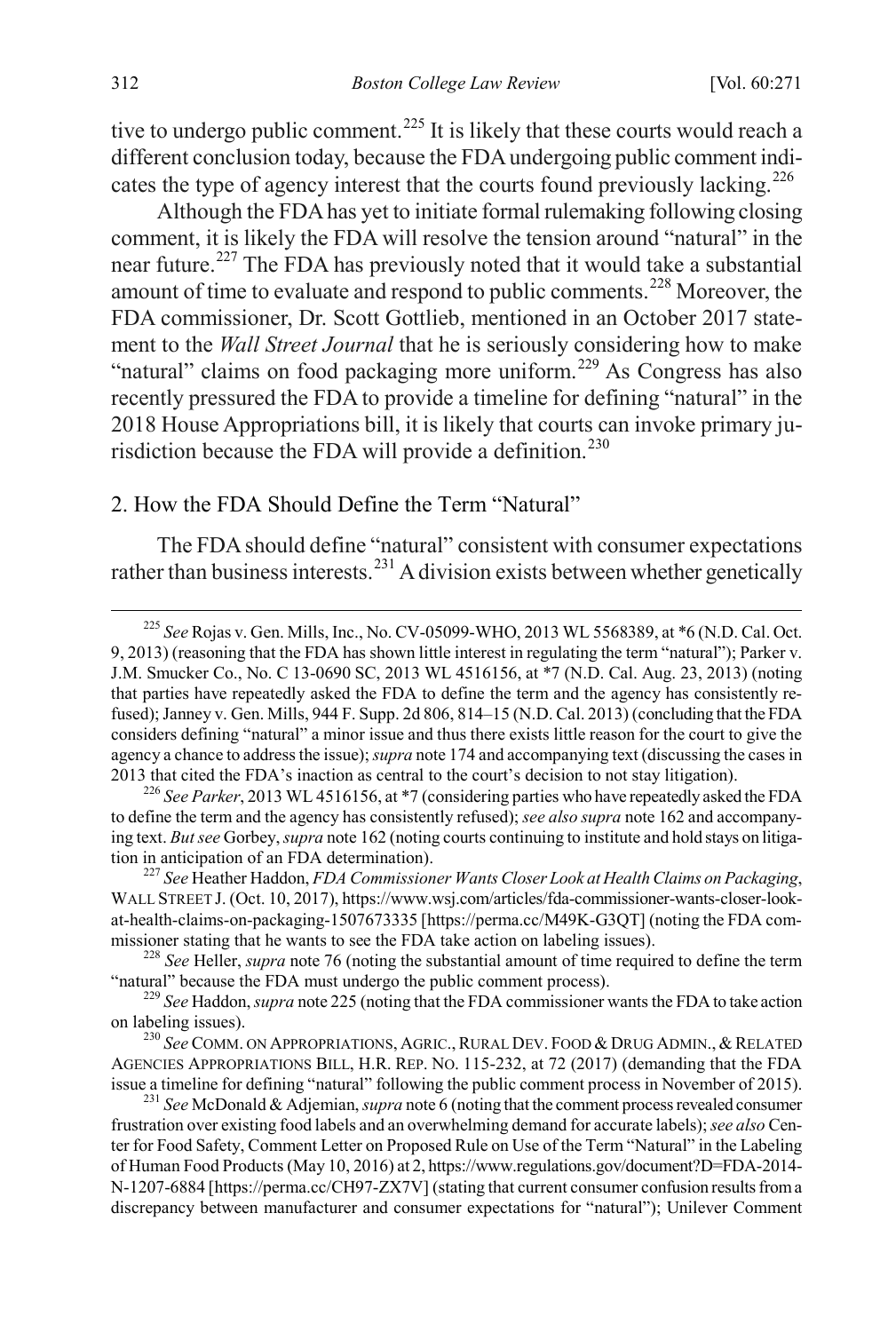tive to undergo public comment.[225] It is likely that these courts would reach a different conclusion today, because the FDA undergoing public comment indicates the type of agency interest that the courts found previously lacking.[226]

Although the FDA has yet to initiate formal rulemaking following closing comment, it is likely the FDA will resolve the tension around "natural" in the near future.[227] The FDA has previously noted that it would take a substantial amount of time to evaluate and respond to public comments.[228] Moreover, the FDA commissioner, Dr. Scott Gottlieb, mentioned in an October 2017 statement to the *Wall Street Journal* that he is seriously considering how to make "natural" claims on food packaging more uniform.[229] As Congress has also recently pressured the FDA to provide a timeline for defining "natural" in the 2018 House Appropriations bill, it is likely that courts can invoke primary jurisdiction because the FDA will provide a definition.[230]

### 2. How the FDA Should Define the Term "Natural"

The FDA should define "natural" consistent with consumer expectations rather than business interests.[231] A division exists between whether genetically

---

[225] *See* Rojas v. Gen. Mills, Inc., No. CV-05099-WHO, 2013 WL 5568389, at *6 (N.D. Cal. Oct. 9, 2013) (reasoning that the FDA has shown little interest in regulating the term "natural"); Parker v. J.M. Smucker Co., No. C 13-0690 SC, 2013 WL 4516156, at *7 (N.D. Cal. Aug. 23, 2013) (noting that parties have repeatedly asked the FDA to define the term and the agency has consistently refused); Janney v. Gen. Mills, 944 F. Supp. 2d 806, 814–15 (N.D. Cal. 2013) (concluding that the FDA considers defining "natural" a minor issue and thus there exists little reason for the court to give the agency a chance to address the issue); *supra* note 174 and accompanying text (discussing the cases in 2013 that cited the FDA's inaction as central to the court's decision to not stay litigation).

[226] *See Parker*, 2013 WL 4516156, at *7 (considering parties who have repeatedly asked the FDA to define the term and the agency has consistently refused); *see also supra* note 162 and accompanying text. *But see* Gorbey, *supra* note 162 (noting courts continuing to institute and hold stays on litigation in anticipation of an FDA determination).

[227] *See* Heather Haddon, *FDA Commissioner Wants Closer Look at Health Claims on Packaging*, WALL STREET J. (Oct. 10, 2017), https://www.wsj.com/articles/fda-commissioner-wants-closer-look-at-health-claims-on-packaging-1507673335 [https://perma.cc/M49K-G3QT] (noting the FDA commissioner stating that he wants to see the FDA take action on labeling issues).

[228] *See* Heller, *supra* note 76 (noting the substantial amount of time required to define the term "natural" because the FDA must undergo the public comment process).

[229] *See* Haddon, *supra* note 225 (noting that the FDA commissioner wants the FDA to take action on labeling issues).

[230] *See* COMM. ON APPROPRIATIONS, AGRIC., RURAL DEV. FOOD & DRUG ADMIN., & RELATED AGENCIES APPROPRIATIONS BILL, H.R. REP. NO. 115-232, at 72 (2017) (demanding that the FDA issue a timeline for defining "natural" following the public comment process in November of 2015).

[231] *See* McDonald & Adjemian, *supra* note 6 (noting that the comment process revealed consumer frustration over existing food labels and an overwhelming demand for accurate labels); *see also* Center for Food Safety, Comment Letter on Proposed Rule on Use of the Term "Natural" in the Labeling of Human Food Products (May 10, 2016) at 2, https://www.regulations.gov/document?D=FDA-2014-N-1207-6884 [https://perma.cc/CH97-ZX7V] (stating that current consumer confusion results from a discrepancy between manufacturer and consumer expectations for "natural"); Unilever Comment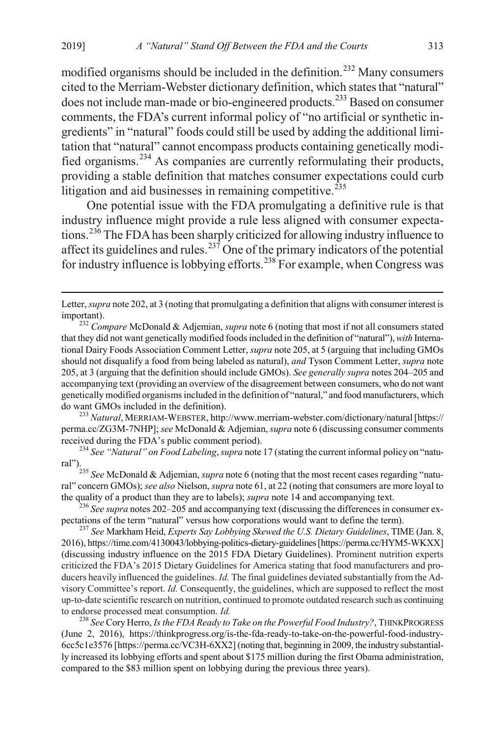modified organisms should be included in the definition.[232] Many consumers cited to the Merriam-Webster dictionary definition, which states that "natural" does not include man-made or bio-engineered products.[233] Based on consumer comments, the FDA's current informal policy of "no artificial or synthetic ingredients" in "natural" foods could still be used by adding the additional limitation that "natural" cannot encompass products containing genetically modified organisms.[234] As companies are currently reformulating their products, providing a stable definition that matches consumer expectations could curb litigation and aid businesses in remaining competitive.[235]

One potential issue with the FDA promulgating a definitive rule is that industry influence might provide a rule less aligned with consumer expectations.[236] The FDA has been sharply criticized for allowing industry influence to affect its guidelines and rules.[237] One of the primary indicators of the potential for industry influence is lobbying efforts.[238] For example, when Congress was

---

Letter, *supra* note 202, at 3 (noting that promulgating a definition that aligns with consumer interest is important).

[232] *Compare* McDonald & Adjemian, *supra* note 6 (noting that most if not all consumers stated that they did not want genetically modified foods included in the definition of "natural"), *with* International Dairy Foods Association Comment Letter, *supra* note 205, at 5 (arguing that including GMOs should not disqualify a food from being labeled as natural), *and* Tyson Comment Letter, *supra* note 205, at 3 (arguing that the definition should include GMOs). *See generally supra* notes 204–205 and accompanying text (providing an overview of the disagreement between consumers, who do not want genetically modified organisms included in the definition of "natural," and food manufacturers, which do want GMOs included in the definition).

[233] *Natural*, MERRIAM-WEBSTER, http://www.merriam-webster.com/dictionary/natural [https://perma.cc/ZG3M-7NHP]; *see* McDonald & Adjemian, *supra* note 6 (discussing consumer comments received during the FDA's public comment period).

[234] *See "Natural" on Food Labeling*, *supra* note 17 (stating the current informal policy on "natural").

[235] *See* McDonald & Adjemian, *supra* note 6 (noting that the most recent cases regarding "natural" concern GMOs); *see also* Nielson, *supra* note 61, at 22 (noting that consumers are more loyal to the quality of a product than they are to labels); *supra* note 14 and accompanying text.

[236] *See supra* notes 202–205 and accompanying text (discussing the differences in consumer expectations of the term "natural" versus how corporations would want to define the term).

[237] *See* Markham Heid, *Experts Say Lobbying Skewed the U.S. Dietary Guidelines*, TIME (Jan. 8, 2016), https://time.com/4130043/lobbying-politics-dietary-guidelines [https://perma.cc/HYM5-WKXX] (discussing industry influence on the 2015 FDA Dietary Guidelines). Prominent nutrition experts criticized the FDA's 2015 Dietary Guidelines for America stating that food manufacturers and producers heavily influenced the guidelines. *Id.* The final guidelines deviated substantially from the Advisory Committee's report. *Id.* Consequently, the guidelines, which are supposed to reflect the most up-to-date scientific research on nutrition, continued to promote outdated research such as continuing to endorse processed meat consumption. *Id.*

[238] *See* Cory Herro, *Is the FDA Ready to Take on the Powerful Food Industry?*, THINKPROGRESS (June 2, 2016), https://thinkprogress.org/is-the-fda-ready-to-take-on-the-powerful-food-industry-6cc5c1e3576 [https://perma.cc/VC3H-6XX2] (noting that, beginning in 2009, the industry substantially increased its lobbying efforts and spent about $175 million during the first Obama administration, compared to the $83 million spent on lobbying during the previous three years).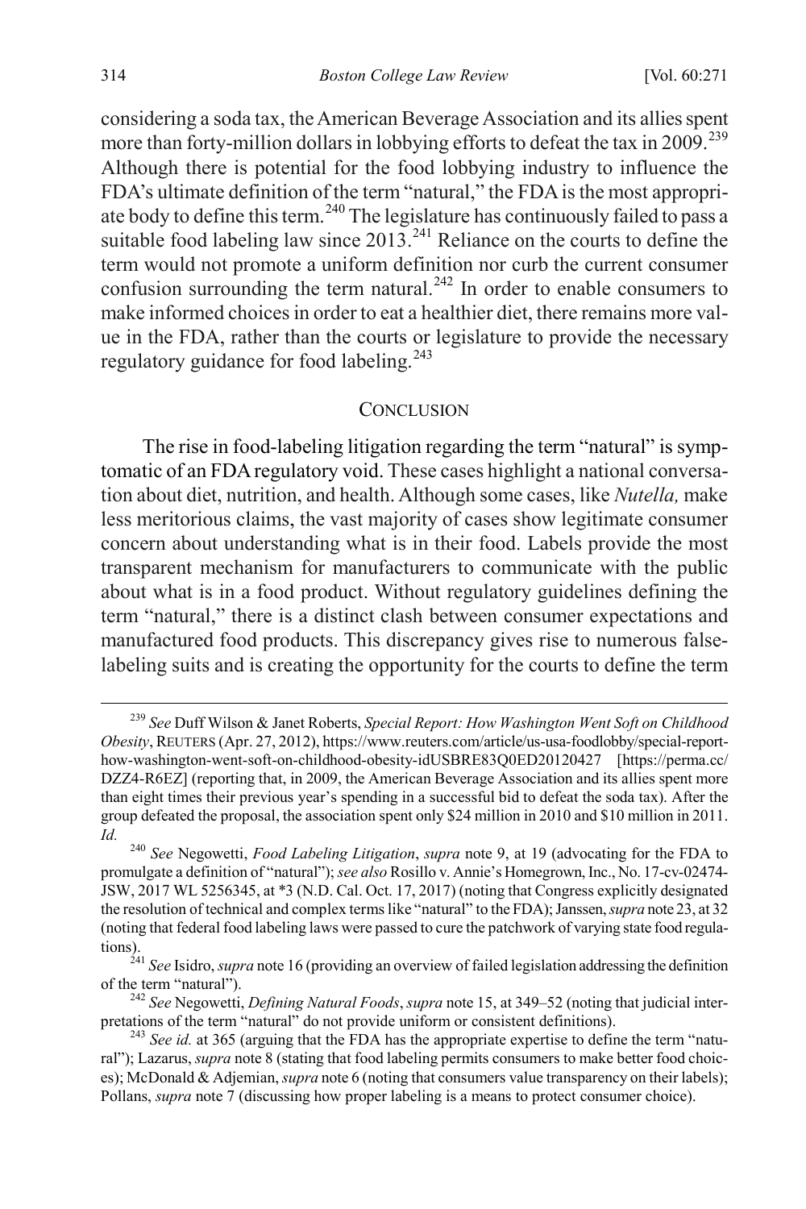considering a soda tax, the American Beverage Association and its allies spent more than forty-million dollars in lobbying efforts to defeat the tax in 2009.[239] Although there is potential for the food lobbying industry to influence the FDA's ultimate definition of the term "natural," the FDA is the most appropriate body to define this term.[240] The legislature has continuously failed to pass a suitable food labeling law since 2013.[241] Reliance on the courts to define the term would not promote a uniform definition nor curb the current consumer confusion surrounding the term natural.[242] In order to enable consumers to make informed choices in order to eat a healthier diet, there remains more value in the FDA, rather than the courts or legislature to provide the necessary regulatory guidance for food labeling.[243]

## CONCLUSION

The rise in food-labeling litigation regarding the term "natural" is symptomatic of an FDA regulatory void. These cases highlight a national conversation about diet, nutrition, and health. Although some cases, like *Nutella,* make less meritorious claims, the vast majority of cases show legitimate consumer concern about understanding what is in their food. Labels provide the most transparent mechanism for manufacturers to communicate with the public about what is in a food product. Without regulatory guidelines defining the term "natural," there is a distinct clash between consumer expectations and manufactured food products. This discrepancy gives rise to numerous false-labeling suits and is creating the opportunity for the courts to define the term

---

[239] *See* Duff Wilson & Janet Roberts, *Special Report: How Washington Went Soft on Childhood Obesity*, REUTERS (Apr. 27, 2012), https://www.reuters.com/article/us-usa-foodlobby/special-report-how-washington-went-soft-on-childhood-obesity-idUSBRE83Q0ED20120427 [https://perma.cc/DZZ4-R6EZ] (reporting that, in 2009, the American Beverage Association and its allies spent more than eight times their previous year's spending in a successful bid to defeat the soda tax). After the group defeated the proposal, the association spent only $24 million in 2010 and $10 million in 2011. *Id.*

[240] *See* Negowetti, *Food Labeling Litigation*, *supra* note 9, at 19 (advocating for the FDA to promulgate a definition of "natural"); *see also* Rosillo v. Annie's Homegrown, Inc., No. 17-cv-02474-JSW, 2017 WL 5256345, at *3 (N.D. Cal. Oct. 17, 2017) (noting that Congress explicitly designated the resolution of technical and complex terms like "natural" to the FDA); Janssen, *supra* note 23, at 32 (noting that federal food labeling laws were passed to cure the patchwork of varying state food regulations).

[241] *See* Isidro, *supra* note 16 (providing an overview of failed legislation addressing the definition of the term "natural").

[242] *See* Negowetti, *Defining Natural Foods*, *supra* note 15, at 349–52 (noting that judicial interpretations of the term "natural" do not provide uniform or consistent definitions).

[243] *See id.* at 365 (arguing that the FDA has the appropriate expertise to define the term "natural"); Lazarus, *supra* note 8 (stating that food labeling permits consumers to make better food choices); McDonald & Adjemian, *supra* note 6 (noting that consumers value transparency on their labels); Pollans, *supra* note 7 (discussing how proper labeling is a means to protect consumer choice).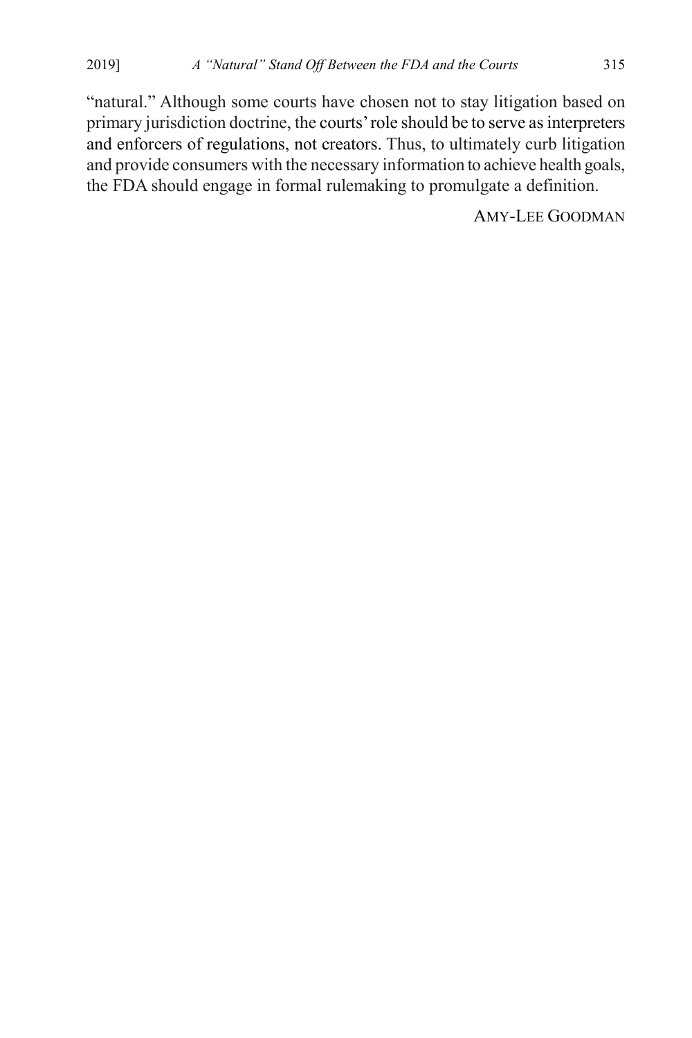"natural." Although some courts have chosen not to stay litigation based on primary jurisdiction doctrine, the courts' role should be to serve as interpreters and enforcers of regulations, not creators. Thus, to ultimately curb litigation and provide consumers with the necessary information to achieve health goals, the FDA should engage in formal rulemaking to promulgate a definition.

AMY-LEE GOODMAN